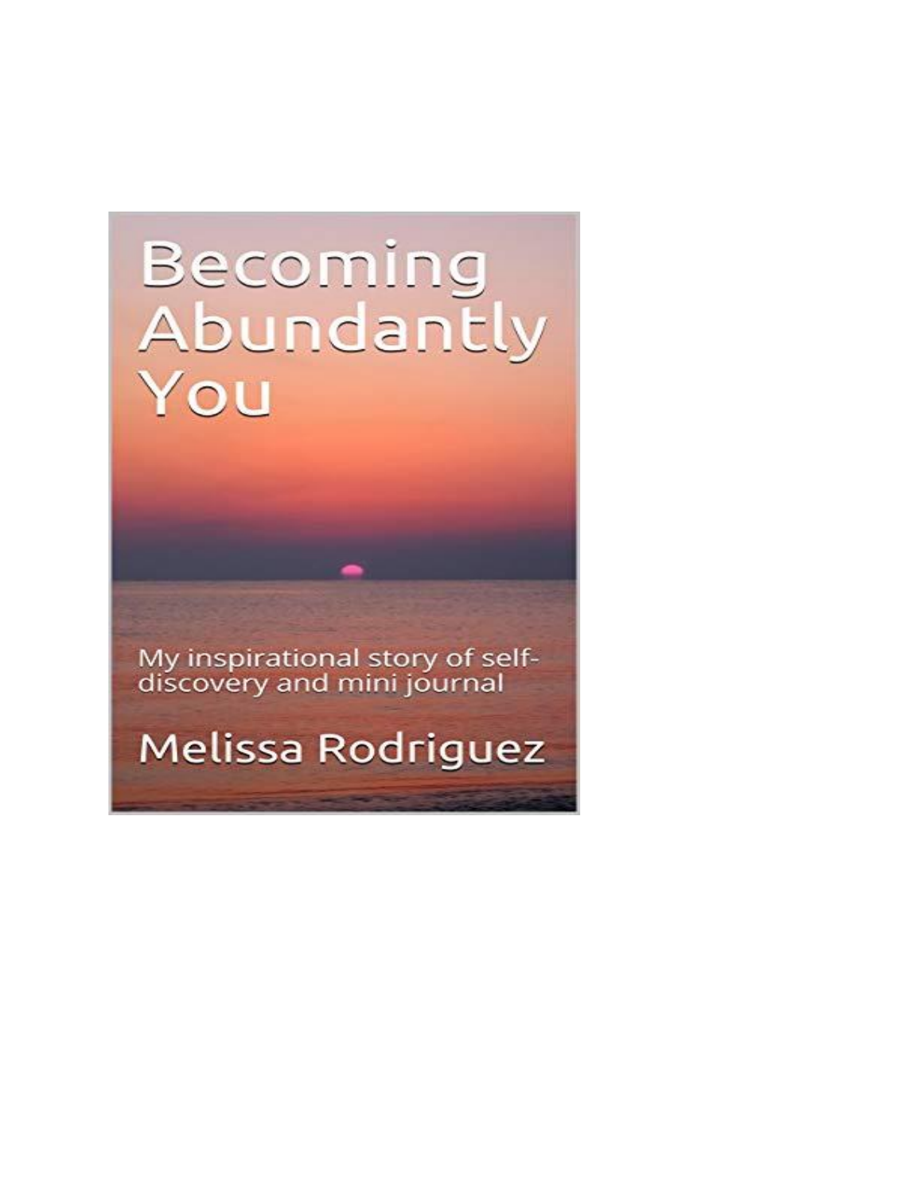# Becoming Abundantly You

My inspirational story of self-discovery and mini journal

Melissa Rodriguez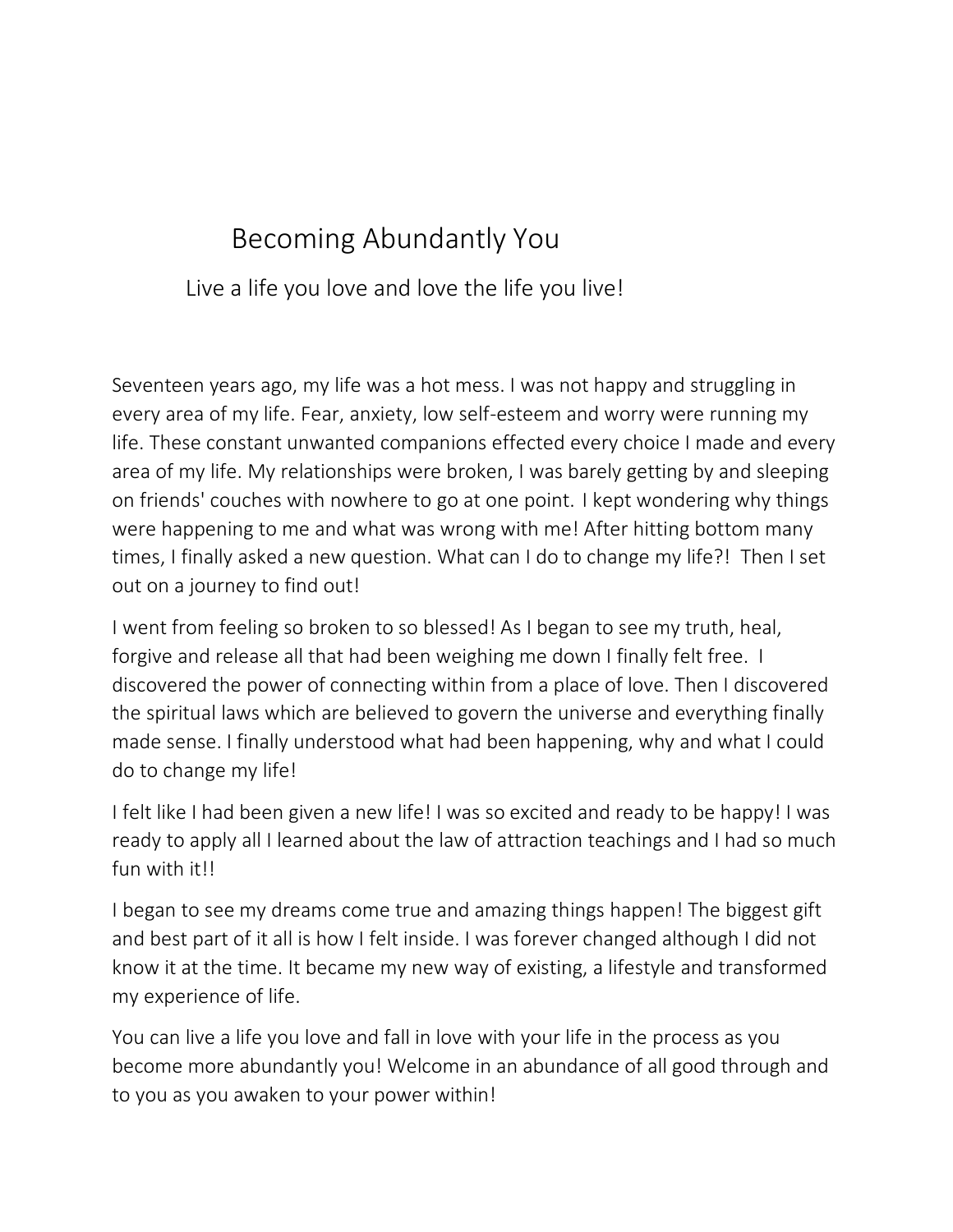# Becoming Abundantly You

## Live a life you love and love the life you live!

Seventeen years ago, my life was a hot mess. I was not happy and struggling in every area of my life. Fear, anxiety, low self-esteem and worry were running my life. These constant unwanted companions effected every choice I made and every area of my life. My relationships were broken, I was barely getting by and sleeping on friends' couches with nowhere to go at one point. I kept wondering why things were happening to me and what was wrong with me! After hitting bottom many times, I finally asked a new question. What can I do to change my life?! Then I set out on a journey to find out!

I went from feeling so broken to so blessed! As I began to see my truth, heal, forgive and release all that had been weighing me down I finally felt free. I discovered the power of connecting within from a place of love. Then I discovered the spiritual laws which are believed to govern the universe and everything finally made sense. I finally understood what had been happening, why and what I could do to change my life!

I felt like I had been given a new life! I was so excited and ready to be happy! I was ready to apply all I learned about the law of attraction teachings and I had so much fun with it!!

I began to see my dreams come true and amazing things happen! The biggest gift and best part of it all is how I felt inside. I was forever changed although I did not know it at the time. It became my new way of existing, a lifestyle and transformed my experience of life.

You can live a life you love and fall in love with your life in the process as you become more abundantly you! Welcome in an abundance of all good through and to you as you awaken to your power within!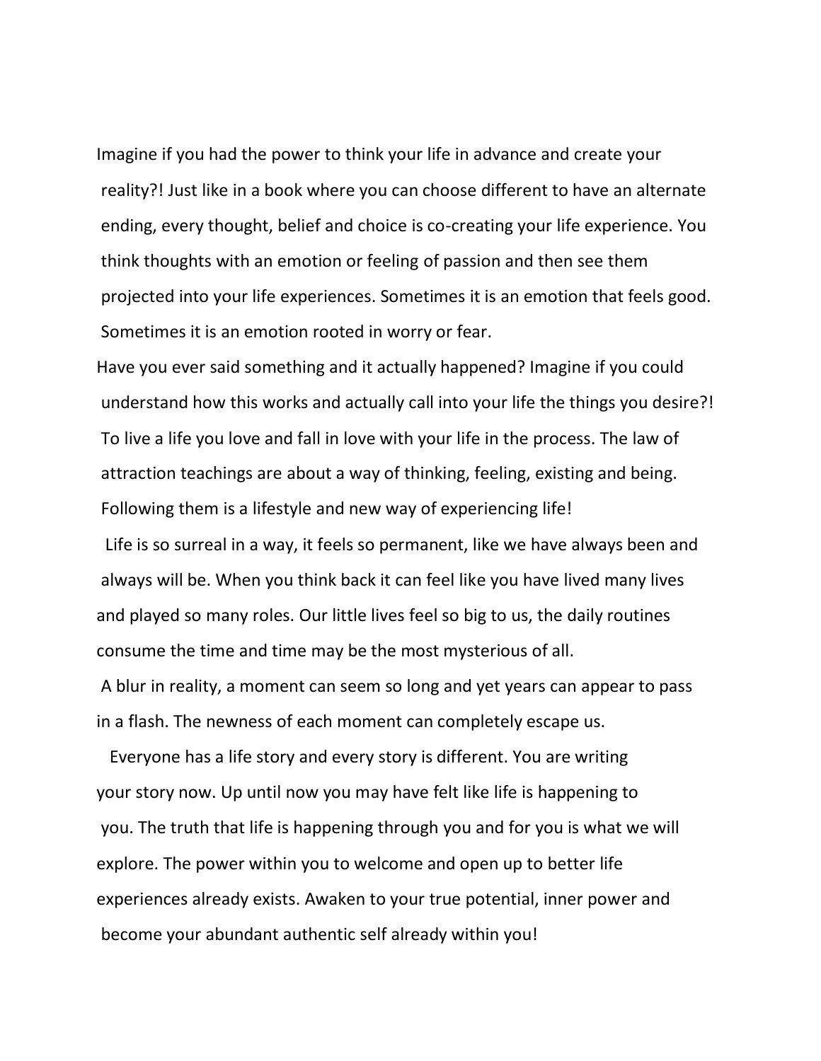Imagine if you had the power to think your life in advance and create your reality?! Just like in a book where you can choose different to have an alternate ending, every thought, belief and choice is co-creating your life experience. You think thoughts with an emotion or feeling of passion and then see them projected into your life experiences. Sometimes it is an emotion that feels good. Sometimes it is an emotion rooted in worry or fear.

Have you ever said something and it actually happened? Imagine if you could understand how this works and actually call into your life the things you desire?! To live a life you love and fall in love with your life in the process. The law of attraction teachings are about a way of thinking, feeling, existing and being. Following them is a lifestyle and new way of experiencing life!

Life is so surreal in a way, it feels so permanent, like we have always been and always will be. When you think back it can feel like you have lived many lives and played so many roles. Our little lives feel so big to us, the daily routines consume the time and time may be the most mysterious of all.

A blur in reality, a moment can seem so long and yet years can appear to pass in a flash. The newness of each moment can completely escape us.

Everyone has a life story and every story is different. You are writing your story now. Up until now you may have felt like life is happening to you. The truth that life is happening through you and for you is what we will explore. The power within you to welcome and open up to better life experiences already exists. Awaken to your true potential, inner power and become your abundant authentic self already within you!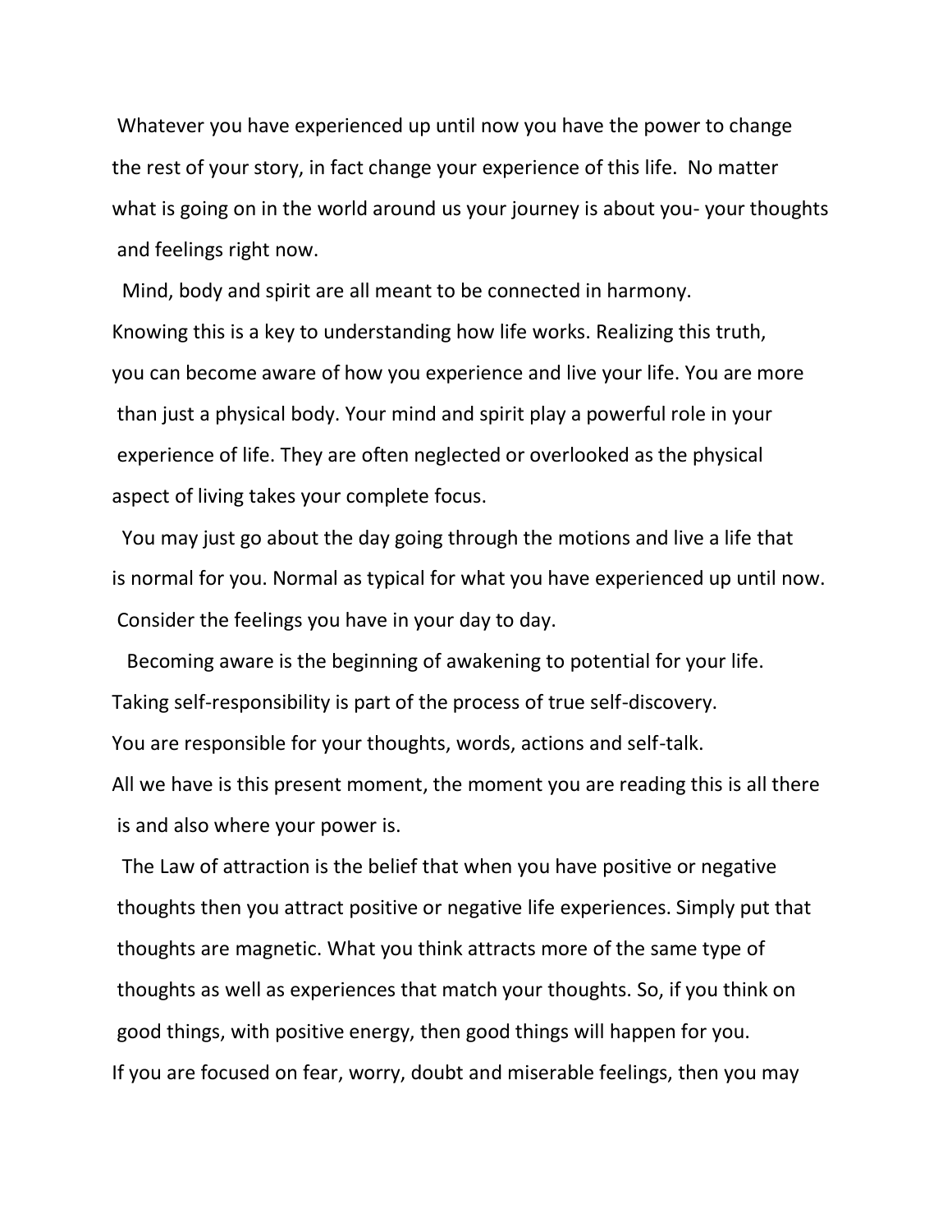Whatever you have experienced up until now you have the power to change the rest of your story, in fact change your experience of this life. No matter what is going on in the world around us your journey is about you- your thoughts and feelings right now.

Mind, body and spirit are all meant to be connected in harmony. Knowing this is a key to understanding how life works. Realizing this truth, you can become aware of how you experience and live your life. You are more than just a physical body. Your mind and spirit play a powerful role in your experience of life. They are often neglected or overlooked as the physical aspect of living takes your complete focus.

You may just go about the day going through the motions and live a life that is normal for you. Normal as typical for what you have experienced up until now. Consider the feelings you have in your day to day.

Becoming aware is the beginning of awakening to potential for your life. Taking self-responsibility is part of the process of true self-discovery. You are responsible for your thoughts, words, actions and self-talk. All we have is this present moment, the moment you are reading this is all there is and also where your power is.

The Law of attraction is the belief that when you have positive or negative thoughts then you attract positive or negative life experiences. Simply put that thoughts are magnetic. What you think attracts more of the same type of thoughts as well as experiences that match your thoughts. So, if you think on good things, with positive energy, then good things will happen for you. If you are focused on fear, worry, doubt and miserable feelings, then you may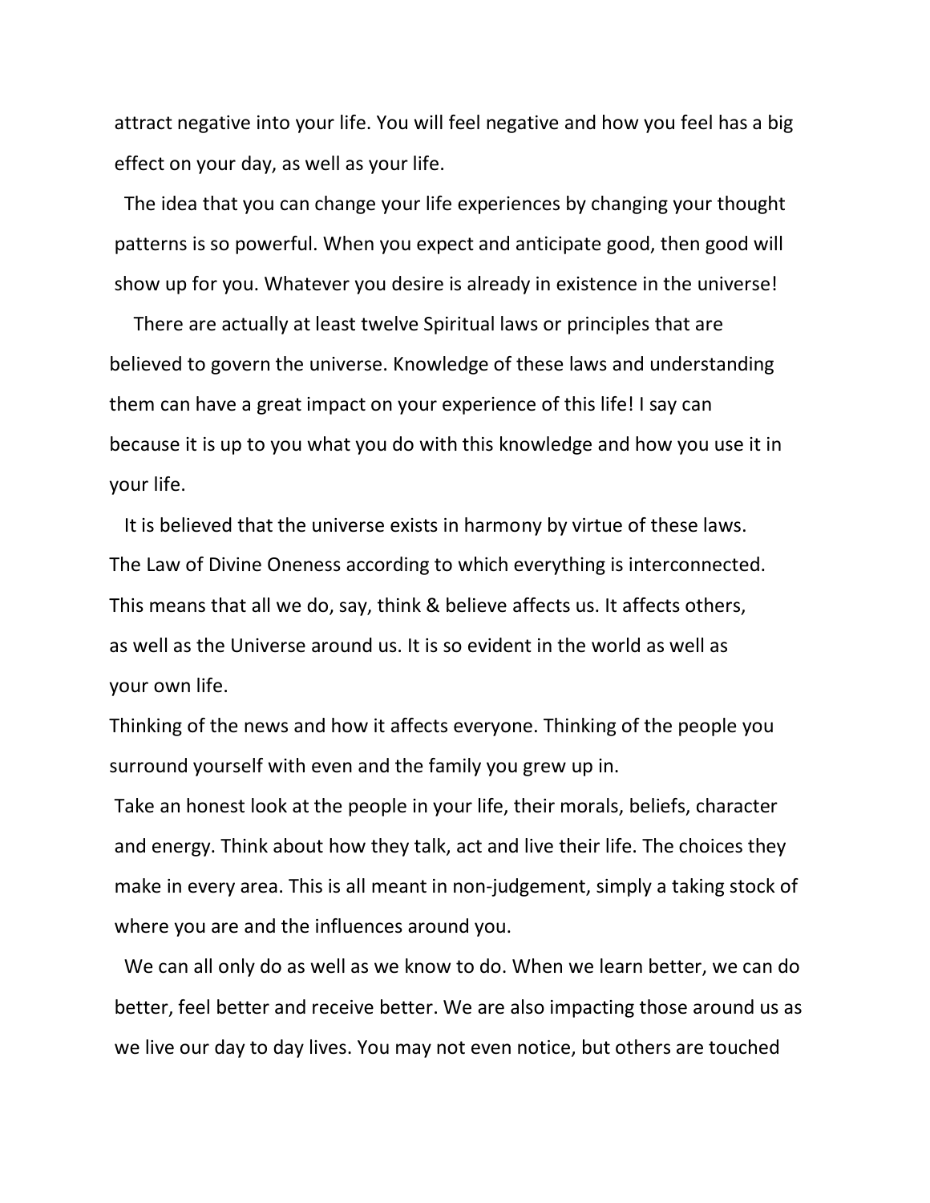attract negative into your life. You will feel negative and how you feel has a big effect on your day, as well as your life.

The idea that you can change your life experiences by changing your thought patterns is so powerful. When you expect and anticipate good, then good will show up for you. Whatever you desire is already in existence in the universe!

There are actually at least twelve Spiritual laws or principles that are believed to govern the universe. Knowledge of these laws and understanding them can have a great impact on your experience of this life! I say can because it is up to you what you do with this knowledge and how you use it in your life.

It is believed that the universe exists in harmony by virtue of these laws. The Law of Divine Oneness according to which everything is interconnected. This means that all we do, say, think & believe affects us. It affects others, as well as the Universe around us. It is so evident in the world as well as your own life.

Thinking of the news and how it affects everyone. Thinking of the people you surround yourself with even and the family you grew up in.

Take an honest look at the people in your life, their morals, beliefs, character and energy. Think about how they talk, act and live their life. The choices they make in every area. This is all meant in non-judgement, simply a taking stock of where you are and the influences around you.

We can all only do as well as we know to do. When we learn better, we can do better, feel better and receive better. We are also impacting those around us as we live our day to day lives. You may not even notice, but others are touched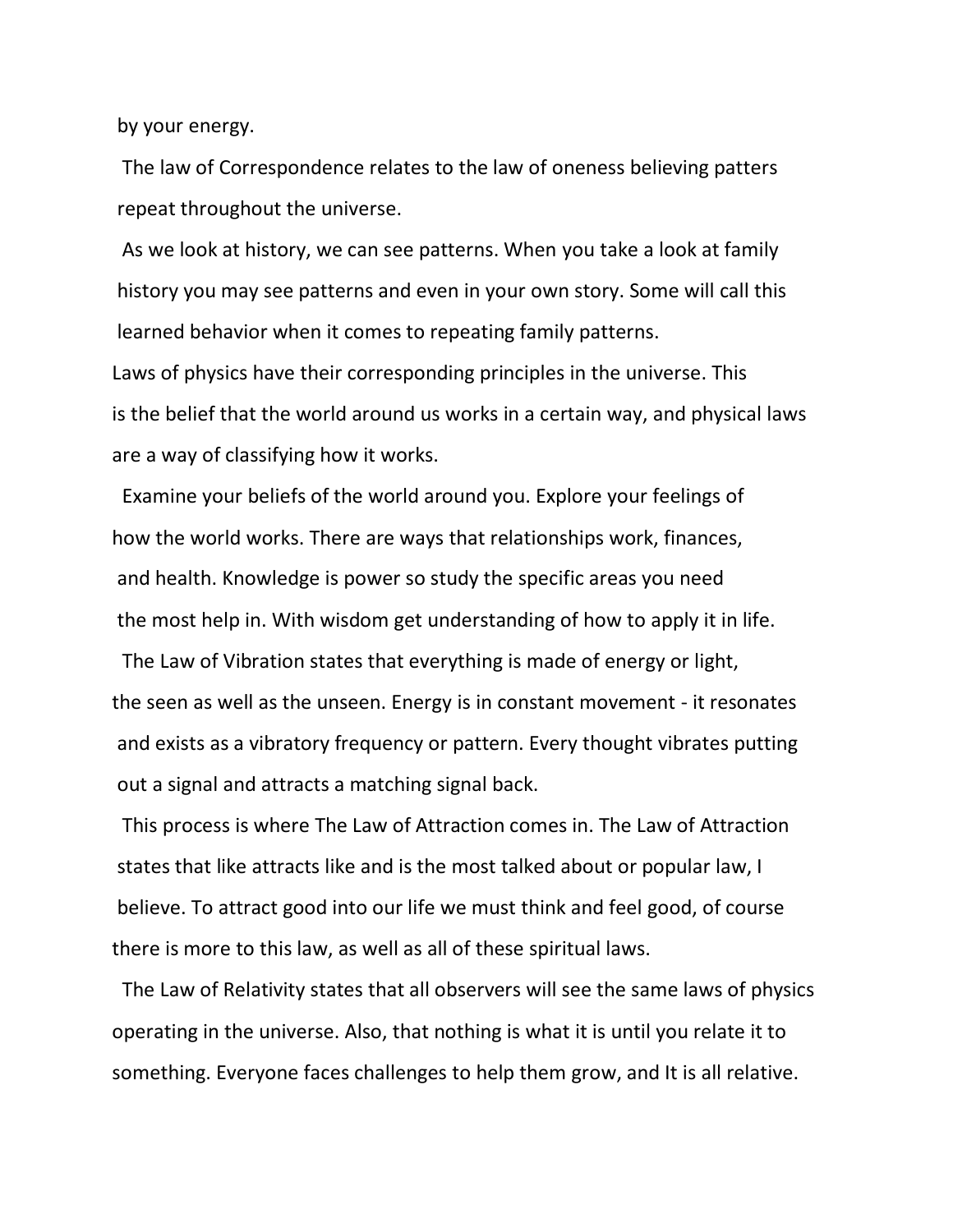by your energy.

The law of Correspondence relates to the law of oneness believing patters repeat throughout the universe.

As we look at history, we can see patterns. When you take a look at family history you may see patterns and even in your own story. Some will call this learned behavior when it comes to repeating family patterns.

Laws of physics have their corresponding principles in the universe. This is the belief that the world around us works in a certain way, and physical laws are a way of classifying how it works.

Examine your beliefs of the world around you. Explore your feelings of how the world works. There are ways that relationships work, finances, and health. Knowledge is power so study the specific areas you need the most help in. With wisdom get understanding of how to apply it in life.

The Law of Vibration states that everything is made of energy or light, the seen as well as the unseen. Energy is in constant movement - it resonates and exists as a vibratory frequency or pattern. Every thought vibrates putting out a signal and attracts a matching signal back.

This process is where The Law of Attraction comes in. The Law of Attraction states that like attracts like and is the most talked about or popular law, I believe. To attract good into our life we must think and feel good, of course there is more to this law, as well as all of these spiritual laws.

The Law of Relativity states that all observers will see the same laws of physics operating in the universe. Also, that nothing is what it is until you relate it to something. Everyone faces challenges to help them grow, and It is all relative.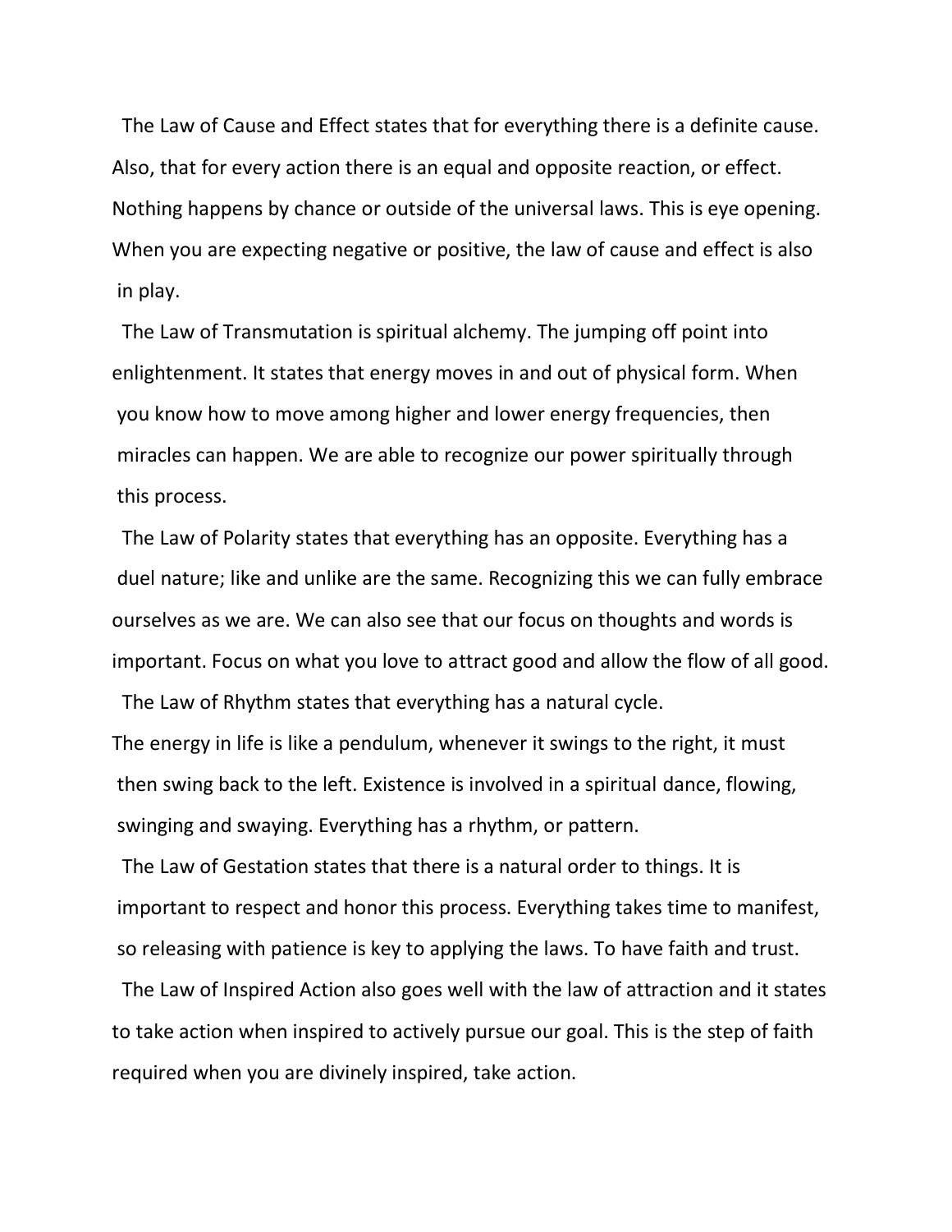The Law of Cause and Effect states that for everything there is a definite cause. Also, that for every action there is an equal and opposite reaction, or effect. Nothing happens by chance or outside of the universal laws. This is eye opening. When you are expecting negative or positive, the law of cause and effect is also in play.

The Law of Transmutation is spiritual alchemy. The jumping off point into enlightenment. It states that energy moves in and out of physical form. When you know how to move among higher and lower energy frequencies, then miracles can happen. We are able to recognize our power spiritually through this process.

The Law of Polarity states that everything has an opposite. Everything has a duel nature; like and unlike are the same. Recognizing this we can fully embrace ourselves as we are. We can also see that our focus on thoughts and words is important. Focus on what you love to attract good and allow the flow of all good.

The Law of Rhythm states that everything has a natural cycle. The energy in life is like a pendulum, whenever it swings to the right, it must then swing back to the left. Existence is involved in a spiritual dance, flowing, swinging and swaying. Everything has a rhythm, or pattern.

The Law of Gestation states that there is a natural order to things. It is important to respect and honor this process. Everything takes time to manifest, so releasing with patience is key to applying the laws. To have faith and trust.

The Law of Inspired Action also goes well with the law of attraction and it states to take action when inspired to actively pursue our goal. This is the step of faith required when you are divinely inspired, take action.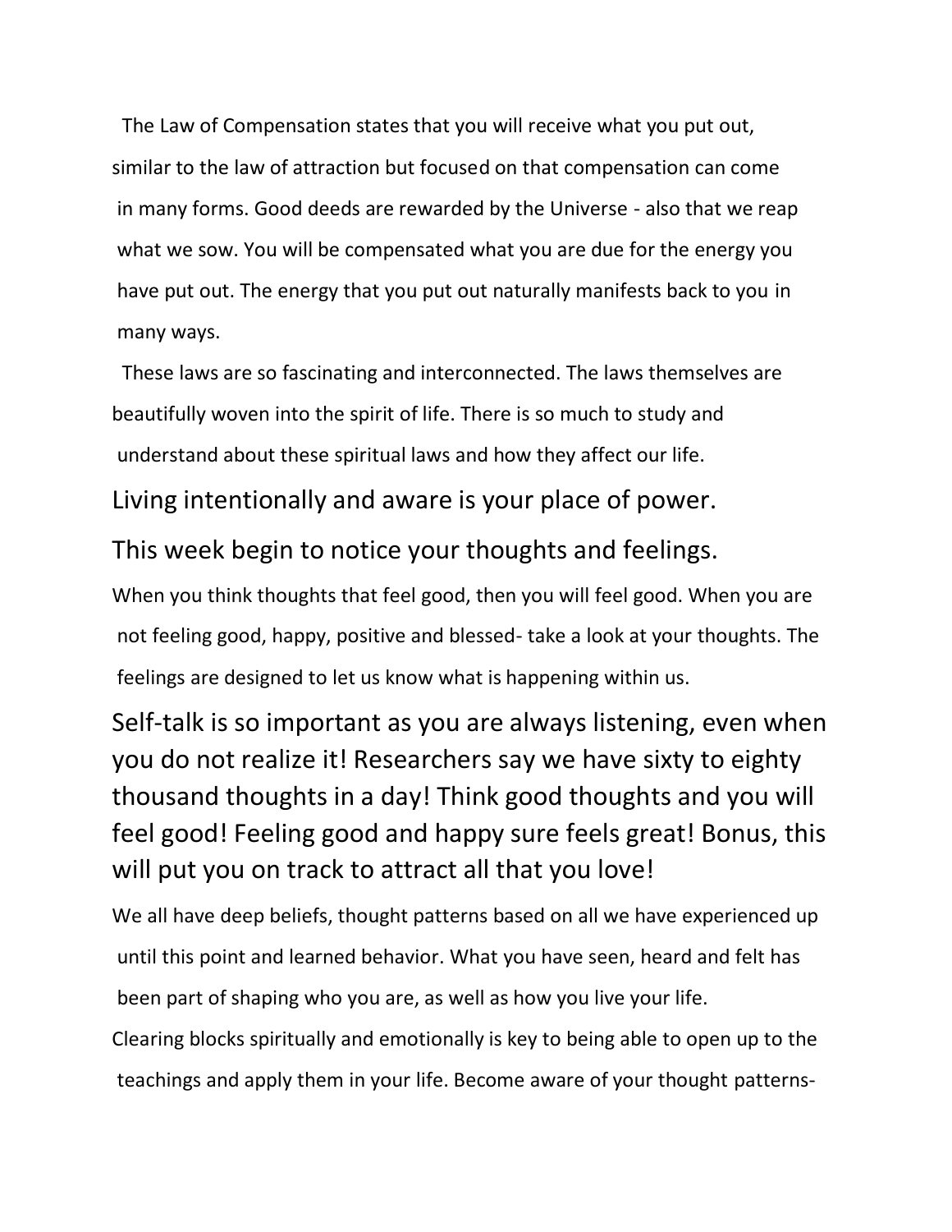The Law of Compensation states that you will receive what you put out, similar to the law of attraction but focused on that compensation can come in many forms. Good deeds are rewarded by the Universe - also that we reap what we sow. You will be compensated what you are due for the energy you have put out. The energy that you put out naturally manifests back to you in many ways.

These laws are so fascinating and interconnected. The laws themselves are beautifully woven into the spirit of life. There is so much to study and understand about these spiritual laws and how they affect our life.

Living intentionally and aware is your place of power.

This week begin to notice your thoughts and feelings.

When you think thoughts that feel good, then you will feel good. When you are not feeling good, happy, positive and blessed- take a look at your thoughts. The feelings are designed to let us know what is happening within us.

Self-talk is so important as you are always listening, even when you do not realize it! Researchers say we have sixty to eighty thousand thoughts in a day! Think good thoughts and you will feel good! Feeling good and happy sure feels great! Bonus, this will put you on track to attract all that you love!

We all have deep beliefs, thought patterns based on all we have experienced up until this point and learned behavior. What you have seen, heard and felt has been part of shaping who you are, as well as how you live your life.

Clearing blocks spiritually and emotionally is key to being able to open up to the teachings and apply them in your life. Become aware of your thought patterns-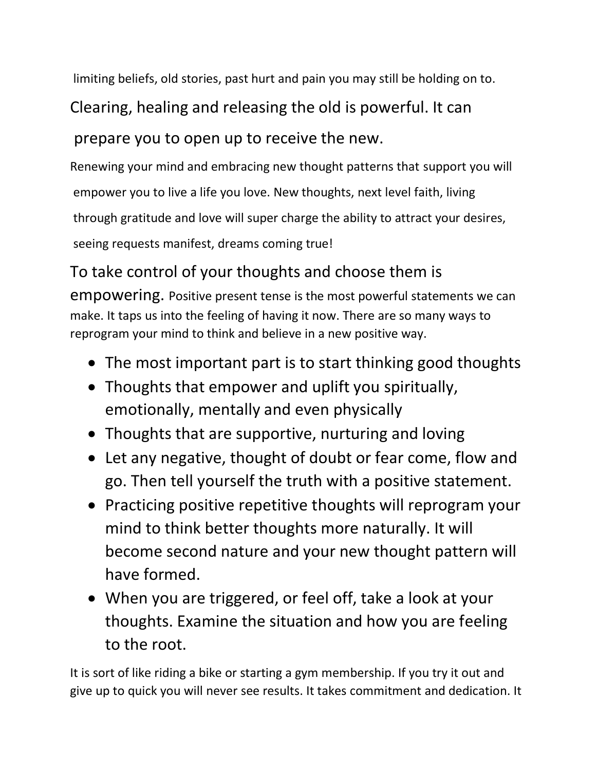limiting beliefs, old stories, past hurt and pain you may still be holding on to.

Clearing, healing and releasing the old is powerful. It can prepare you to open up to receive the new.

Renewing your mind and embracing new thought patterns that support you will empower you to live a life you love. New thoughts, next level faith, living through gratitude and love will super charge the ability to attract your desires, seeing requests manifest, dreams coming true!

To take control of your thoughts and choose them is empowering. Positive present tense is the most powerful statements we can make. It taps us into the feeling of having it now. There are so many ways to reprogram your mind to think and believe in a new positive way.

- The most important part is to start thinking good thoughts
- Thoughts that empower and uplift you spiritually, emotionally, mentally and even physically
- Thoughts that are supportive, nurturing and loving
- Let any negative, thought of doubt or fear come, flow and go. Then tell yourself the truth with a positive statement.
- Practicing positive repetitive thoughts will reprogram your mind to think better thoughts more naturally. It will become second nature and your new thought pattern will have formed.
- When you are triggered, or feel off, take a look at your thoughts. Examine the situation and how you are feeling to the root.

It is sort of like riding a bike or starting a gym membership. If you try it out and give up to quick you will never see results. It takes commitment and dedication. It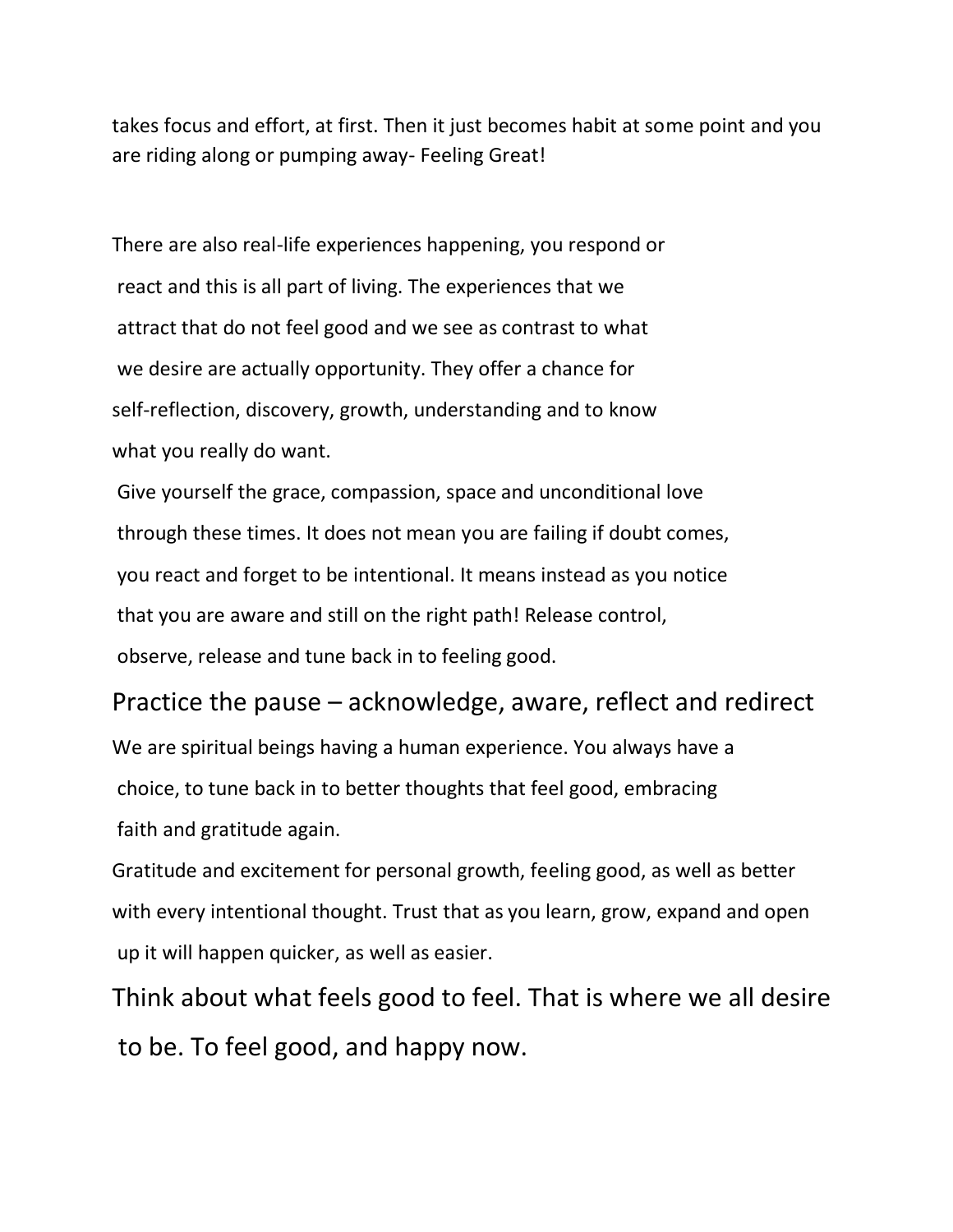takes focus and effort, at first. Then it just becomes habit at some point and you are riding along or pumping away- Feeling Great!

There are also real-life experiences happening, you respond or react and this is all part of living. The experiences that we attract that do not feel good and we see as contrast to what we desire are actually opportunity. They offer a chance for self-reflection, discovery, growth, understanding and to know what you really do want.

Give yourself the grace, compassion, space and unconditional love through these times. It does not mean you are failing if doubt comes, you react and forget to be intentional. It means instead as you notice that you are aware and still on the right path! Release control, observe, release and tune back in to feeling good.

## Practice the pause – acknowledge, aware, reflect and redirect

We are spiritual beings having a human experience. You always have a choice, to tune back in to better thoughts that feel good, embracing faith and gratitude again.

Gratitude and excitement for personal growth, feeling good, as well as better with every intentional thought. Trust that as you learn, grow, expand and open up it will happen quicker, as well as easier.

## Think about what feels good to feel. That is where we all desire to be. To feel good, and happy now.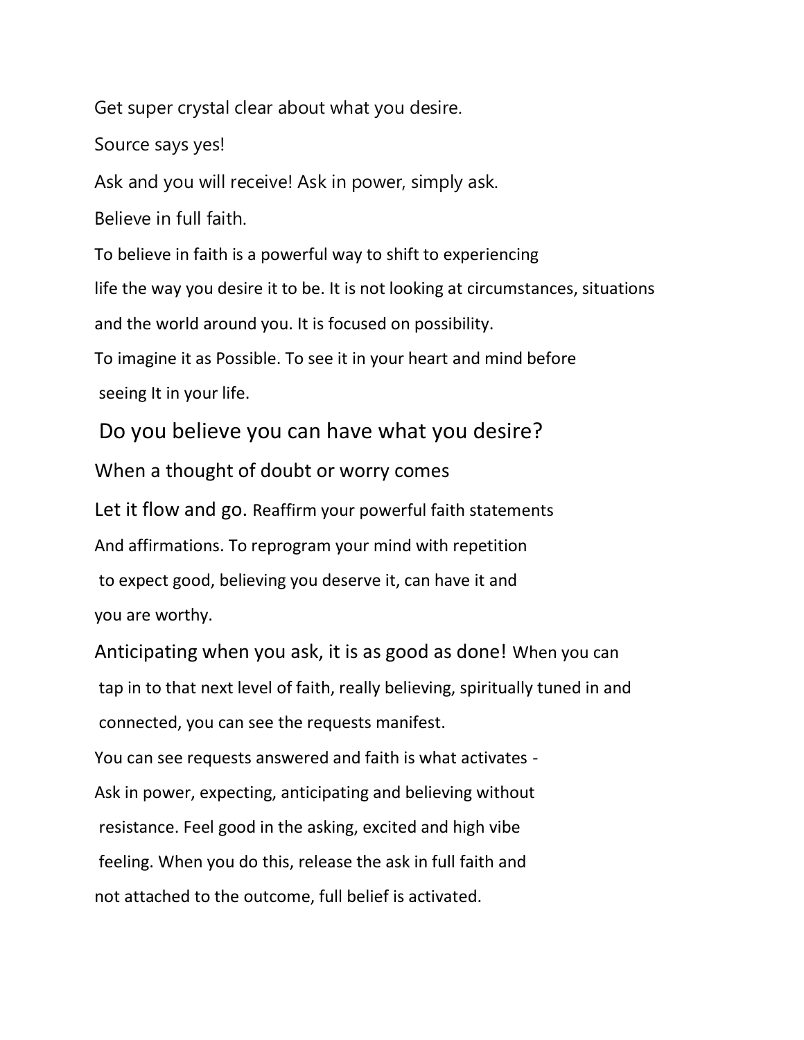Get super crystal clear about what you desire.

Source says yes!

Ask and you will receive! Ask in power, simply ask.

Believe in full faith.

To believe in faith is a powerful way to shift to experiencing life the way you desire it to be. It is not looking at circumstances, situations and the world around you. It is focused on possibility. To imagine it as Possible. To see it in your heart and mind before seeing It in your life.

## Do you believe you can have what you desire?

When a thought of doubt or worry comes

Let it flow and go. Reaffirm your powerful faith statements And affirmations. To reprogram your mind with repetition to expect good, believing you deserve it, can have it and you are worthy.

Anticipating when you ask, it is as good as done! When you can tap in to that next level of faith, really believing, spiritually tuned in and connected, you can see the requests manifest.

You can see requests answered and faith is what activates - Ask in power, expecting, anticipating and believing without resistance. Feel good in the asking, excited and high vibe feeling. When you do this, release the ask in full faith and not attached to the outcome, full belief is activated.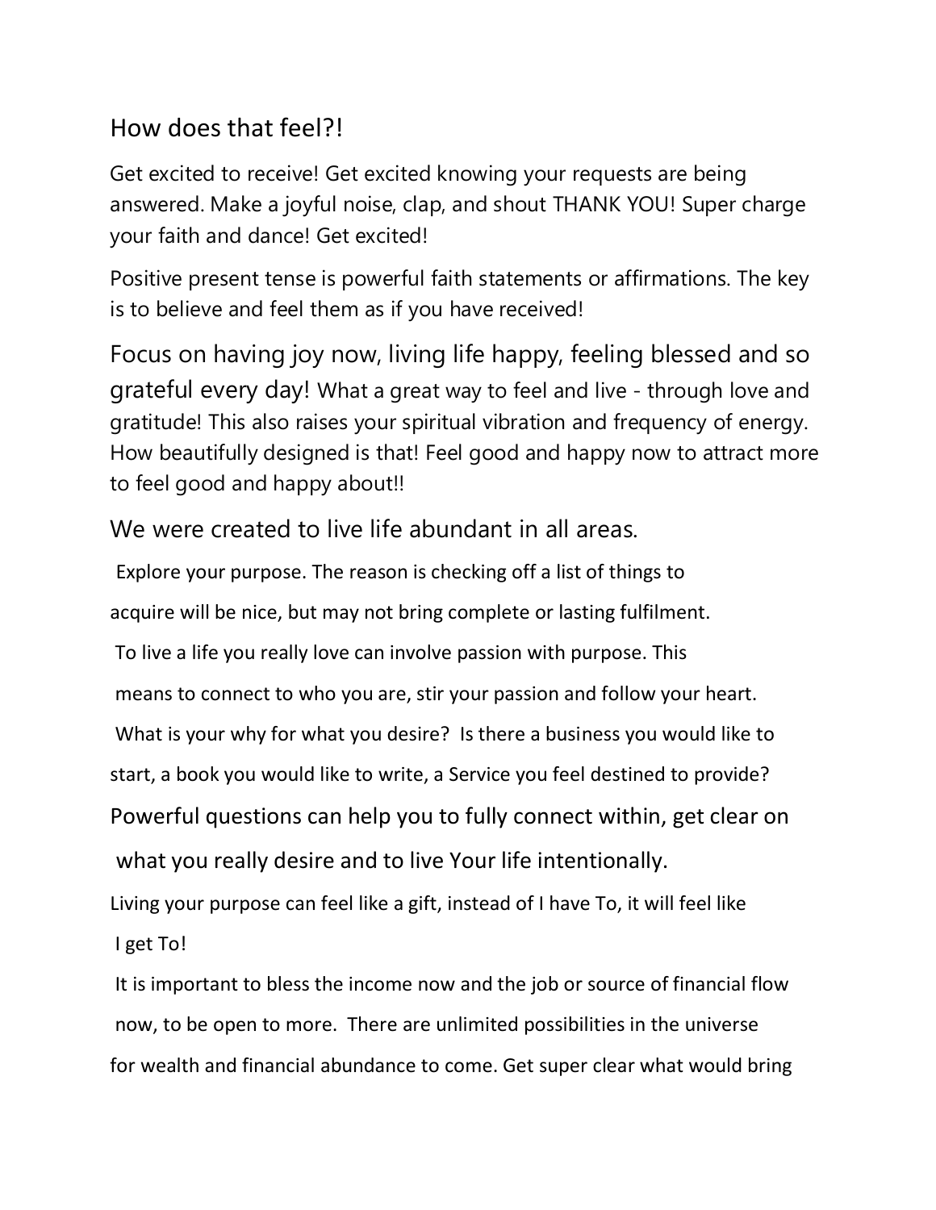How does that feel?!

Get excited to receive! Get excited knowing your requests are being answered. Make a joyful noise, clap, and shout THANK YOU! Super charge your faith and dance! Get excited!

Positive present tense is powerful faith statements or affirmations. The key is to believe and feel them as if you have received!

Focus on having joy now, living life happy, feeling blessed and so grateful every day! What a great way to feel and live - through love and gratitude! This also raises your spiritual vibration and frequency of energy. How beautifully designed is that! Feel good and happy now to attract more to feel good and happy about!!

We were created to live life abundant in all areas.

Explore your purpose. The reason is checking off a list of things to acquire will be nice, but may not bring complete or lasting fulfilment.

To live a life you really love can involve passion with purpose. This means to connect to who you are, stir your passion and follow your heart.

What is your why for what you desire? Is there a business you would like to start, a book you would like to write, a Service you feel destined to provide?

Powerful questions can help you to fully connect within, get clear on what you really desire and to live Your life intentionally.

Living your purpose can feel like a gift, instead of I have To, it will feel like I get To!

It is important to bless the income now and the job or source of financial flow now, to be open to more. There are unlimited possibilities in the universe for wealth and financial abundance to come. Get super clear what would bring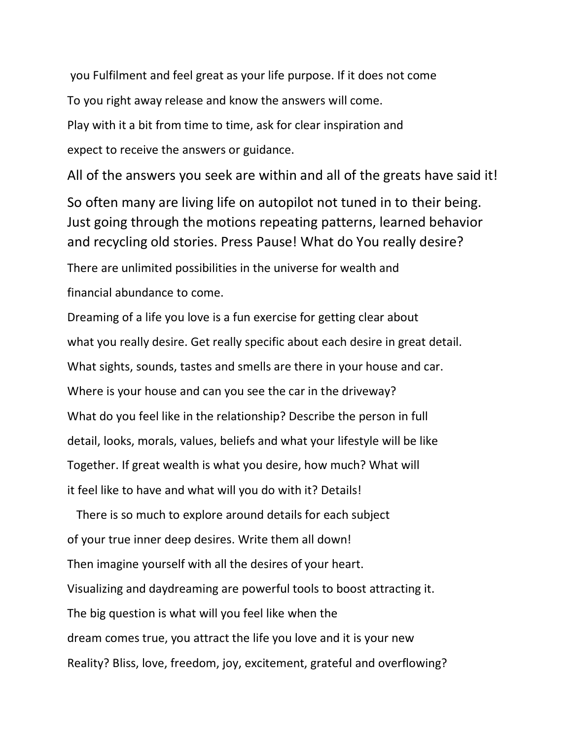you Fulfilment and feel great as your life purpose. If it does not come To you right away release and know the answers will come. Play with it a bit from time to time, ask for clear inspiration and expect to receive the answers or guidance.

All of the answers you seek are within and all of the greats have said it!

So often many are living life on autopilot not tuned in to their being. Just going through the motions repeating patterns, learned behavior and recycling old stories. Press Pause! What do You really desire?

There are unlimited possibilities in the universe for wealth and financial abundance to come.

Dreaming of a life you love is a fun exercise for getting clear about what you really desire. Get really specific about each desire in great detail. What sights, sounds, tastes and smells are there in your house and car. Where is your house and can you see the car in the driveway? What do you feel like in the relationship? Describe the person in full detail, looks, morals, values, beliefs and what your lifestyle will be like Together. If great wealth is what you desire, how much? What will it feel like to have and what will you do with it? Details!

There is so much to explore around details for each subject of your true inner deep desires. Write them all down! Then imagine yourself with all the desires of your heart. Visualizing and daydreaming are powerful tools to boost attracting it. The big question is what will you feel like when the dream comes true, you attract the life you love and it is your new Reality? Bliss, love, freedom, joy, excitement, grateful and overflowing?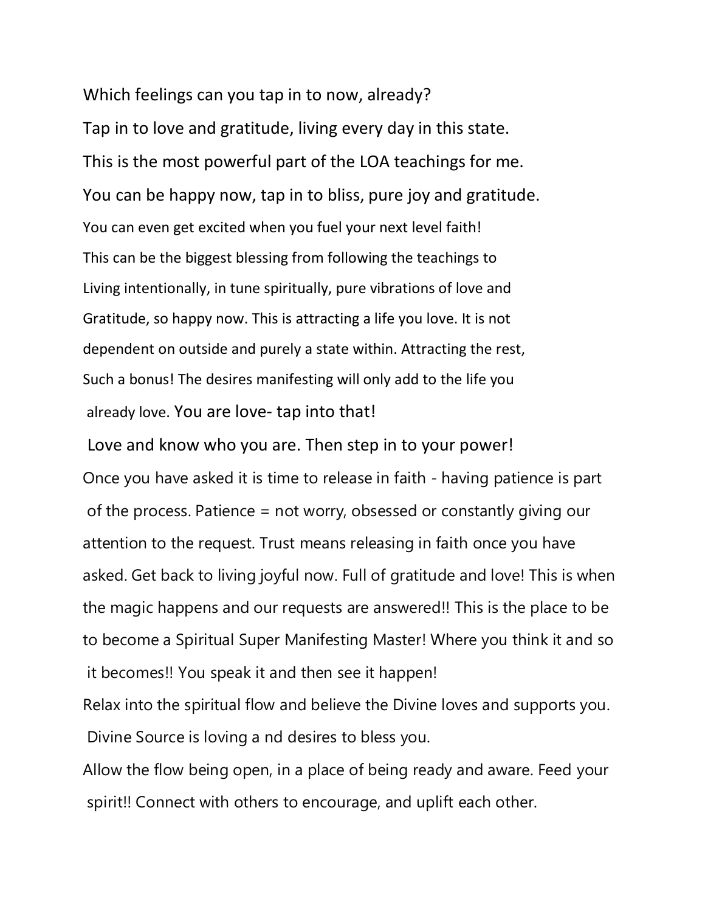Which feelings can you tap in to now, already?

Tap in to love and gratitude, living every day in this state.

This is the most powerful part of the LOA teachings for me.

You can be happy now, tap in to bliss, pure joy and gratitude.

You can even get excited when you fuel your next level faith! This can be the biggest blessing from following the teachings to Living intentionally, in tune spiritually, pure vibrations of love and Gratitude, so happy now. This is attracting a life you love. It is not dependent on outside and purely a state within. Attracting the rest, Such a bonus! The desires manifesting will only add to the life you already love. You are love- tap into that!

Love and know who you are. Then step in to your power!

Once you have asked it is time to release in faith - having patience is part of the process. Patience = not worry, obsessed or constantly giving our attention to the request. Trust means releasing in faith once you have asked. Get back to living joyful now. Full of gratitude and love! This is when the magic happens and our requests are answered!! This is the place to be to become a Spiritual Super Manifesting Master! Where you think it and so it becomes!! You speak it and then see it happen!

Relax into the spiritual flow and believe the Divine loves and supports you. Divine Source is loving a nd desires to bless you.

Allow the flow being open, in a place of being ready and aware. Feed your spirit!! Connect with others to encourage, and uplift each other.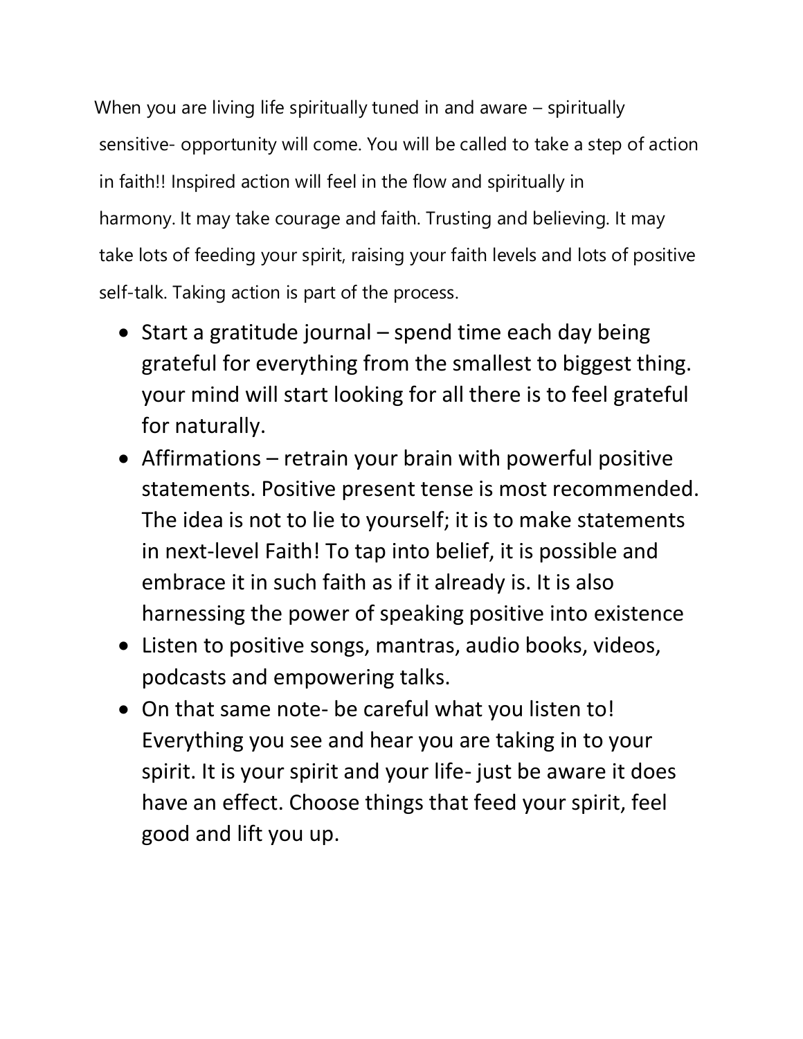When you are living life spiritually tuned in and aware – spiritually sensitive- opportunity will come. You will be called to take a step of action in faith!! Inspired action will feel in the flow and spiritually in harmony. It may take courage and faith. Trusting and believing. It may take lots of feeding your spirit, raising your faith levels and lots of positive self-talk. Taking action is part of the process.

- Start a gratitude journal – spend time each day being grateful for everything from the smallest to biggest thing. your mind will start looking for all there is to feel grateful for naturally.
- Affirmations – retrain your brain with powerful positive statements. Positive present tense is most recommended. The idea is not to lie to yourself; it is to make statements in next-level Faith! To tap into belief, it is possible and embrace it in such faith as if it already is. It is also harnessing the power of speaking positive into existence
- Listen to positive songs, mantras, audio books, videos, podcasts and empowering talks.
- On that same note- be careful what you listen to! Everything you see and hear you are taking in to your spirit. It is your spirit and your life- just be aware it does have an effect. Choose things that feed your spirit, feel good and lift you up.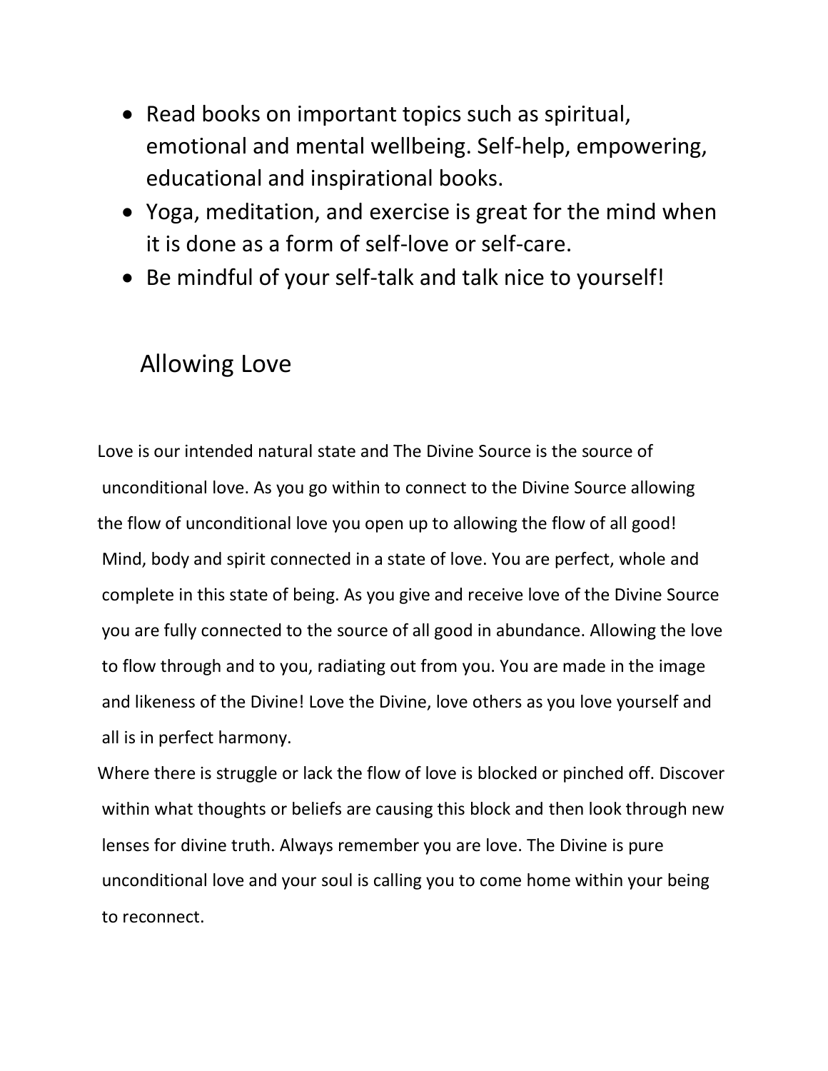- Read books on important topics such as spiritual, emotional and mental wellbeing. Self-help, empowering, educational and inspirational books.
- Yoga, meditation, and exercise is great for the mind when it is done as a form of self-love or self-care.
- Be mindful of your self-talk and talk nice to yourself!

## Allowing Love

Love is our intended natural state and The Divine Source is the source of unconditional love. As you go within to connect to the Divine Source allowing the flow of unconditional love you open up to allowing the flow of all good! Mind, body and spirit connected in a state of love. You are perfect, whole and complete in this state of being. As you give and receive love of the Divine Source you are fully connected to the source of all good in abundance. Allowing the love to flow through and to you, radiating out from you. You are made in the image and likeness of the Divine! Love the Divine, love others as you love yourself and all is in perfect harmony.

Where there is struggle or lack the flow of love is blocked or pinched off. Discover within what thoughts or beliefs are causing this block and then look through new lenses for divine truth. Always remember you are love. The Divine is pure unconditional love and your soul is calling you to come home within your being to reconnect.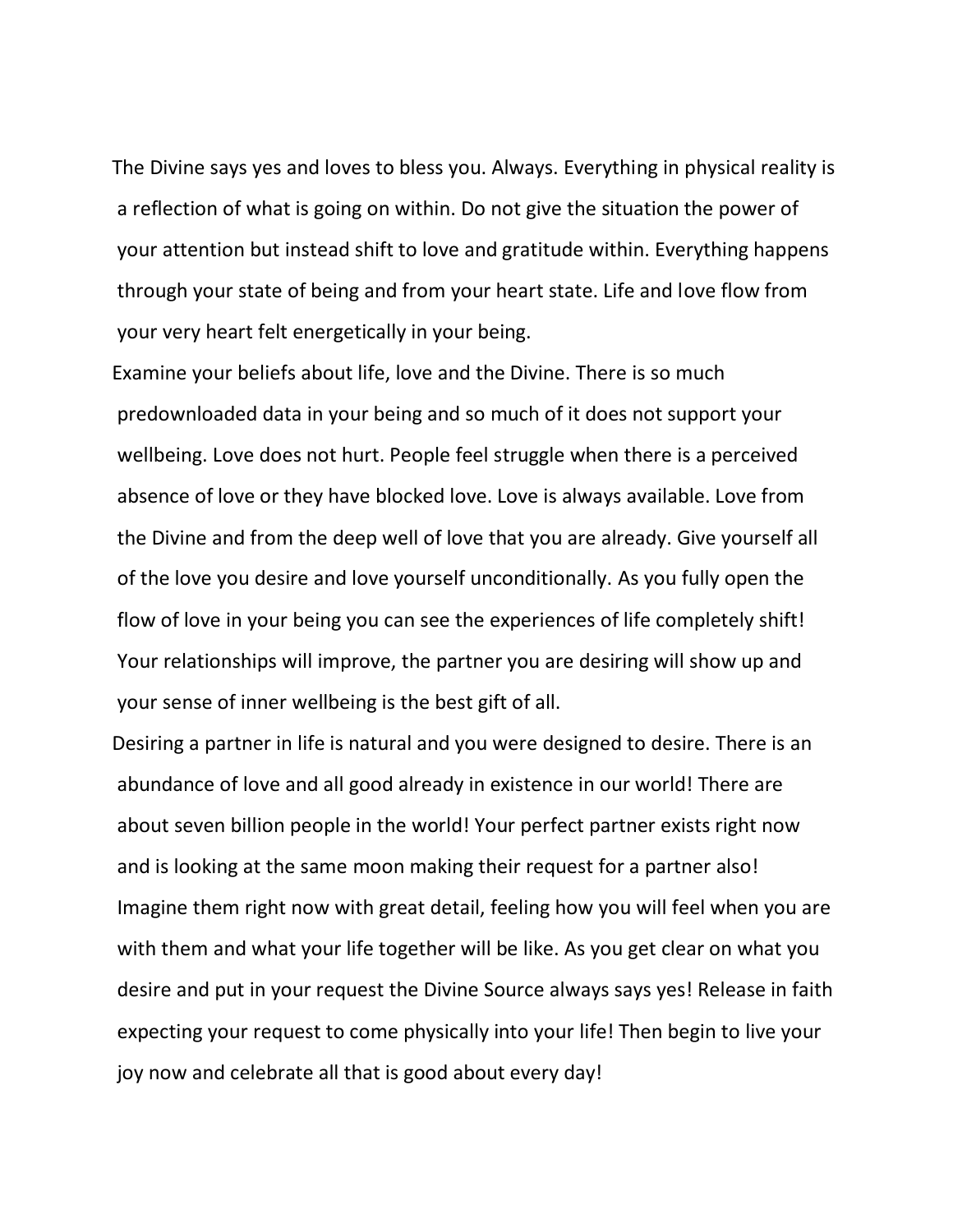The Divine says yes and loves to bless you. Always. Everything in physical reality is a reflection of what is going on within. Do not give the situation the power of your attention but instead shift to love and gratitude within. Everything happens through your state of being and from your heart state. Life and love flow from your very heart felt energetically in your being.

Examine your beliefs about life, love and the Divine. There is so much predownloaded data in your being and so much of it does not support your wellbeing. Love does not hurt. People feel struggle when there is a perceived absence of love or they have blocked love. Love is always available. Love from the Divine and from the deep well of love that you are already. Give yourself all of the love you desire and love yourself unconditionally. As you fully open the flow of love in your being you can see the experiences of life completely shift! Your relationships will improve, the partner you are desiring will show up and your sense of inner wellbeing is the best gift of all.

Desiring a partner in life is natural and you were designed to desire. There is an abundance of love and all good already in existence in our world! There are about seven billion people in the world! Your perfect partner exists right now and is looking at the same moon making their request for a partner also! Imagine them right now with great detail, feeling how you will feel when you are with them and what your life together will be like. As you get clear on what you desire and put in your request the Divine Source always says yes! Release in faith expecting your request to come physically into your life! Then begin to live your joy now and celebrate all that is good about every day!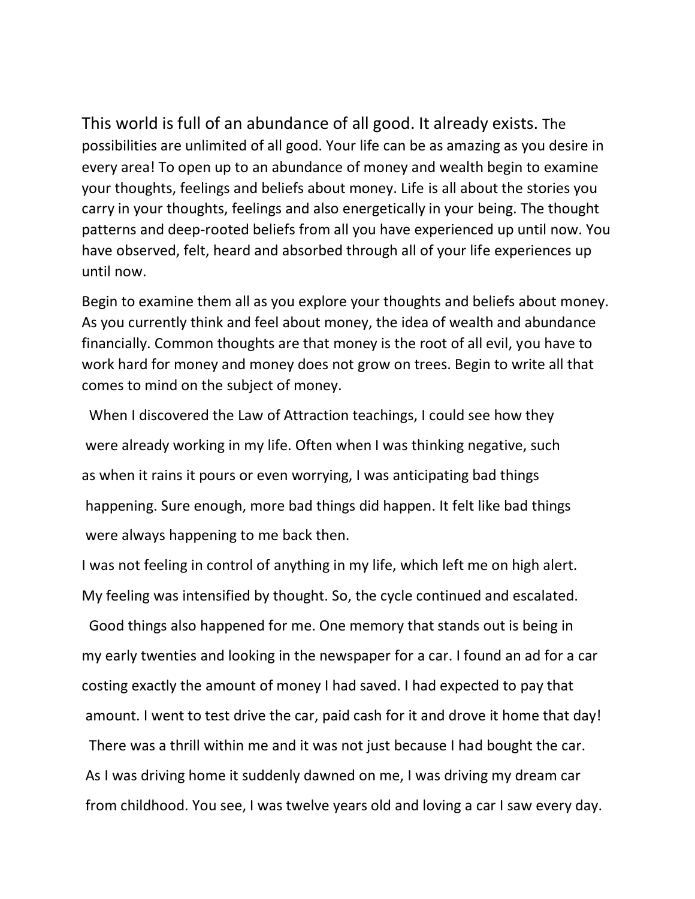This world is full of an abundance of all good. It already exists. The possibilities are unlimited of all good. Your life can be as amazing as you desire in every area! To open up to an abundance of money and wealth begin to examine your thoughts, feelings and beliefs about money. Life is all about the stories you carry in your thoughts, feelings and also energetically in your being. The thought patterns and deep-rooted beliefs from all you have experienced up until now. You have observed, felt, heard and absorbed through all of your life experiences up until now.

Begin to examine them all as you explore your thoughts and beliefs about money. As you currently think and feel about money, the idea of wealth and abundance financially. Common thoughts are that money is the root of all evil, you have to work hard for money and money does not grow on trees. Begin to write all that comes to mind on the subject of money.

When I discovered the Law of Attraction teachings, I could see how they were already working in my life. Often when I was thinking negative, such as when it rains it pours or even worrying, I was anticipating bad things happening. Sure enough, more bad things did happen. It felt like bad things were always happening to me back then.

I was not feeling in control of anything in my life, which left me on high alert. My feeling was intensified by thought. So, the cycle continued and escalated.

Good things also happened for me. One memory that stands out is being in my early twenties and looking in the newspaper for a car. I found an ad for a car costing exactly the amount of money I had saved. I had expected to pay that amount. I went to test drive the car, paid cash for it and drove it home that day!

There was a thrill within me and it was not just because I had bought the car. As I was driving home it suddenly dawned on me, I was driving my dream car from childhood. You see, I was twelve years old and loving a car I saw every day.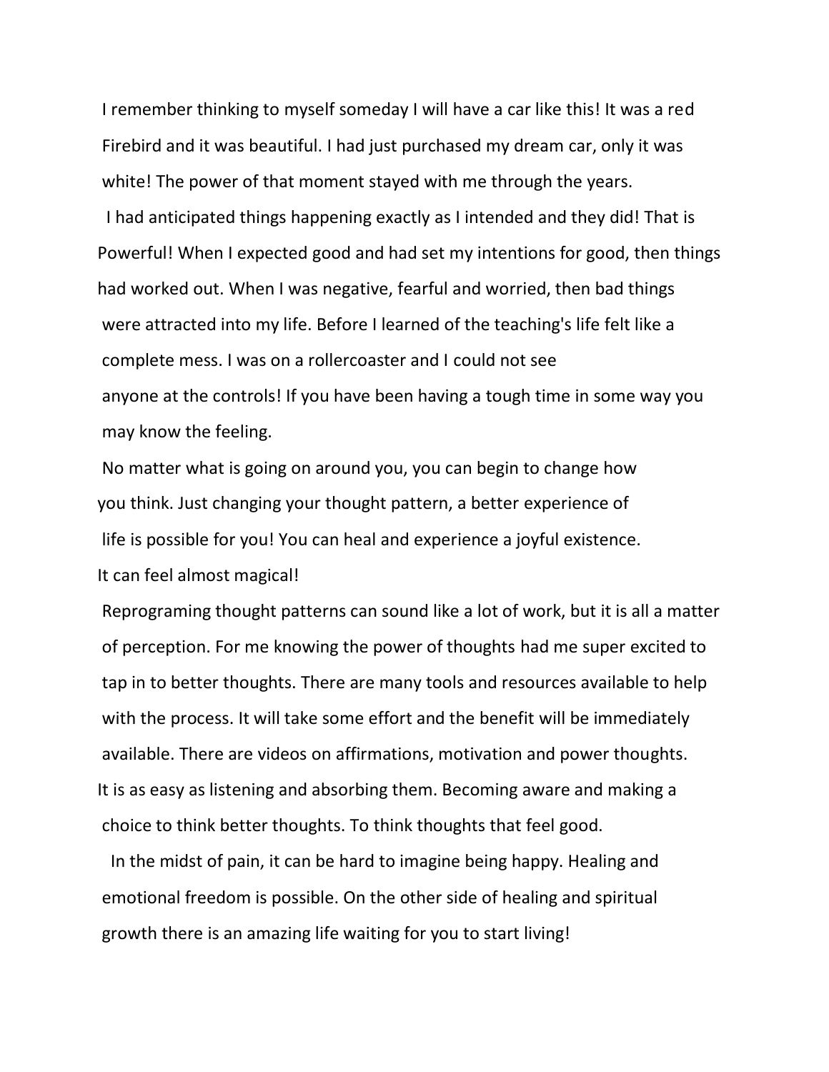I remember thinking to myself someday I will have a car like this! It was a red Firebird and it was beautiful. I had just purchased my dream car, only it was white! The power of that moment stayed with me through the years.

I had anticipated things happening exactly as I intended and they did! That is Powerful! When I expected good and had set my intentions for good, then things had worked out. When I was negative, fearful and worried, then bad things were attracted into my life. Before I learned of the teaching's life felt like a complete mess. I was on a rollercoaster and I could not see anyone at the controls! If you have been having a tough time in some way you may know the feeling.

No matter what is going on around you, you can begin to change how you think. Just changing your thought pattern, a better experience of life is possible for you! You can heal and experience a joyful existence. It can feel almost magical!

Reprograming thought patterns can sound like a lot of work, but it is all a matter of perception. For me knowing the power of thoughts had me super excited to tap in to better thoughts. There are many tools and resources available to help with the process. It will take some effort and the benefit will be immediately available. There are videos on affirmations, motivation and power thoughts. It is as easy as listening and absorbing them. Becoming aware and making a choice to think better thoughts. To think thoughts that feel good.

In the midst of pain, it can be hard to imagine being happy. Healing and emotional freedom is possible. On the other side of healing and spiritual growth there is an amazing life waiting for you to start living!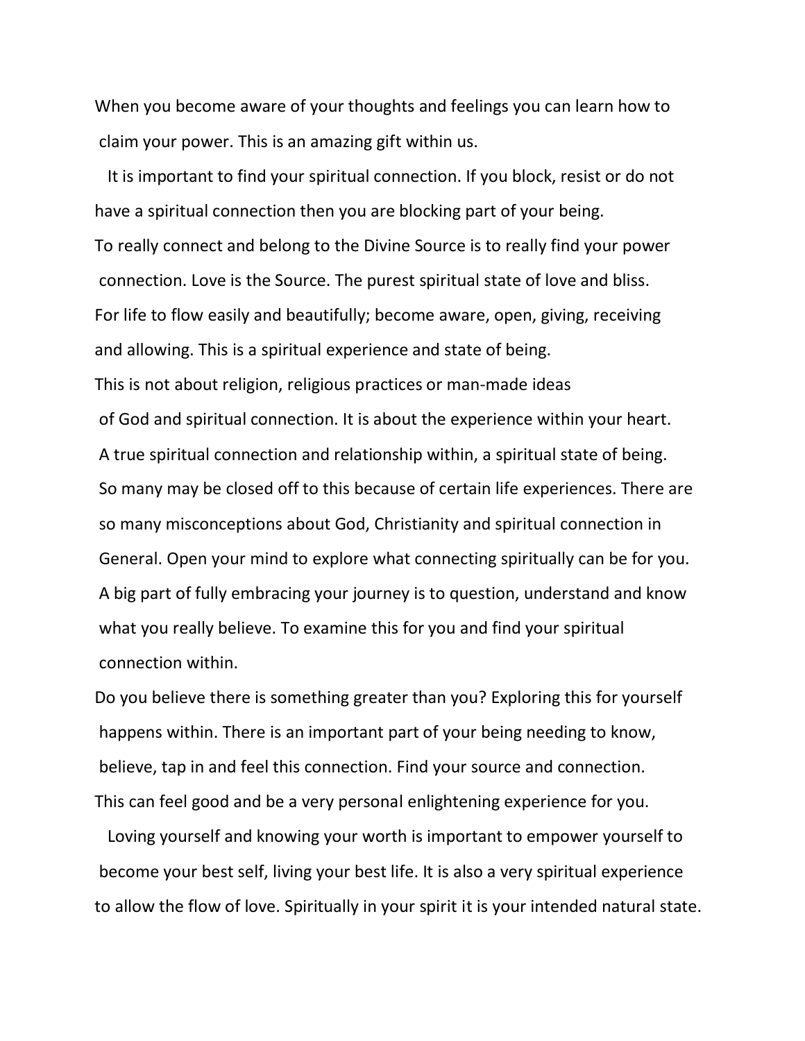When you become aware of your thoughts and feelings you can learn how to claim your power. This is an amazing gift within us.

It is important to find your spiritual connection. If you block, resist or do not have a spiritual connection then you are blocking part of your being.

To really connect and belong to the Divine Source is to really find your power connection. Love is the Source. The purest spiritual state of love and bliss.

For life to flow easily and beautifully; become aware, open, giving, receiving and allowing. This is a spiritual experience and state of being.

This is not about religion, religious practices or man-made ideas of God and spiritual connection. It is about the experience within your heart. A true spiritual connection and relationship within, a spiritual state of being. So many may be closed off to this because of certain life experiences. There are so many misconceptions about God, Christianity and spiritual connection in General. Open your mind to explore what connecting spiritually can be for you. A big part of fully embracing your journey is to question, understand and know what you really believe. To examine this for you and find your spiritual connection within.

Do you believe there is something greater than you? Exploring this for yourself happens within. There is an important part of your being needing to know, believe, tap in and feel this connection. Find your source and connection.

This can feel good and be a very personal enlightening experience for you.

Loving yourself and knowing your worth is important to empower yourself to become your best self, living your best life. It is also a very spiritual experience to allow the flow of love. Spiritually in your spirit it is your intended natural state.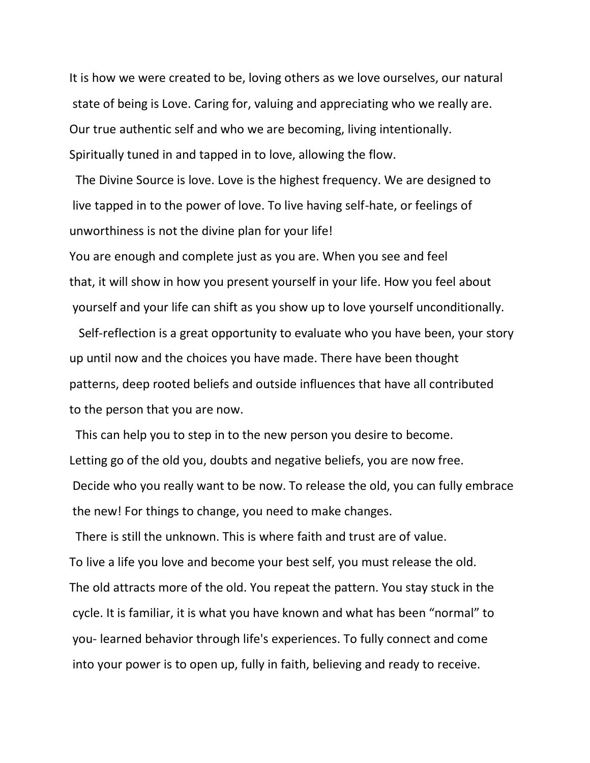It is how we were created to be, loving others as we love ourselves, our natural state of being is Love. Caring for, valuing and appreciating who we really are. Our true authentic self and who we are becoming, living intentionally. Spiritually tuned in and tapped in to love, allowing the flow.

The Divine Source is love. Love is the highest frequency. We are designed to live tapped in to the power of love. To live having self-hate, or feelings of unworthiness is not the divine plan for your life!

You are enough and complete just as you are. When you see and feel that, it will show in how you present yourself in your life. How you feel about yourself and your life can shift as you show up to love yourself unconditionally.

Self-reflection is a great opportunity to evaluate who you have been, your story up until now and the choices you have made. There have been thought patterns, deep rooted beliefs and outside influences that have all contributed to the person that you are now.

This can help you to step in to the new person you desire to become. Letting go of the old you, doubts and negative beliefs, you are now free. Decide who you really want to be now. To release the old, you can fully embrace the new! For things to change, you need to make changes.

There is still the unknown. This is where faith and trust are of value. To live a life you love and become your best self, you must release the old. The old attracts more of the old. You repeat the pattern. You stay stuck in the cycle. It is familiar, it is what you have known and what has been "normal" to you- learned behavior through life's experiences. To fully connect and come into your power is to open up, fully in faith, believing and ready to receive.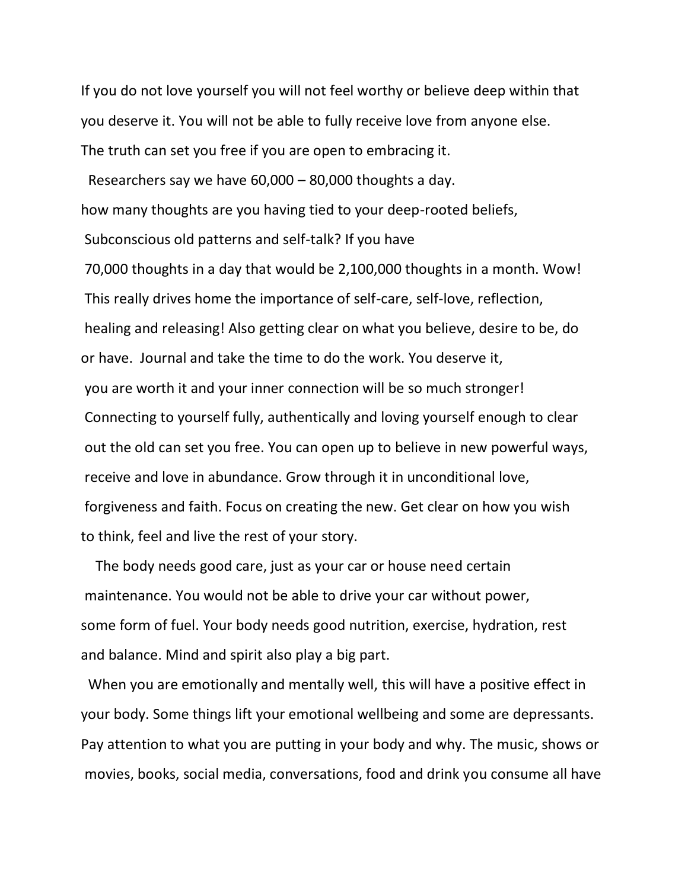If you do not love yourself you will not feel worthy or believe deep within that you deserve it. You will not be able to fully receive love from anyone else. The truth can set you free if you are open to embracing it.

Researchers say we have 60,000 – 80,000 thoughts a day. how many thoughts are you having tied to your deep-rooted beliefs, Subconscious old patterns and self-talk? If you have 70,000 thoughts in a day that would be 2,100,000 thoughts in a month. Wow! This really drives home the importance of self-care, self-love, reflection, healing and releasing! Also getting clear on what you believe, desire to be, do or have. Journal and take the time to do the work. You deserve it, you are worth it and your inner connection will be so much stronger! Connecting to yourself fully, authentically and loving yourself enough to clear out the old can set you free. You can open up to believe in new powerful ways, receive and love in abundance. Grow through it in unconditional love, forgiveness and faith. Focus on creating the new. Get clear on how you wish to think, feel and live the rest of your story.

The body needs good care, just as your car or house need certain maintenance. You would not be able to drive your car without power, some form of fuel. Your body needs good nutrition, exercise, hydration, rest and balance. Mind and spirit also play a big part.

When you are emotionally and mentally well, this will have a positive effect in your body. Some things lift your emotional wellbeing and some are depressants. Pay attention to what you are putting in your body and why. The music, shows or movies, books, social media, conversations, food and drink you consume all have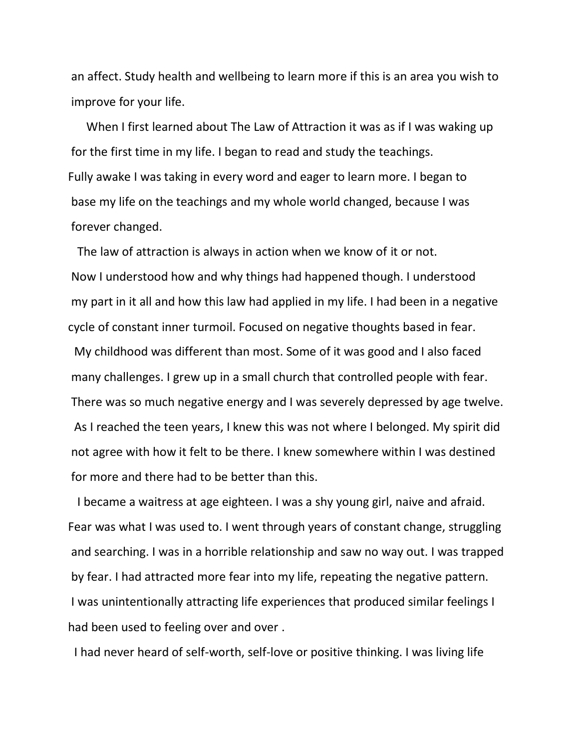an affect. Study health and wellbeing to learn more if this is an area you wish to improve for your life.

When I first learned about The Law of Attraction it was as if I was waking up for the first time in my life. I began to read and study the teachings. Fully awake I was taking in every word and eager to learn more. I began to base my life on the teachings and my whole world changed, because I was forever changed.

The law of attraction is always in action when we know of it or not. Now I understood how and why things had happened though. I understood my part in it all and how this law had applied in my life. I had been in a negative cycle of constant inner turmoil. Focused on negative thoughts based in fear.

My childhood was different than most. Some of it was good and I also faced many challenges. I grew up in a small church that controlled people with fear. There was so much negative energy and I was severely depressed by age twelve.

As I reached the teen years, I knew this was not where I belonged. My spirit did not agree with how it felt to be there. I knew somewhere within I was destined for more and there had to be better than this.

I became a waitress at age eighteen. I was a shy young girl, naive and afraid. Fear was what I was used to. I went through years of constant change, struggling and searching. I was in a horrible relationship and saw no way out. I was trapped by fear. I had attracted more fear into my life, repeating the negative pattern. I was unintentionally attracting life experiences that produced similar feelings I had been used to feeling over and over .

I had never heard of self-worth, self-love or positive thinking. I was living life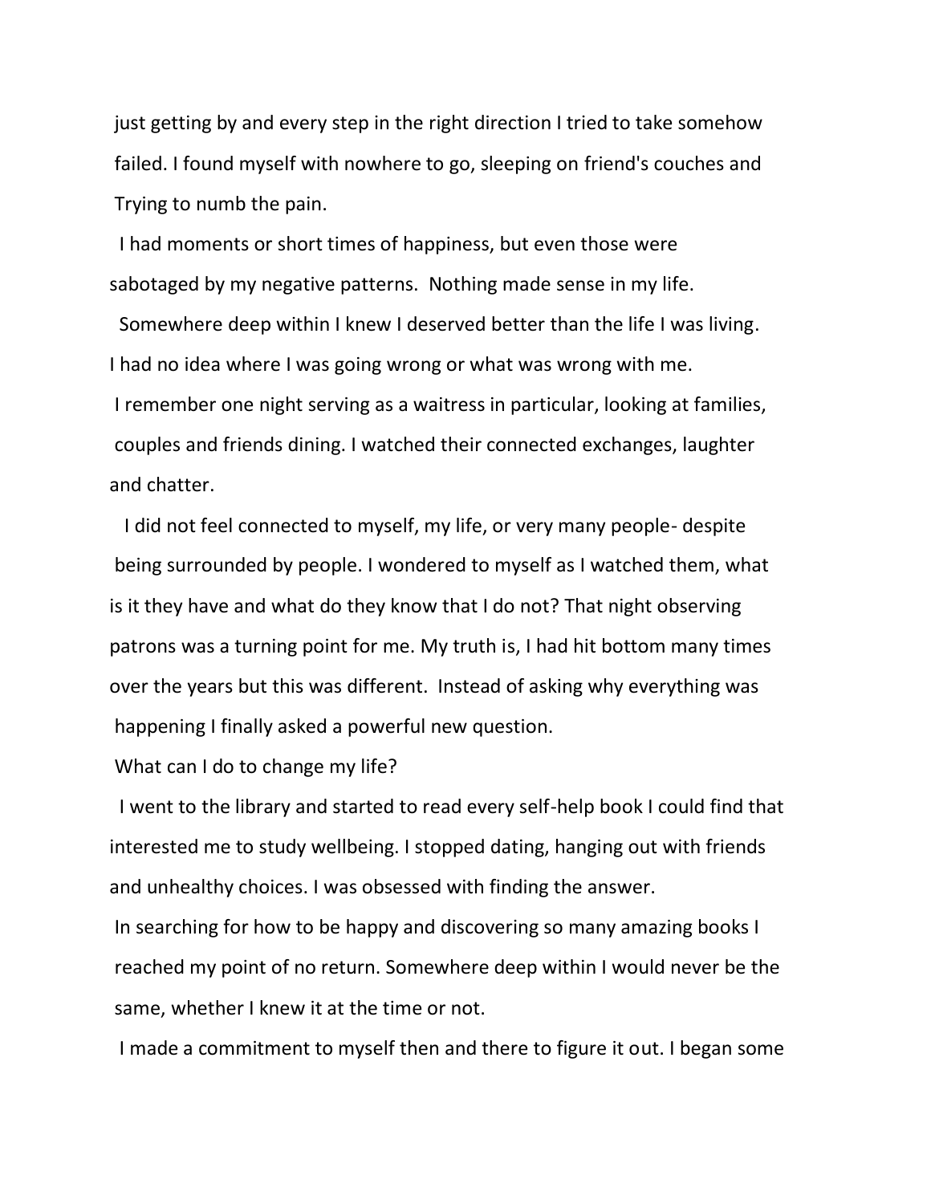just getting by and every step in the right direction I tried to take somehow failed. I found myself with nowhere to go, sleeping on friend's couches and Trying to numb the pain.

I had moments or short times of happiness, but even those were sabotaged by my negative patterns. Nothing made sense in my life.

Somewhere deep within I knew I deserved better than the life I was living. I had no idea where I was going wrong or what was wrong with me.

I remember one night serving as a waitress in particular, looking at families, couples and friends dining. I watched their connected exchanges, laughter and chatter.

I did not feel connected to myself, my life, or very many people- despite being surrounded by people. I wondered to myself as I watched them, what is it they have and what do they know that I do not? That night observing patrons was a turning point for me. My truth is, I had hit bottom many times over the years but this was different. Instead of asking why everything was happening I finally asked a powerful new question.

What can I do to change my life?

I went to the library and started to read every self-help book I could find that interested me to study wellbeing. I stopped dating, hanging out with friends and unhealthy choices. I was obsessed with finding the answer.

In searching for how to be happy and discovering so many amazing books I reached my point of no return. Somewhere deep within I would never be the same, whether I knew it at the time or not.

I made a commitment to myself then and there to figure it out. I began some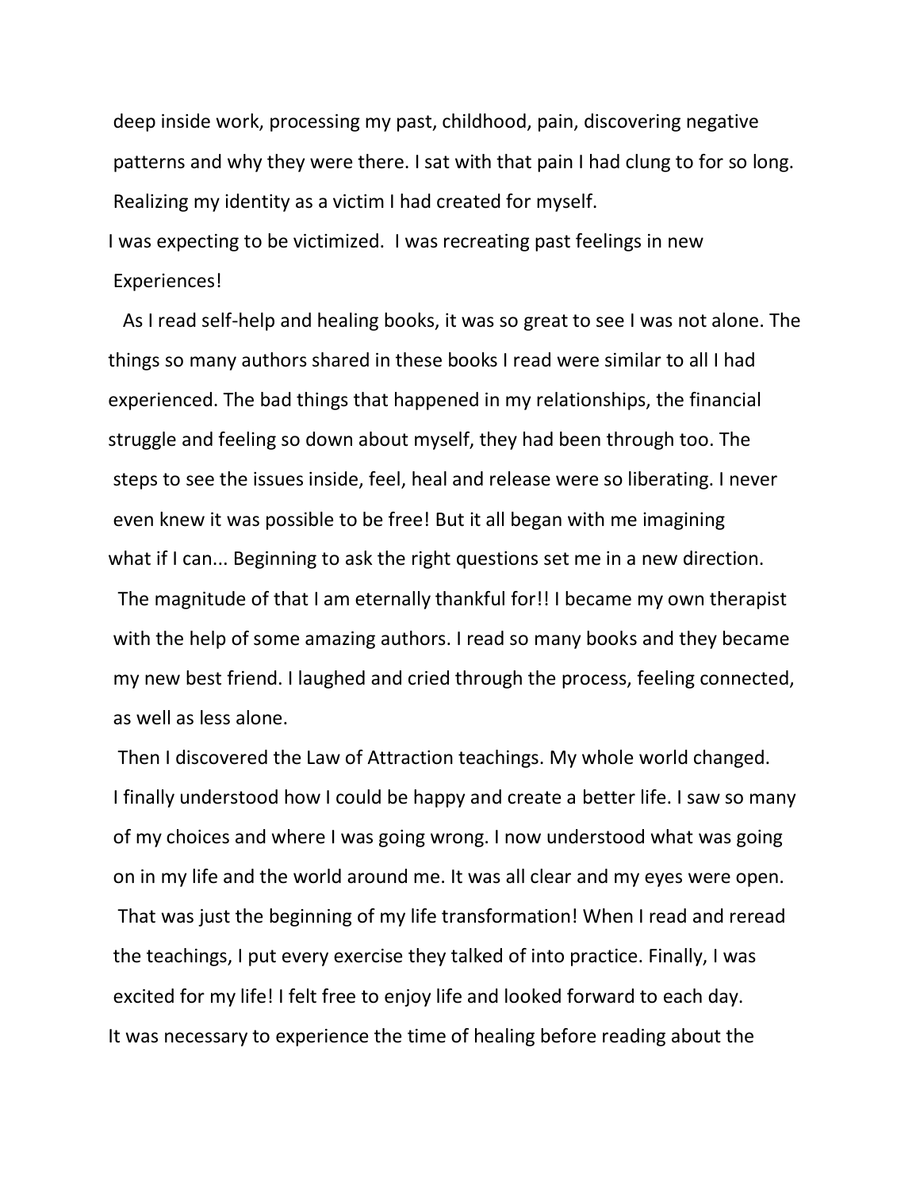deep inside work, processing my past, childhood, pain, discovering negative patterns and why they were there. I sat with that pain I had clung to for so long. Realizing my identity as a victim I had created for myself.

I was expecting to be victimized. I was recreating past feelings in new Experiences!

As I read self-help and healing books, it was so great to see I was not alone. The things so many authors shared in these books I read were similar to all I had experienced. The bad things that happened in my relationships, the financial struggle and feeling so down about myself, they had been through too. The steps to see the issues inside, feel, heal and release were so liberating. I never even knew it was possible to be free! But it all began with me imagining what if I can... Beginning to ask the right questions set me in a new direction.

The magnitude of that I am eternally thankful for!! I became my own therapist with the help of some amazing authors. I read so many books and they became my new best friend. I laughed and cried through the process, feeling connected, as well as less alone.

Then I discovered the Law of Attraction teachings. My whole world changed. I finally understood how I could be happy and create a better life. I saw so many of my choices and where I was going wrong. I now understood what was going on in my life and the world around me. It was all clear and my eyes were open.

That was just the beginning of my life transformation! When I read and reread the teachings, I put every exercise they talked of into practice. Finally, I was excited for my life! I felt free to enjoy life and looked forward to each day.

It was necessary to experience the time of healing before reading about the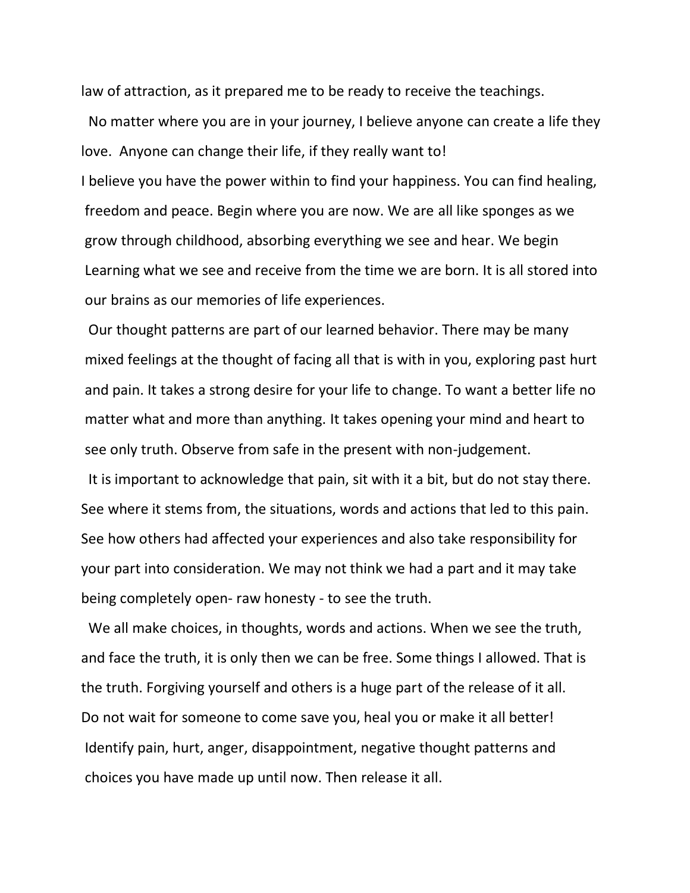law of attraction, as it prepared me to be ready to receive the teachings.

No matter where you are in your journey, I believe anyone can create a life they love. Anyone can change their life, if they really want to!

I believe you have the power within to find your happiness. You can find healing, freedom and peace. Begin where you are now. We are all like sponges as we grow through childhood, absorbing everything we see and hear. We begin Learning what we see and receive from the time we are born. It is all stored into our brains as our memories of life experiences.

Our thought patterns are part of our learned behavior. There may be many mixed feelings at the thought of facing all that is with in you, exploring past hurt and pain. It takes a strong desire for your life to change. To want a better life no matter what and more than anything. It takes opening your mind and heart to see only truth. Observe from safe in the present with non-judgement.

It is important to acknowledge that pain, sit with it a bit, but do not stay there. See where it stems from, the situations, words and actions that led to this pain. See how others had affected your experiences and also take responsibility for your part into consideration. We may not think we had a part and it may take being completely open- raw honesty - to see the truth.

We all make choices, in thoughts, words and actions. When we see the truth, and face the truth, it is only then we can be free. Some things I allowed. That is the truth. Forgiving yourself and others is a huge part of the release of it all. Do not wait for someone to come save you, heal you or make it all better! Identify pain, hurt, anger, disappointment, negative thought patterns and choices you have made up until now. Then release it all.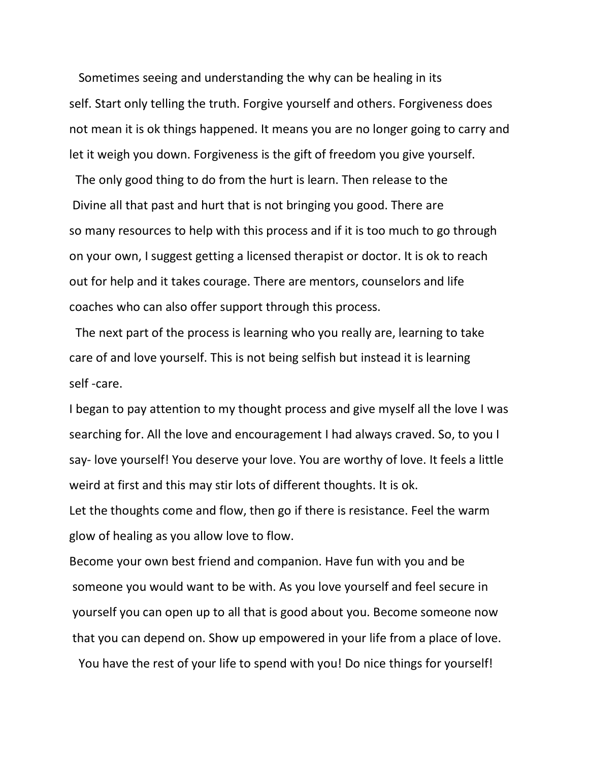Sometimes seeing and understanding the why can be healing in its self. Start only telling the truth. Forgive yourself and others. Forgiveness does not mean it is ok things happened. It means you are no longer going to carry and let it weigh you down. Forgiveness is the gift of freedom you give yourself.

The only good thing to do from the hurt is learn. Then release to the Divine all that past and hurt that is not bringing you good. There are so many resources to help with this process and if it is too much to go through on your own, I suggest getting a licensed therapist or doctor. It is ok to reach out for help and it takes courage. There are mentors, counselors and life coaches who can also offer support through this process.

The next part of the process is learning who you really are, learning to take care of and love yourself. This is not being selfish but instead it is learning self -care.

I began to pay attention to my thought process and give myself all the love I was searching for. All the love and encouragement I had always craved. So, to you I say- love yourself! You deserve your love. You are worthy of love. It feels a little weird at first and this may stir lots of different thoughts. It is ok.

Let the thoughts come and flow, then go if there is resistance. Feel the warm glow of healing as you allow love to flow.

Become your own best friend and companion. Have fun with you and be someone you would want to be with. As you love yourself and feel secure in yourself you can open up to all that is good about you. Become someone now that you can depend on. Show up empowered in your life from a place of love.

You have the rest of your life to spend with you! Do nice things for yourself!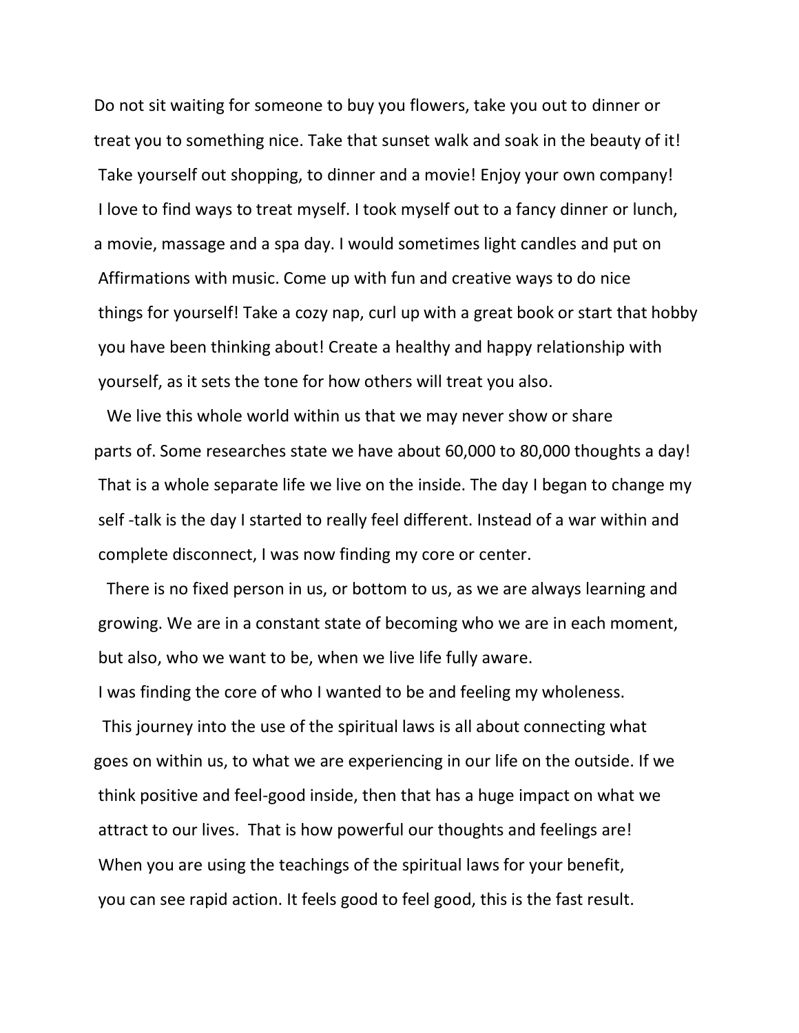Do not sit waiting for someone to buy you flowers, take you out to dinner or treat you to something nice. Take that sunset walk and soak in the beauty of it! Take yourself out shopping, to dinner and a movie! Enjoy your own company! I love to find ways to treat myself. I took myself out to a fancy dinner or lunch, a movie, massage and a spa day. I would sometimes light candles and put on Affirmations with music. Come up with fun and creative ways to do nice things for yourself! Take a cozy nap, curl up with a great book or start that hobby you have been thinking about! Create a healthy and happy relationship with yourself, as it sets the tone for how others will treat you also.

We live this whole world within us that we may never show or share parts of. Some researches state we have about 60,000 to 80,000 thoughts a day! That is a whole separate life we live on the inside. The day I began to change my self -talk is the day I started to really feel different. Instead of a war within and complete disconnect, I was now finding my core or center.

There is no fixed person in us, or bottom to us, as we are always learning and growing. We are in a constant state of becoming who we are in each moment, but also, who we want to be, when we live life fully aware.

I was finding the core of who I wanted to be and feeling my wholeness.

This journey into the use of the spiritual laws is all about connecting what goes on within us, to what we are experiencing in our life on the outside. If we think positive and feel-good inside, then that has a huge impact on what we attract to our lives. That is how powerful our thoughts and feelings are! When you are using the teachings of the spiritual laws for your benefit, you can see rapid action. It feels good to feel good, this is the fast result.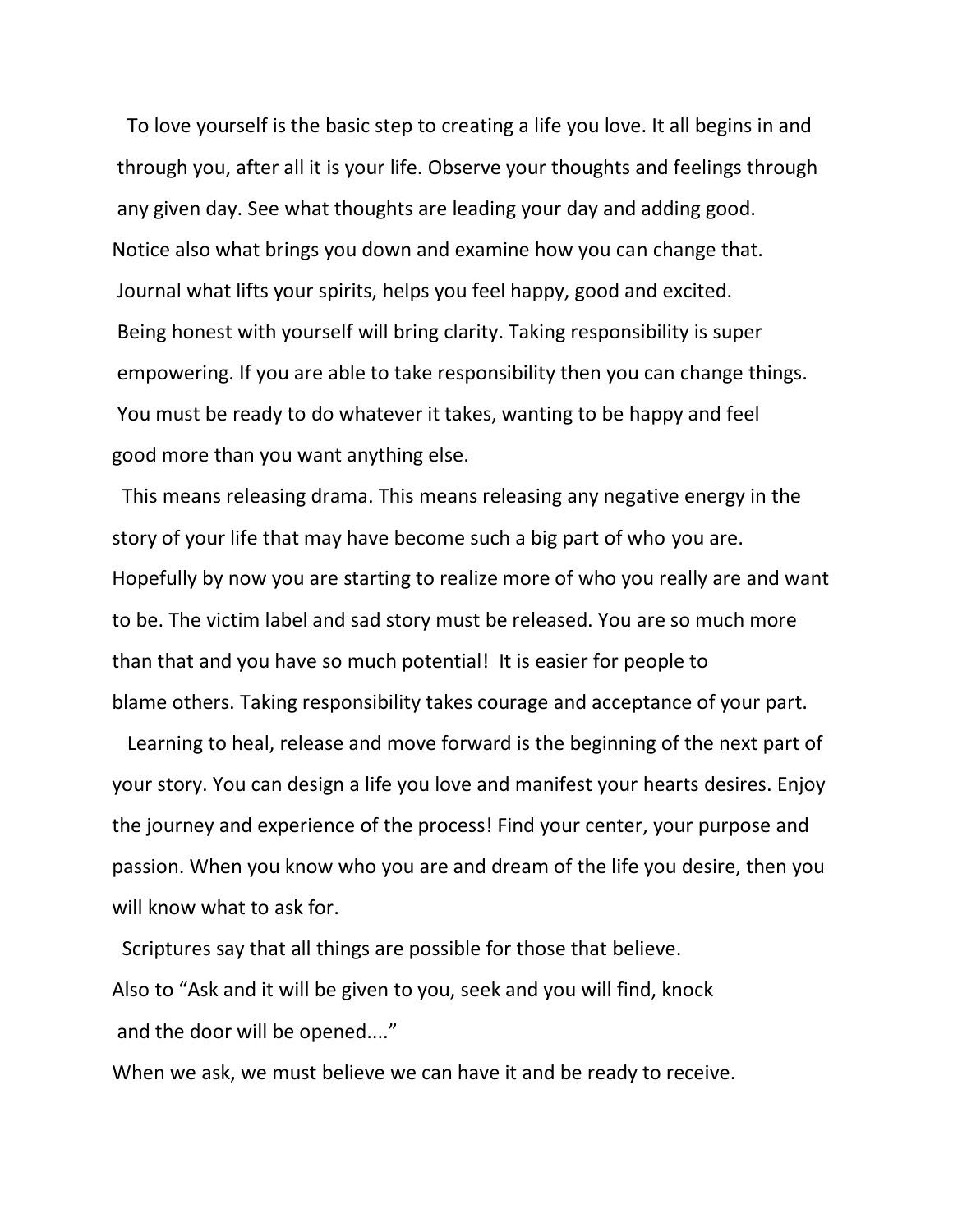To love yourself is the basic step to creating a life you love. It all begins in and through you, after all it is your life. Observe your thoughts and feelings through any given day. See what thoughts are leading your day and adding good. Notice also what brings you down and examine how you can change that. Journal what lifts your spirits, helps you feel happy, good and excited. Being honest with yourself will bring clarity. Taking responsibility is super empowering. If you are able to take responsibility then you can change things. You must be ready to do whatever it takes, wanting to be happy and feel good more than you want anything else.

This means releasing drama. This means releasing any negative energy in the story of your life that may have become such a big part of who you are. Hopefully by now you are starting to realize more of who you really are and want to be. The victim label and sad story must be released. You are so much more than that and you have so much potential! It is easier for people to blame others. Taking responsibility takes courage and acceptance of your part.

Learning to heal, release and move forward is the beginning of the next part of your story. You can design a life you love and manifest your hearts desires. Enjoy the journey and experience of the process! Find your center, your purpose and passion. When you know who you are and dream of the life you desire, then you will know what to ask for.

Scriptures say that all things are possible for those that believe. Also to "Ask and it will be given to you, seek and you will find, knock and the door will be opened...."

When we ask, we must believe we can have it and be ready to receive.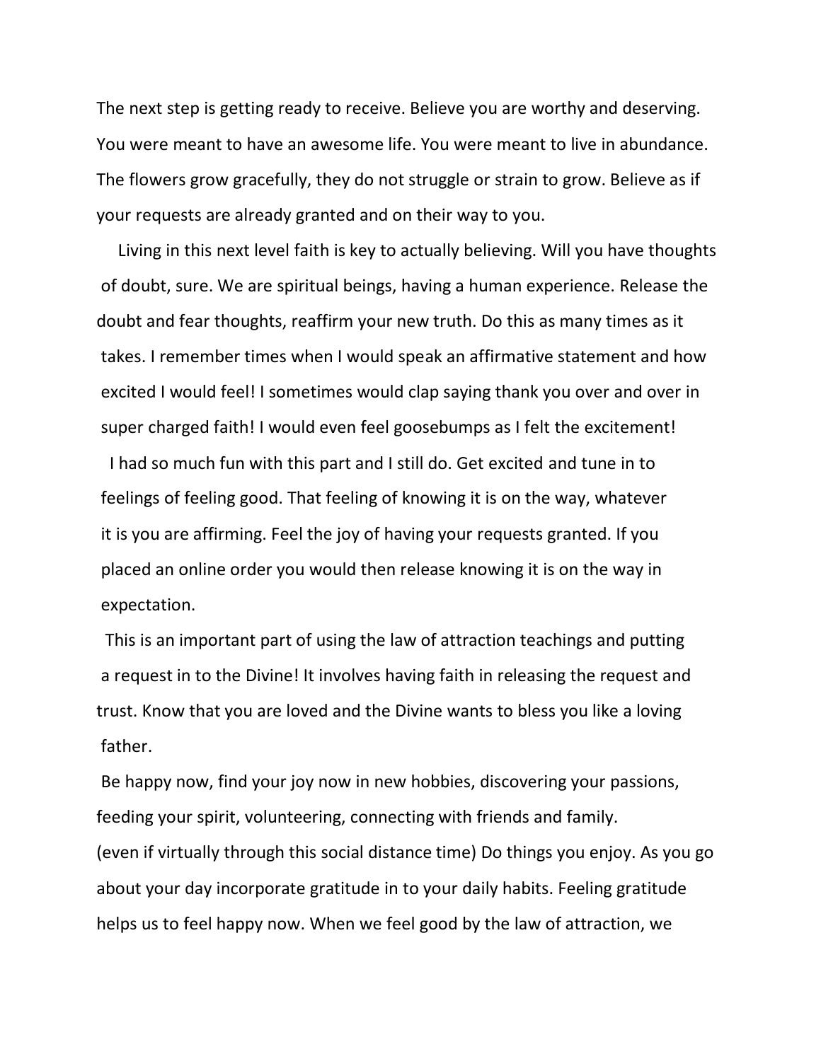The next step is getting ready to receive. Believe you are worthy and deserving. You were meant to have an awesome life. You were meant to live in abundance. The flowers grow gracefully, they do not struggle or strain to grow. Believe as if your requests are already granted and on their way to you.

Living in this next level faith is key to actually believing. Will you have thoughts of doubt, sure. We are spiritual beings, having a human experience. Release the doubt and fear thoughts, reaffirm your new truth. Do this as many times as it takes. I remember times when I would speak an affirmative statement and how excited I would feel! I sometimes would clap saying thank you over and over in super charged faith! I would even feel goosebumps as I felt the excitement!

I had so much fun with this part and I still do. Get excited and tune in to feelings of feeling good. That feeling of knowing it is on the way, whatever it is you are affirming. Feel the joy of having your requests granted. If you placed an online order you would then release knowing it is on the way in expectation.

This is an important part of using the law of attraction teachings and putting a request in to the Divine! It involves having faith in releasing the request and trust. Know that you are loved and the Divine wants to bless you like a loving father.

Be happy now, find your joy now in new hobbies, discovering your passions, feeding your spirit, volunteering, connecting with friends and family. (even if virtually through this social distance time) Do things you enjoy. As you go about your day incorporate gratitude in to your daily habits. Feeling gratitude helps us to feel happy now. When we feel good by the law of attraction, we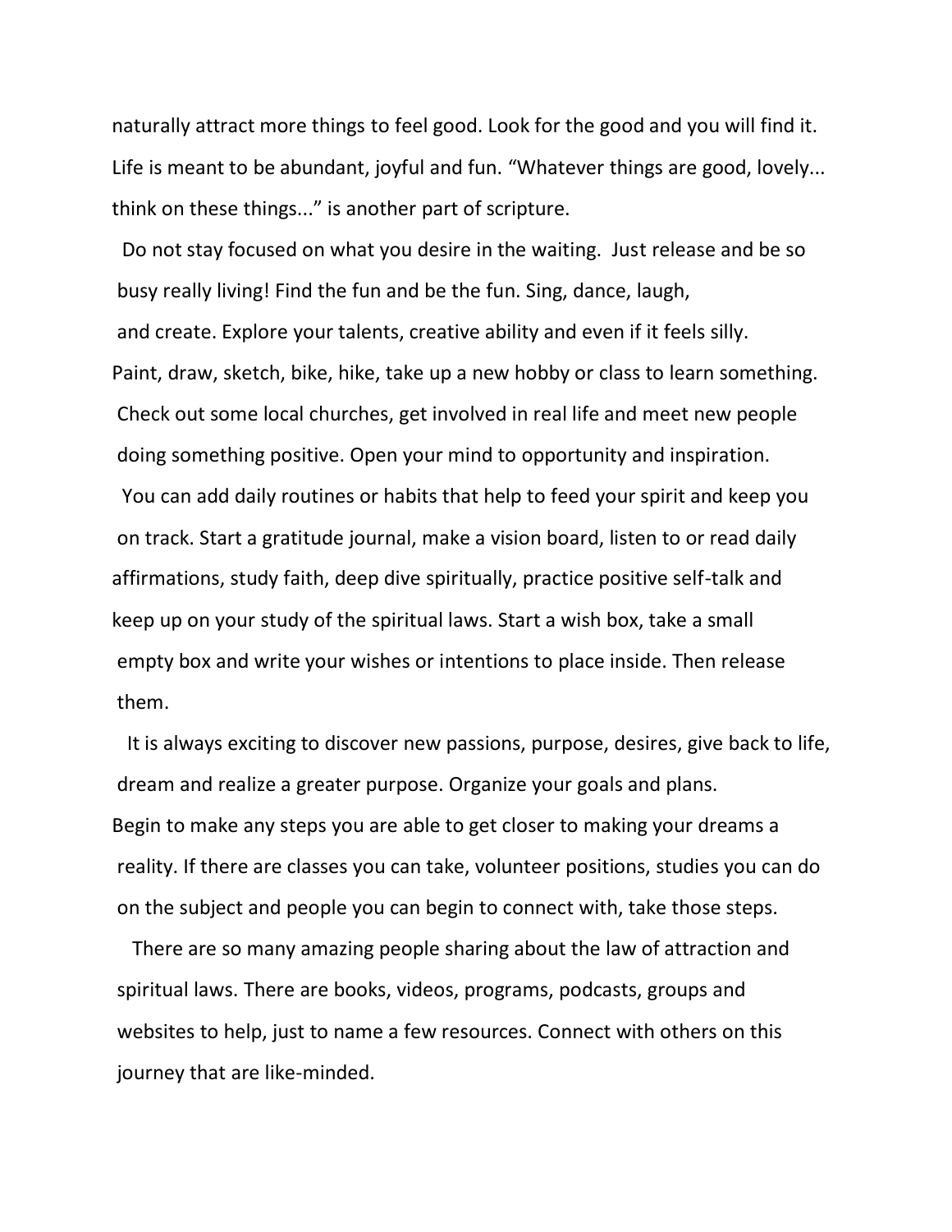naturally attract more things to feel good. Look for the good and you will find it. Life is meant to be abundant, joyful and fun. "Whatever things are good, lovely... think on these things..." is another part of scripture.

Do not stay focused on what you desire in the waiting. Just release and be so busy really living! Find the fun and be the fun. Sing, dance, laugh, and create. Explore your talents, creative ability and even if it feels silly. Paint, draw, sketch, bike, hike, take up a new hobby or class to learn something. Check out some local churches, get involved in real life and meet new people doing something positive. Open your mind to opportunity and inspiration.

You can add daily routines or habits that help to feed your spirit and keep you on track. Start a gratitude journal, make a vision board, listen to or read daily affirmations, study faith, deep dive spiritually, practice positive self-talk and keep up on your study of the spiritual laws. Start a wish box, take a small empty box and write your wishes or intentions to place inside. Then release them.

It is always exciting to discover new passions, purpose, desires, give back to life, dream and realize a greater purpose. Organize your goals and plans. Begin to make any steps you are able to get closer to making your dreams a reality. If there are classes you can take, volunteer positions, studies you can do on the subject and people you can begin to connect with, take those steps.

There are so many amazing people sharing about the law of attraction and spiritual laws. There are books, videos, programs, podcasts, groups and websites to help, just to name a few resources. Connect with others on this journey that are like-minded.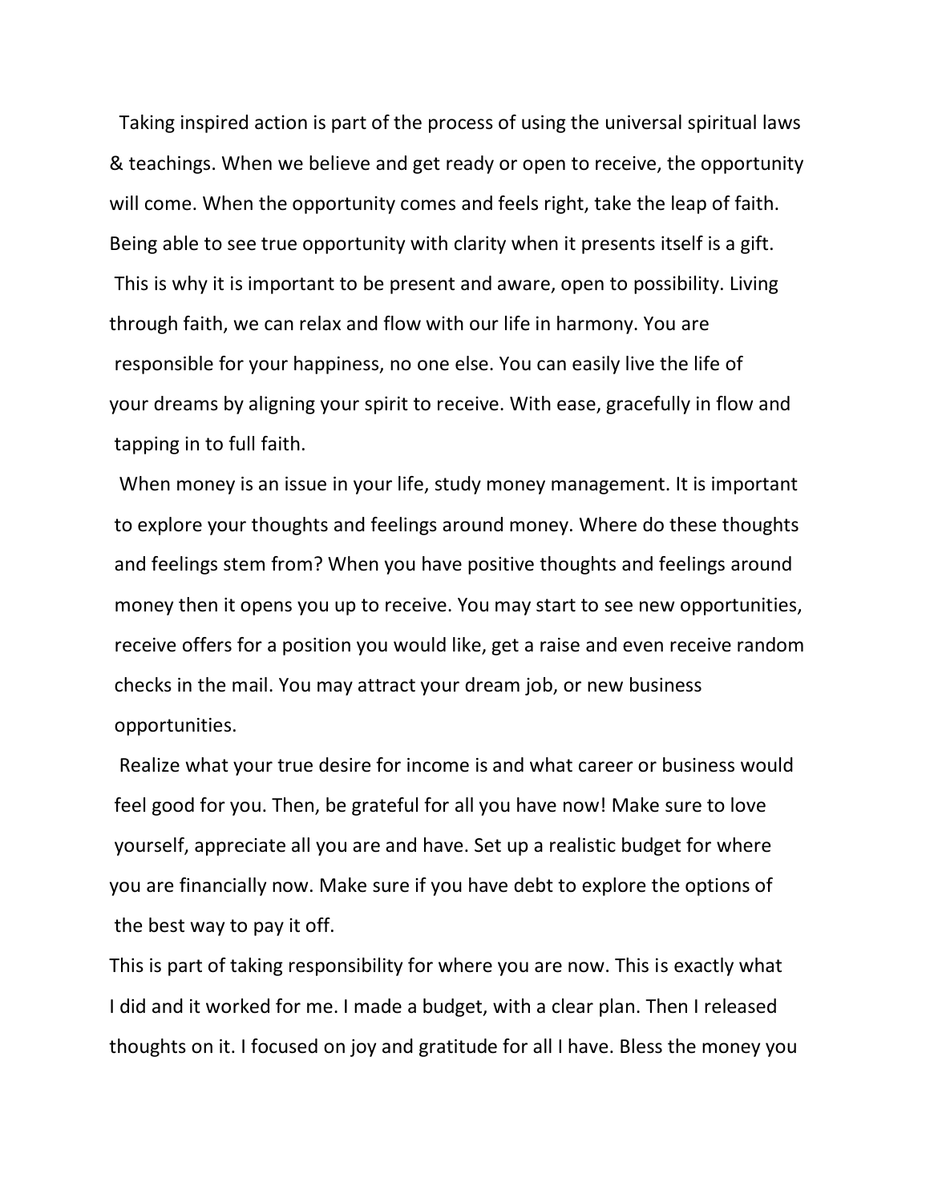Taking inspired action is part of the process of using the universal spiritual laws & teachings. When we believe and get ready or open to receive, the opportunity will come. When the opportunity comes and feels right, take the leap of faith. Being able to see true opportunity with clarity when it presents itself is a gift. This is why it is important to be present and aware, open to possibility. Living through faith, we can relax and flow with our life in harmony. You are responsible for your happiness, no one else. You can easily live the life of your dreams by aligning your spirit to receive. With ease, gracefully in flow and tapping in to full faith.

When money is an issue in your life, study money management. It is important to explore your thoughts and feelings around money. Where do these thoughts and feelings stem from? When you have positive thoughts and feelings around money then it opens you up to receive. You may start to see new opportunities, receive offers for a position you would like, get a raise and even receive random checks in the mail. You may attract your dream job, or new business opportunities.

Realize what your true desire for income is and what career or business would feel good for you. Then, be grateful for all you have now! Make sure to love yourself, appreciate all you are and have. Set up a realistic budget for where you are financially now. Make sure if you have debt to explore the options of the best way to pay it off.

This is part of taking responsibility for where you are now. This is exactly what I did and it worked for me. I made a budget, with a clear plan. Then I released thoughts on it. I focused on joy and gratitude for all I have. Bless the money you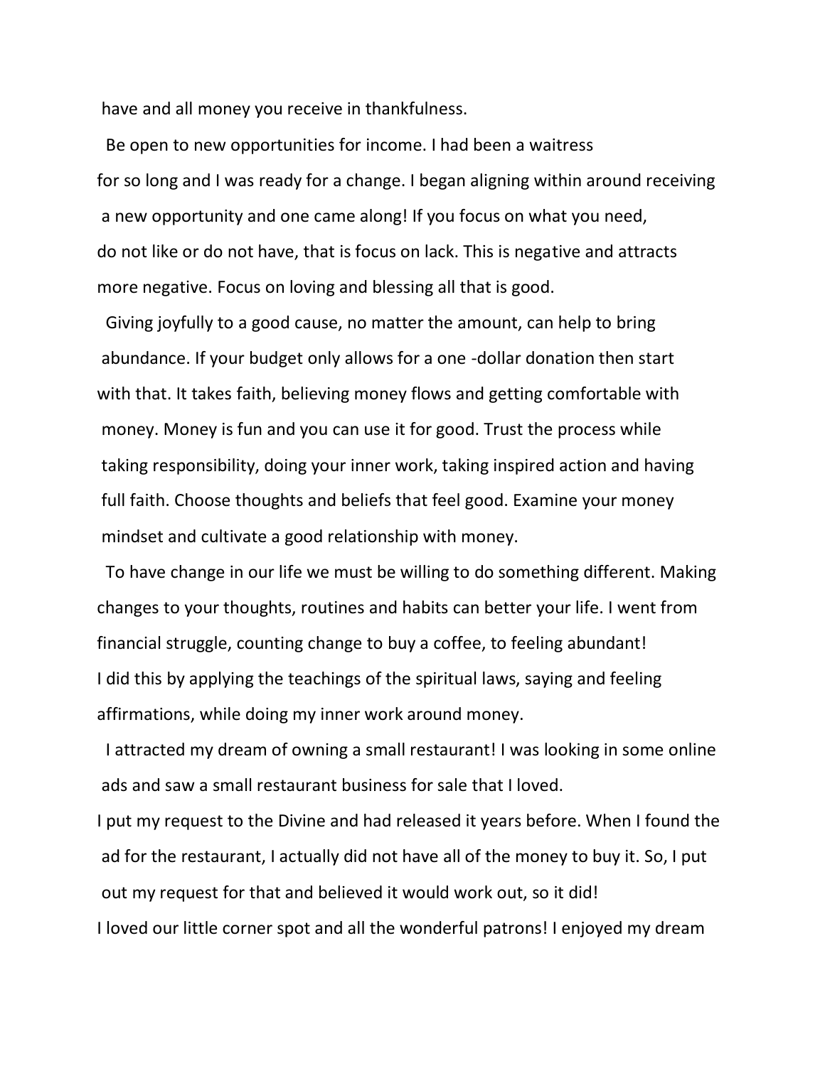have and all money you receive in thankfulness.

Be open to new opportunities for income. I had been a waitress for so long and I was ready for a change. I began aligning within around receiving a new opportunity and one came along! If you focus on what you need, do not like or do not have, that is focus on lack. This is negative and attracts more negative. Focus on loving and blessing all that is good.

Giving joyfully to a good cause, no matter the amount, can help to bring abundance. If your budget only allows for a one -dollar donation then start with that. It takes faith, believing money flows and getting comfortable with money. Money is fun and you can use it for good. Trust the process while taking responsibility, doing your inner work, taking inspired action and having full faith. Choose thoughts and beliefs that feel good. Examine your money mindset and cultivate a good relationship with money.

To have change in our life we must be willing to do something different. Making changes to your thoughts, routines and habits can better your life. I went from financial struggle, counting change to buy a coffee, to feeling abundant! I did this by applying the teachings of the spiritual laws, saying and feeling affirmations, while doing my inner work around money.

I attracted my dream of owning a small restaurant! I was looking in some online ads and saw a small restaurant business for sale that I loved.
I put my request to the Divine and had released it years before. When I found the ad for the restaurant, I actually did not have all of the money to buy it. So, I put out my request for that and believed it would work out, so it did!
I loved our little corner spot and all the wonderful patrons! I enjoyed my dream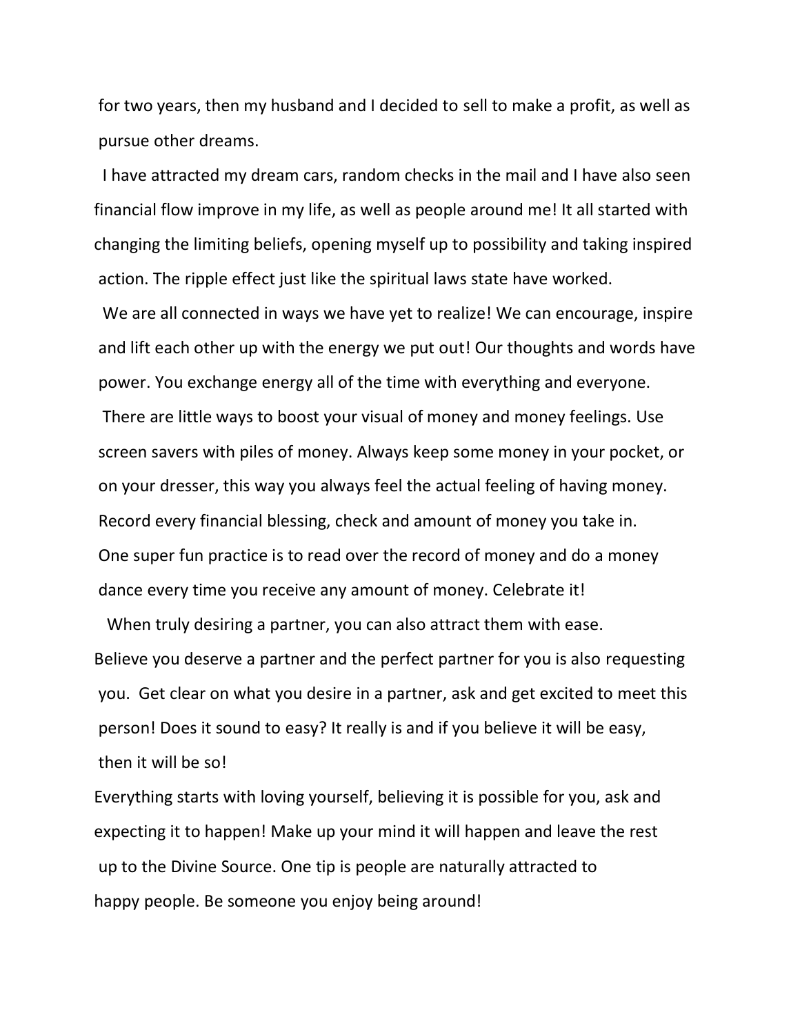for two years, then my husband and I decided to sell to make a profit, as well as pursue other dreams.

I have attracted my dream cars, random checks in the mail and I have also seen financial flow improve in my life, as well as people around me! It all started with changing the limiting beliefs, opening myself up to possibility and taking inspired action. The ripple effect just like the spiritual laws state have worked.

We are all connected in ways we have yet to realize! We can encourage, inspire and lift each other up with the energy we put out! Our thoughts and words have power. You exchange energy all of the time with everything and everyone.

There are little ways to boost your visual of money and money feelings. Use screen savers with piles of money. Always keep some money in your pocket, or on your dresser, this way you always feel the actual feeling of having money. Record every financial blessing, check and amount of money you take in. One super fun practice is to read over the record of money and do a money dance every time you receive any amount of money. Celebrate it!

When truly desiring a partner, you can also attract them with ease. Believe you deserve a partner and the perfect partner for you is also requesting you. Get clear on what you desire in a partner, ask and get excited to meet this person! Does it sound to easy? It really is and if you believe it will be easy, then it will be so!

Everything starts with loving yourself, believing it is possible for you, ask and expecting it to happen! Make up your mind it will happen and leave the rest up to the Divine Source. One tip is people are naturally attracted to happy people. Be someone you enjoy being around!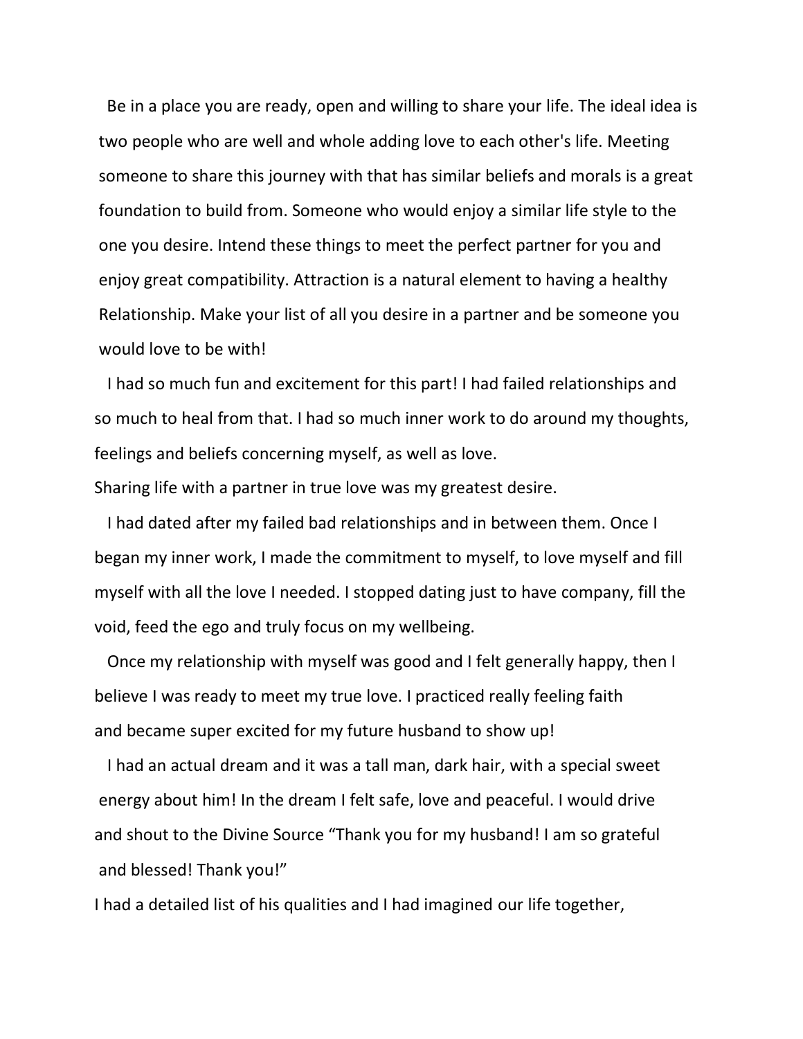Be in a place you are ready, open and willing to share your life. The ideal idea is two people who are well and whole adding love to each other's life. Meeting someone to share this journey with that has similar beliefs and morals is a great foundation to build from. Someone who would enjoy a similar life style to the one you desire. Intend these things to meet the perfect partner for you and enjoy great compatibility. Attraction is a natural element to having a healthy Relationship. Make your list of all you desire in a partner and be someone you would love to be with!

I had so much fun and excitement for this part! I had failed relationships and so much to heal from that. I had so much inner work to do around my thoughts, feelings and beliefs concerning myself, as well as love.
Sharing life with a partner in true love was my greatest desire.

I had dated after my failed bad relationships and in between them. Once I began my inner work, I made the commitment to myself, to love myself and fill myself with all the love I needed. I stopped dating just to have company, fill the void, feed the ego and truly focus on my wellbeing.

Once my relationship with myself was good and I felt generally happy, then I believe I was ready to meet my true love. I practiced really feeling faith and became super excited for my future husband to show up!

I had an actual dream and it was a tall man, dark hair, with a special sweet energy about him! In the dream I felt safe, love and peaceful. I would drive and shout to the Divine Source "Thank you for my husband! I am so grateful and blessed! Thank you!"

I had a detailed list of his qualities and I had imagined our life together,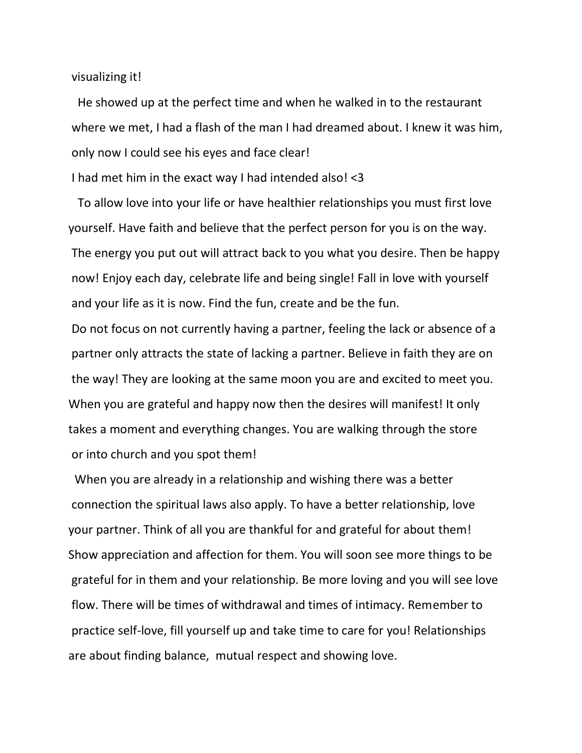visualizing it!

He showed up at the perfect time and when he walked in to the restaurant where we met, I had a flash of the man I had dreamed about. I knew it was him, only now I could see his eyes and face clear!

I had met him in the exact way I had intended also! <3

To allow love into your life or have healthier relationships you must first love yourself. Have faith and believe that the perfect person for you is on the way. The energy you put out will attract back to you what you desire. Then be happy now! Enjoy each day, celebrate life and being single! Fall in love with yourself and your life as it is now. Find the fun, create and be the fun.

Do not focus on not currently having a partner, feeling the lack or absence of a partner only attracts the state of lacking a partner. Believe in faith they are on the way! They are looking at the same moon you are and excited to meet you. When you are grateful and happy now then the desires will manifest! It only takes a moment and everything changes. You are walking through the store or into church and you spot them!

When you are already in a relationship and wishing there was a better connection the spiritual laws also apply. To have a better relationship, love your partner. Think of all you are thankful for and grateful for about them! Show appreciation and affection for them. You will soon see more things to be grateful for in them and your relationship. Be more loving and you will see love flow. There will be times of withdrawal and times of intimacy. Remember to practice self-love, fill yourself up and take time to care for you! Relationships are about finding balance, mutual respect and showing love.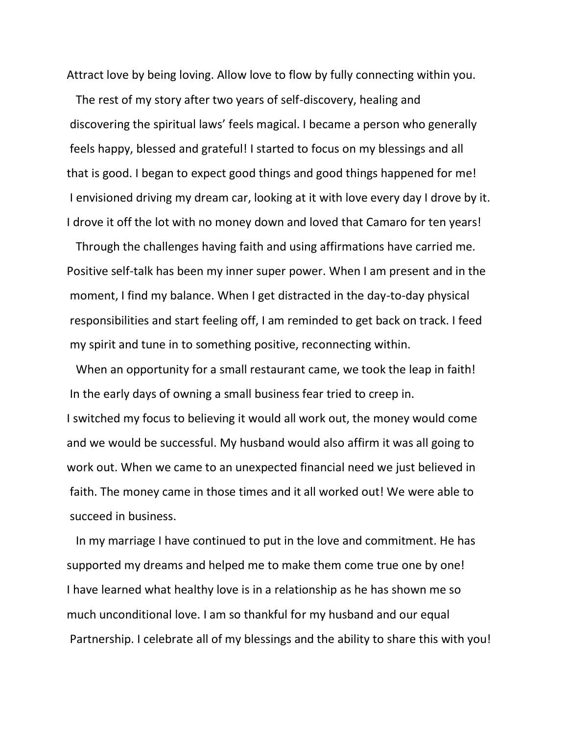Attract love by being loving. Allow love to flow by fully connecting within you.

The rest of my story after two years of self-discovery, healing and discovering the spiritual laws' feels magical. I became a person who generally feels happy, blessed and grateful! I started to focus on my blessings and all that is good. I began to expect good things and good things happened for me! I envisioned driving my dream car, looking at it with love every day I drove by it. I drove it off the lot with no money down and loved that Camaro for ten years!

Through the challenges having faith and using affirmations have carried me. Positive self-talk has been my inner super power. When I am present and in the moment, I find my balance. When I get distracted in the day-to-day physical responsibilities and start feeling off, I am reminded to get back on track. I feed my spirit and tune in to something positive, reconnecting within.

When an opportunity for a small restaurant came, we took the leap in faith! In the early days of owning a small business fear tried to creep in. I switched my focus to believing it would all work out, the money would come and we would be successful. My husband would also affirm it was all going to work out. When we came to an unexpected financial need we just believed in faith. The money came in those times and it all worked out! We were able to succeed in business.

In my marriage I have continued to put in the love and commitment. He has supported my dreams and helped me to make them come true one by one! I have learned what healthy love is in a relationship as he has shown me so much unconditional love. I am so thankful for my husband and our equal Partnership. I celebrate all of my blessings and the ability to share this with you!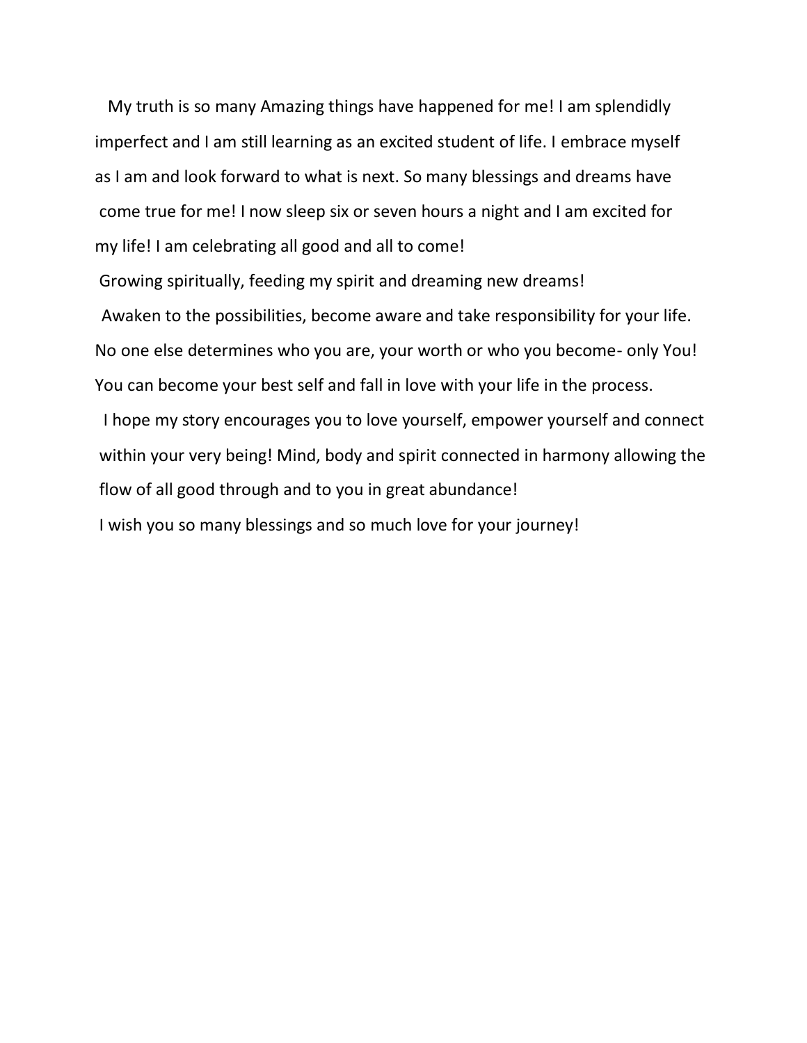My truth is so many Amazing things have happened for me! I am splendidly imperfect and I am still learning as an excited student of life. I embrace myself as I am and look forward to what is next. So many blessings and dreams have come true for me! I now sleep six or seven hours a night and I am excited for my life! I am celebrating all good and all to come!

Growing spiritually, feeding my spirit and dreaming new dreams!

Awaken to the possibilities, become aware and take responsibility for your life. No one else determines who you are, your worth or who you become- only You! You can become your best self and fall in love with your life in the process.

I hope my story encourages you to love yourself, empower yourself and connect within your very being! Mind, body and spirit connected in harmony allowing the flow of all good through and to you in great abundance!

I wish you so many blessings and so much love for your journey!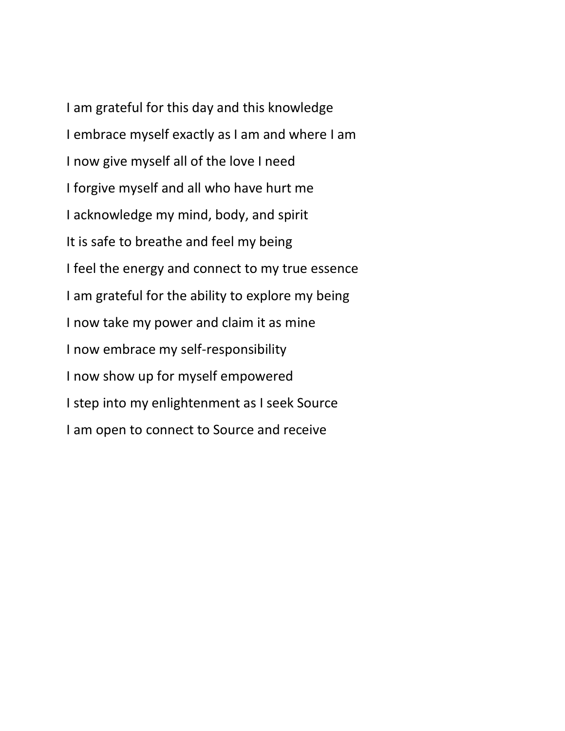I am grateful for this day and this knowledge

I embrace myself exactly as I am and where I am

I now give myself all of the love I need

I forgive myself and all who have hurt me

I acknowledge my mind, body, and spirit

It is safe to breathe and feel my being

I feel the energy and connect to my true essence

I am grateful for the ability to explore my being

I now take my power and claim it as mine

I now embrace my self-responsibility

I now show up for myself empowered

I step into my enlightenment as I seek Source

I am open to connect to Source and receive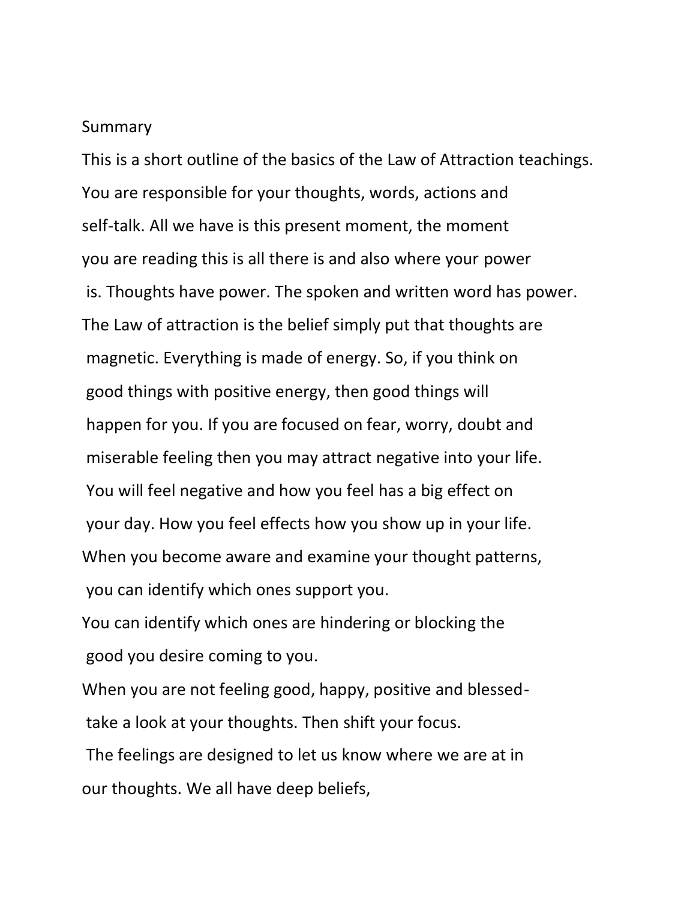## Summary

This is a short outline of the basics of the Law of Attraction teachings. You are responsible for your thoughts, words, actions and self-talk. All we have is this present moment, the moment you are reading this is all there is and also where your power is. Thoughts have power. The spoken and written word has power. The Law of attraction is the belief simply put that thoughts are magnetic. Everything is made of energy. So, if you think on good things with positive energy, then good things will happen for you. If you are focused on fear, worry, doubt and miserable feeling then you may attract negative into your life. You will feel negative and how you feel has a big effect on your day. How you feel effects how you show up in your life.

When you become aware and examine your thought patterns, you can identify which ones support you.

You can identify which ones are hindering or blocking the good you desire coming to you.

When you are not feeling good, happy, positive and blessed- take a look at your thoughts. Then shift your focus.

The feelings are designed to let us know where we are at in our thoughts. We all have deep beliefs,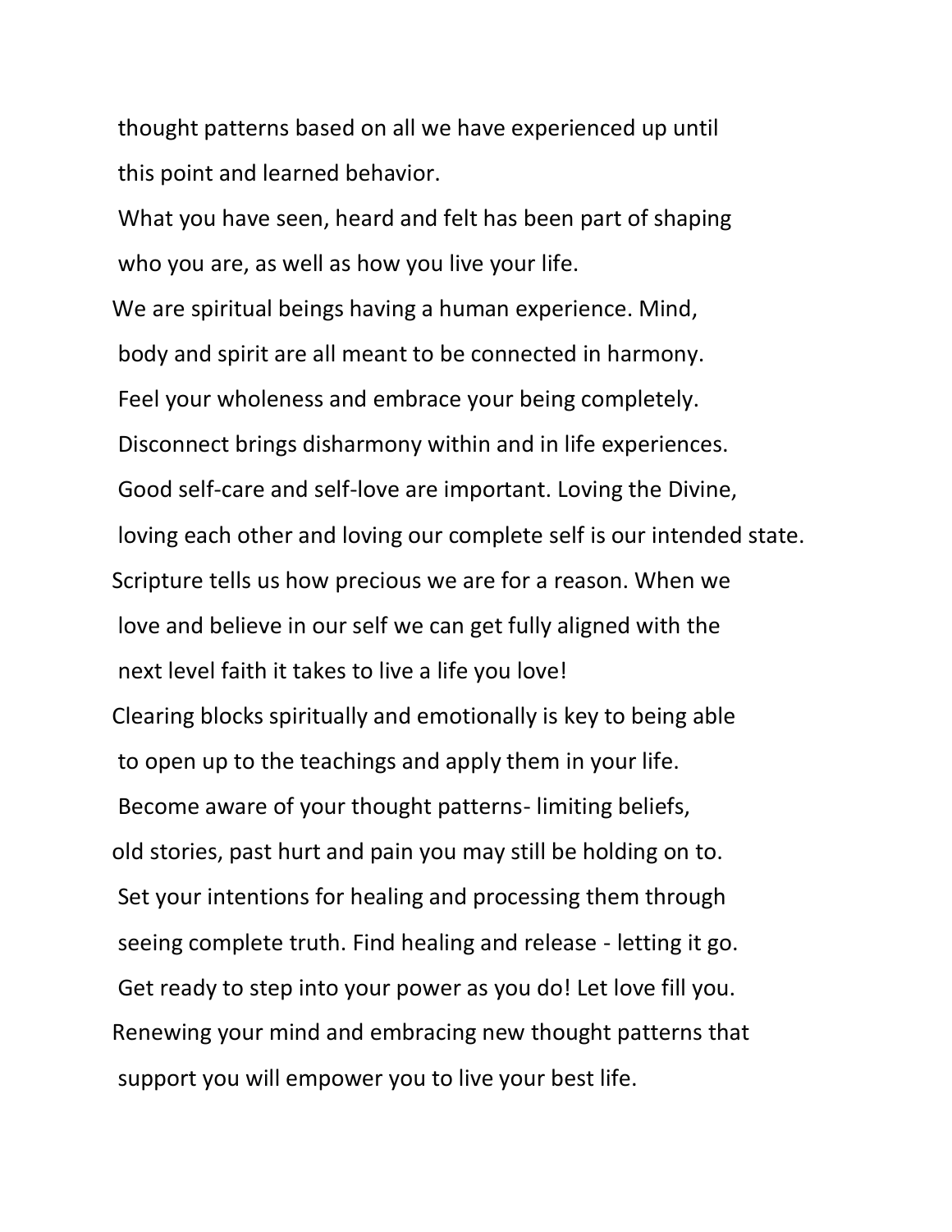thought patterns based on all we have experienced up until this point and learned behavior.

What you have seen, heard and felt has been part of shaping who you are, as well as how you live your life.

We are spiritual beings having a human experience. Mind, body and spirit are all meant to be connected in harmony. Feel your wholeness and embrace your being completely. Disconnect brings disharmony within and in life experiences. Good self-care and self-love are important. Loving the Divine, loving each other and loving our complete self is our intended state.

Scripture tells us how precious we are for a reason. When we love and believe in our self we can get fully aligned with the next level faith it takes to live a life you love!

Clearing blocks spiritually and emotionally is key to being able to open up to the teachings and apply them in your life. Become aware of your thought patterns- limiting beliefs, old stories, past hurt and pain you may still be holding on to. Set your intentions for healing and processing them through seeing complete truth. Find healing and release - letting it go. Get ready to step into your power as you do! Let love fill you.

Renewing your mind and embracing new thought patterns that support you will empower you to live your best life.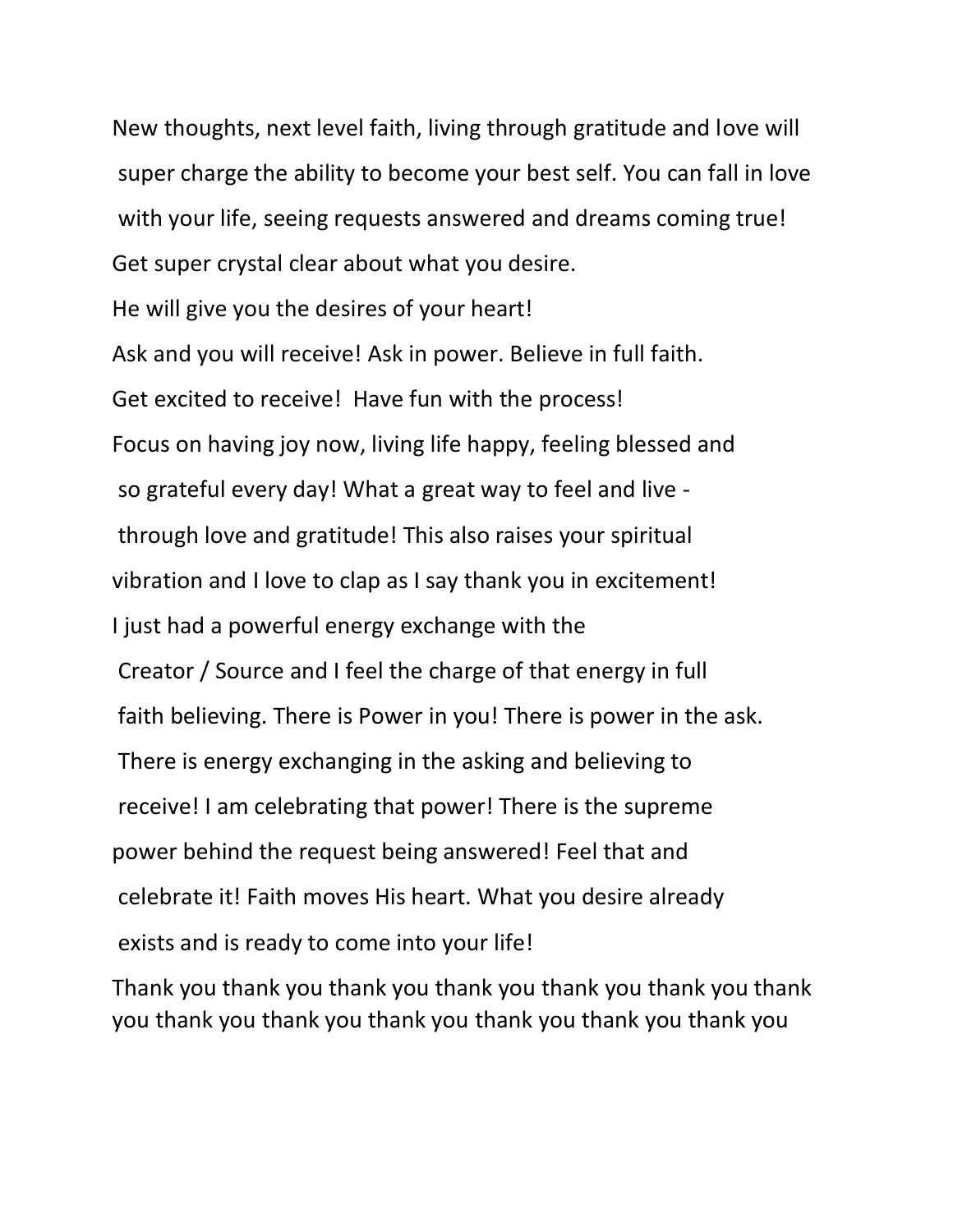New thoughts, next level faith, living through gratitude and love will super charge the ability to become your best self. You can fall in love with your life, seeing requests answered and dreams coming true!

Get super crystal clear about what you desire.

He will give you the desires of your heart!

Ask and you will receive! Ask in power. Believe in full faith.

Get excited to receive! Have fun with the process!

Focus on having joy now, living life happy, feeling blessed and so grateful every day! What a great way to feel and live - through love and gratitude! This also raises your spiritual vibration and I love to clap as I say thank you in excitement!

I just had a powerful energy exchange with the Creator / Source and I feel the charge of that energy in full faith believing. There is Power in you! There is power in the ask. There is energy exchanging in the asking and believing to receive! I am celebrating that power! There is the supreme power behind the request being answered! Feel that and celebrate it! Faith moves His heart. What you desire already exists and is ready to come into your life!

Thank you thank you thank you thank you thank you thank you thank you thank you thank you thank you thank you thank you thank you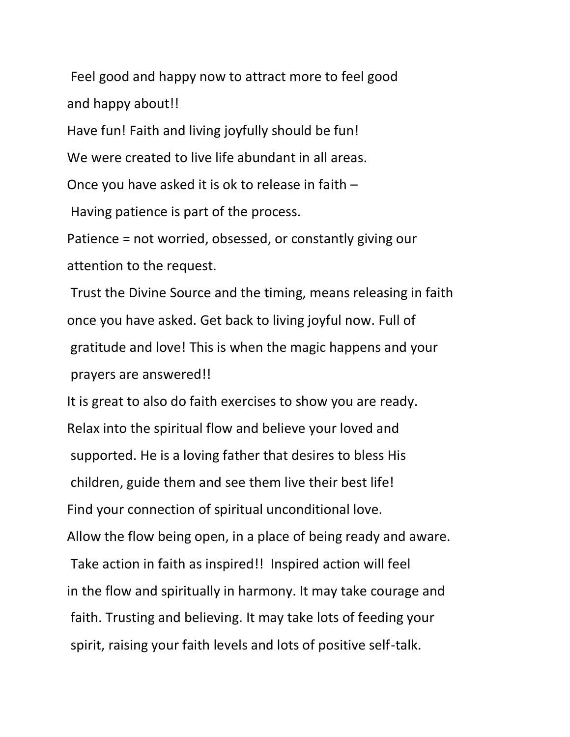Feel good and happy now to attract more to feel good and happy about!!

Have fun! Faith and living joyfully should be fun!

We were created to live life abundant in all areas.

Once you have asked it is ok to release in faith –

Having patience is part of the process.

Patience = not worried, obsessed, or constantly giving our attention to the request.

Trust the Divine Source and the timing, means releasing in faith once you have asked. Get back to living joyful now. Full of gratitude and love! This is when the magic happens and your prayers are answered!!

It is great to also do faith exercises to show you are ready.

Relax into the spiritual flow and believe your loved and supported. He is a loving father that desires to bless His children, guide them and see them live their best life!

Find your connection of spiritual unconditional love.

Allow the flow being open, in a place of being ready and aware.

Take action in faith as inspired!! Inspired action will feel in the flow and spiritually in harmony. It may take courage and faith. Trusting and believing. It may take lots of feeding your spirit, raising your faith levels and lots of positive self-talk.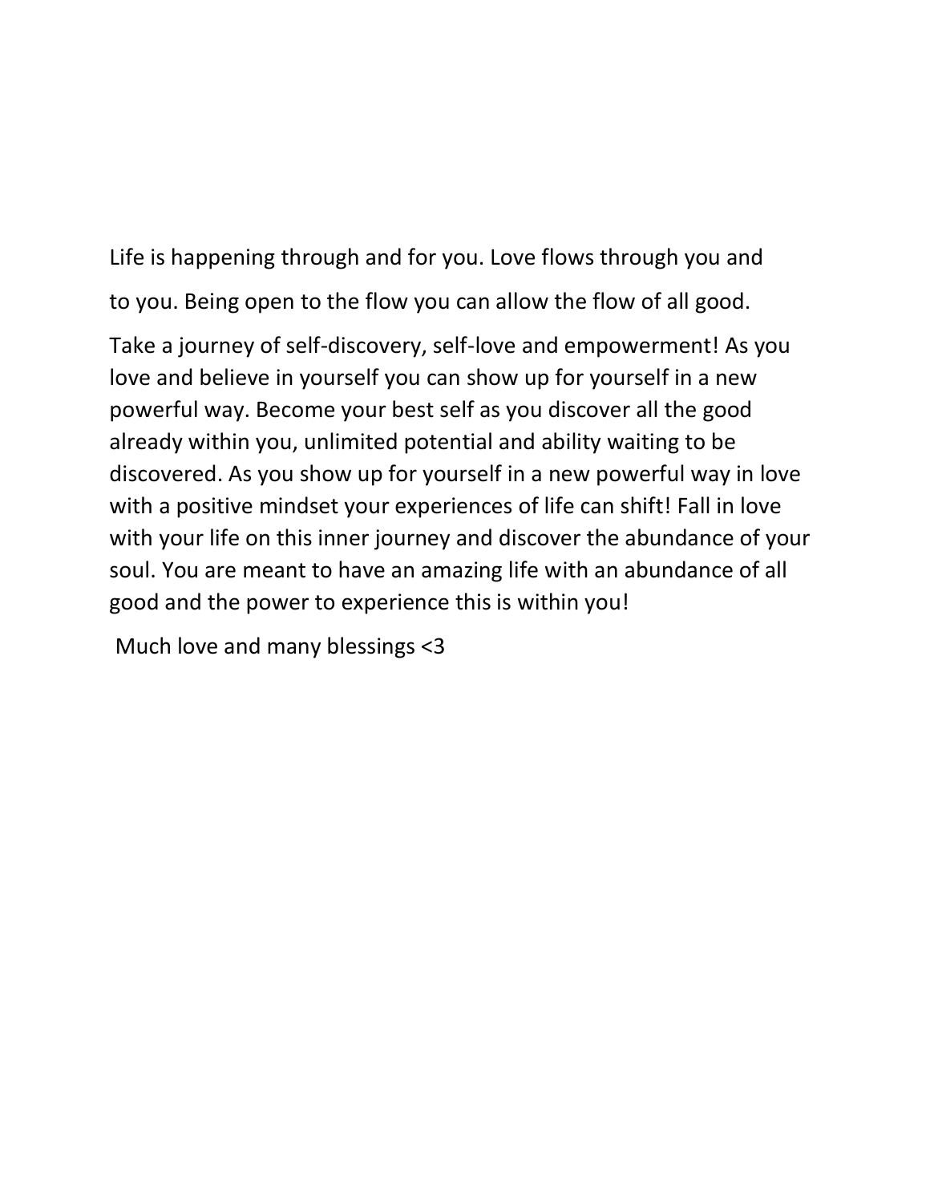Life is happening through and for you. Love flows through you and to you. Being open to the flow you can allow the flow of all good.

Take a journey of self-discovery, self-love and empowerment! As you love and believe in yourself you can show up for yourself in a new powerful way. Become your best self as you discover all the good already within you, unlimited potential and ability waiting to be discovered. As you show up for yourself in a new powerful way in love with a positive mindset your experiences of life can shift! Fall in love with your life on this inner journey and discover the abundance of your soul. You are meant to have an amazing life with an abundance of all good and the power to experience this is within you!

Much love and many blessings <3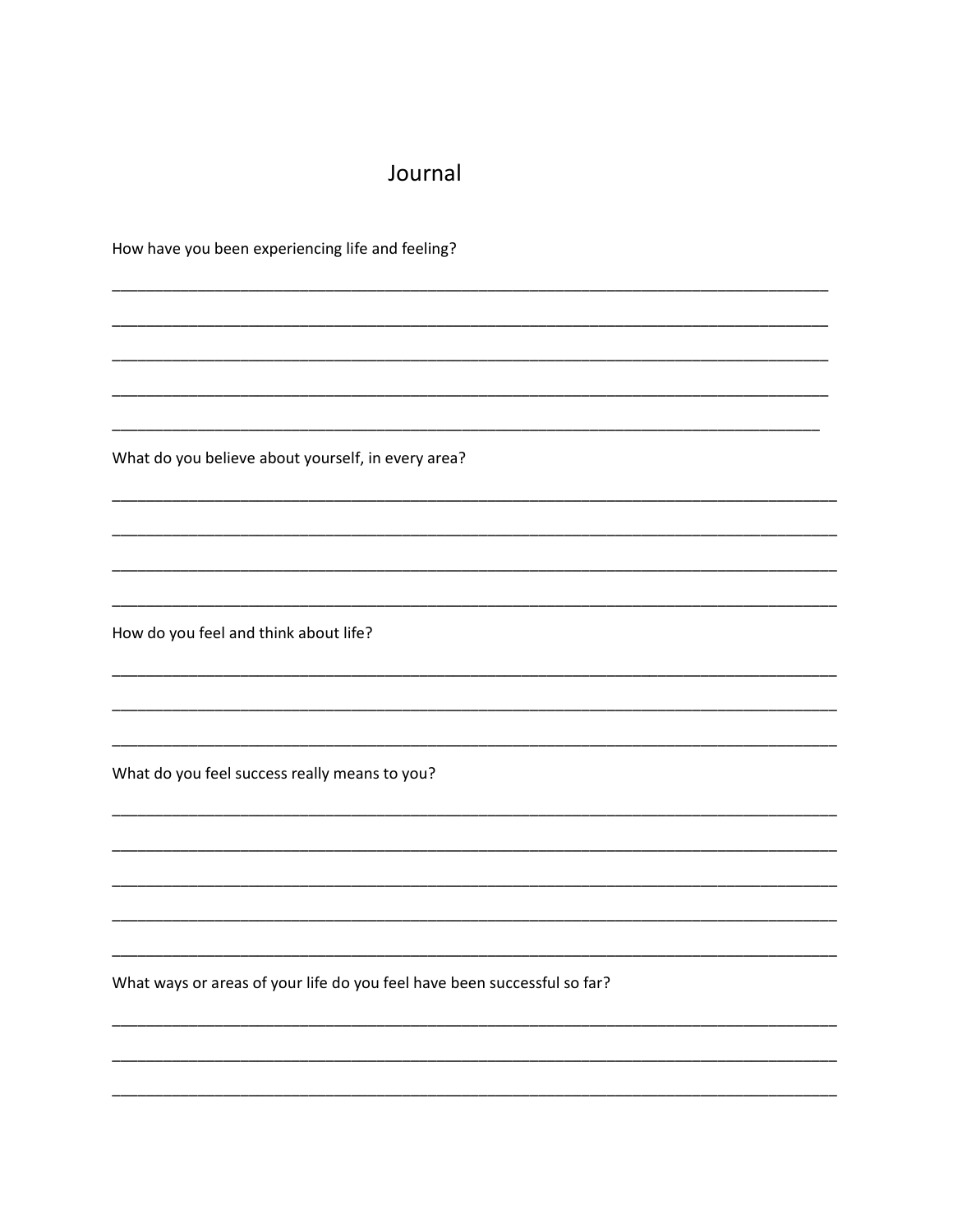# Journal

How have you been experiencing life and feeling?

______________________________________________________________________________

______________________________________________________________________________

______________________________________________________________________________

______________________________________________________________________________

______________________________________________________________________________

What do you believe about yourself, in every area?

______________________________________________________________________________

______________________________________________________________________________

______________________________________________________________________________

______________________________________________________________________________

How do you feel and think about life?

______________________________________________________________________________

______________________________________________________________________________

______________________________________________________________________________

What do you feel success really means to you?

______________________________________________________________________________

______________________________________________________________________________

______________________________________________________________________________

______________________________________________________________________________

______________________________________________________________________________

What ways or areas of your life do you feel have been successful so far?

______________________________________________________________________________

______________________________________________________________________________

______________________________________________________________________________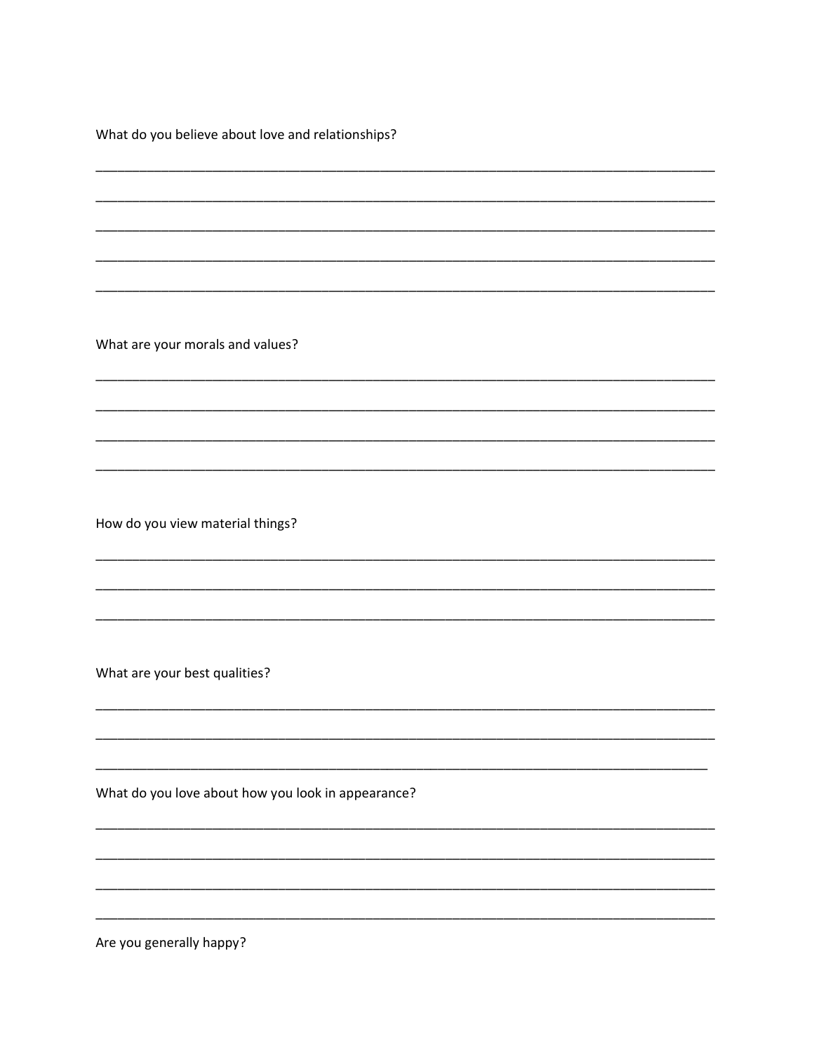What do you believe about love and relationships?

______________________________________________________________________________

______________________________________________________________________________

______________________________________________________________________________

______________________________________________________________________________

______________________________________________________________________________

What are your morals and values?

______________________________________________________________________________

______________________________________________________________________________

______________________________________________________________________________

______________________________________________________________________________

How do you view material things?

______________________________________________________________________________

______________________________________________________________________________

______________________________________________________________________________

What are your best qualities?

______________________________________________________________________________

______________________________________________________________________________

_____________________________________________________________________________

What do you love about how you look in appearance?

______________________________________________________________________________

______________________________________________________________________________

______________________________________________________________________________

______________________________________________________________________________

Are you generally happy?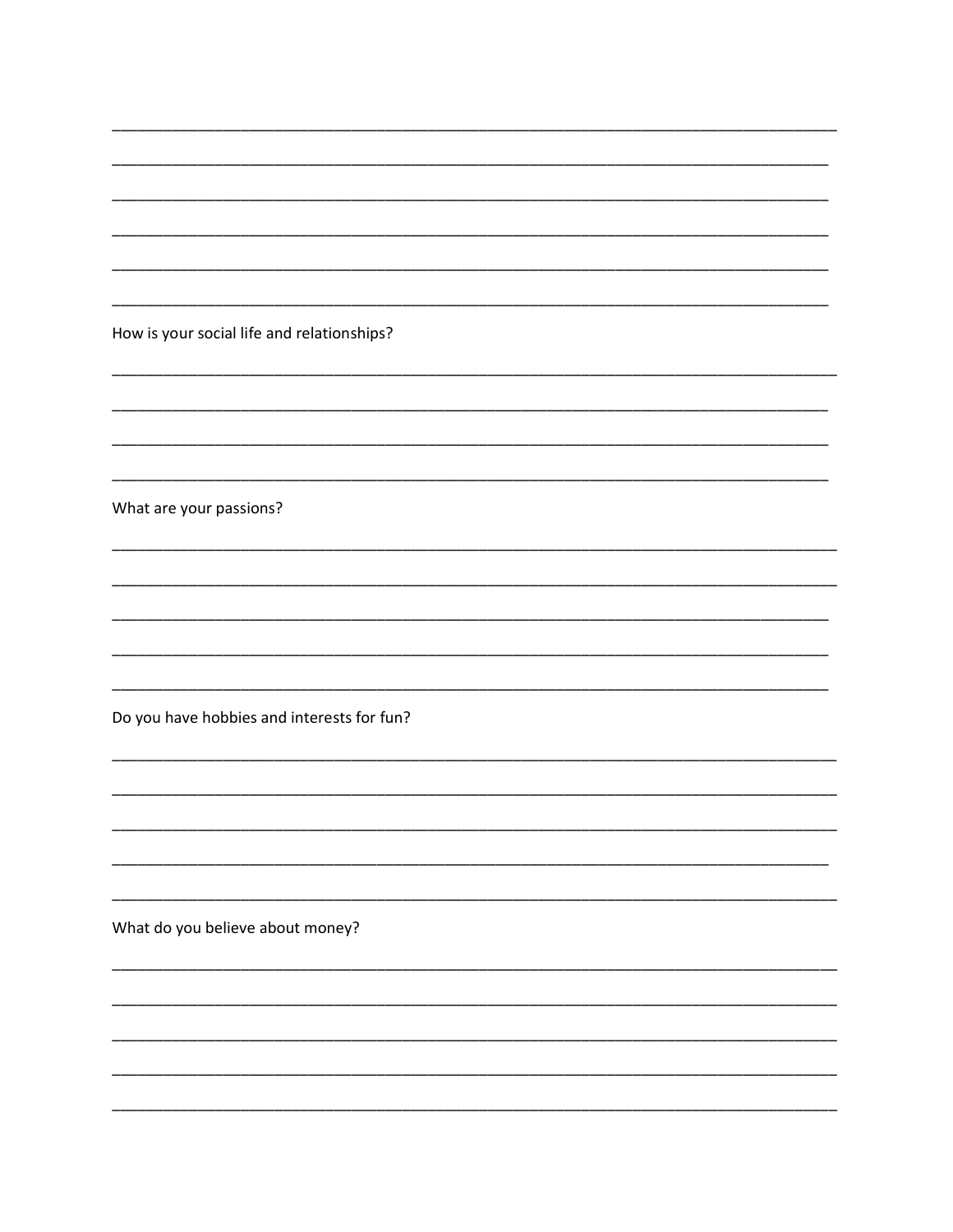\_\_\_\_\_\_\_\_\_\_\_\_\_\_\_\_\_\_\_\_\_\_\_\_\_\_\_\_\_\_\_\_\_\_\_\_\_\_\_\_\_\_\_\_\_\_\_\_\_\_\_\_\_\_\_\_\_\_\_\_\_\_\_\_\_\_\_\_\_\_\_\_\_\_\_\_\_\_\_\_\_\_\_\_\_\_

\_\_\_\_\_\_\_\_\_\_\_\_\_\_\_\_\_\_\_\_\_\_\_\_\_\_\_\_\_\_\_\_\_\_\_\_\_\_\_\_\_\_\_\_\_\_\_\_\_\_\_\_\_\_\_\_\_\_\_\_\_\_\_\_\_\_\_\_\_\_\_\_\_\_\_\_\_\_\_\_\_\_\_\_\_

\_\_\_\_\_\_\_\_\_\_\_\_\_\_\_\_\_\_\_\_\_\_\_\_\_\_\_\_\_\_\_\_\_\_\_\_\_\_\_\_\_\_\_\_\_\_\_\_\_\_\_\_\_\_\_\_\_\_\_\_\_\_\_\_\_\_\_\_\_\_\_\_\_\_\_\_\_\_\_\_\_\_\_\_\_

\_\_\_\_\_\_\_\_\_\_\_\_\_\_\_\_\_\_\_\_\_\_\_\_\_\_\_\_\_\_\_\_\_\_\_\_\_\_\_\_\_\_\_\_\_\_\_\_\_\_\_\_\_\_\_\_\_\_\_\_\_\_\_\_\_\_\_\_\_\_\_\_\_\_\_\_\_\_\_\_\_\_\_\_\_

\_\_\_\_\_\_\_\_\_\_\_\_\_\_\_\_\_\_\_\_\_\_\_\_\_\_\_\_\_\_\_\_\_\_\_\_\_\_\_\_\_\_\_\_\_\_\_\_\_\_\_\_\_\_\_\_\_\_\_\_\_\_\_\_\_\_\_\_\_\_\_\_\_\_\_\_\_\_\_\_\_\_\_\_\_

\_\_\_\_\_\_\_\_\_\_\_\_\_\_\_\_\_\_\_\_\_\_\_\_\_\_\_\_\_\_\_\_\_\_\_\_\_\_\_\_\_\_\_\_\_\_\_\_\_\_\_\_\_\_\_\_\_\_\_\_\_\_\_\_\_\_\_\_\_\_\_\_\_\_\_\_\_\_\_\_\_\_\_\_\_

How is your social life and relationships?

\_\_\_\_\_\_\_\_\_\_\_\_\_\_\_\_\_\_\_\_\_\_\_\_\_\_\_\_\_\_\_\_\_\_\_\_\_\_\_\_\_\_\_\_\_\_\_\_\_\_\_\_\_\_\_\_\_\_\_\_\_\_\_\_\_\_\_\_\_\_\_\_\_\_\_\_\_\_\_\_\_\_\_\_\_\_

\_\_\_\_\_\_\_\_\_\_\_\_\_\_\_\_\_\_\_\_\_\_\_\_\_\_\_\_\_\_\_\_\_\_\_\_\_\_\_\_\_\_\_\_\_\_\_\_\_\_\_\_\_\_\_\_\_\_\_\_\_\_\_\_\_\_\_\_\_\_\_\_\_\_\_\_\_\_\_\_\_\_\_\_\_

\_\_\_\_\_\_\_\_\_\_\_\_\_\_\_\_\_\_\_\_\_\_\_\_\_\_\_\_\_\_\_\_\_\_\_\_\_\_\_\_\_\_\_\_\_\_\_\_\_\_\_\_\_\_\_\_\_\_\_\_\_\_\_\_\_\_\_\_\_\_\_\_\_\_\_\_\_\_\_\_\_\_\_\_\_

\_\_\_\_\_\_\_\_\_\_\_\_\_\_\_\_\_\_\_\_\_\_\_\_\_\_\_\_\_\_\_\_\_\_\_\_\_\_\_\_\_\_\_\_\_\_\_\_\_\_\_\_\_\_\_\_\_\_\_\_\_\_\_\_\_\_\_\_\_\_\_\_\_\_\_\_\_\_\_\_\_\_\_\_\_

What are your passions?

\_\_\_\_\_\_\_\_\_\_\_\_\_\_\_\_\_\_\_\_\_\_\_\_\_\_\_\_\_\_\_\_\_\_\_\_\_\_\_\_\_\_\_\_\_\_\_\_\_\_\_\_\_\_\_\_\_\_\_\_\_\_\_\_\_\_\_\_\_\_\_\_\_\_\_\_\_\_\_\_\_\_\_\_\_\_

\_\_\_\_\_\_\_\_\_\_\_\_\_\_\_\_\_\_\_\_\_\_\_\_\_\_\_\_\_\_\_\_\_\_\_\_\_\_\_\_\_\_\_\_\_\_\_\_\_\_\_\_\_\_\_\_\_\_\_\_\_\_\_\_\_\_\_\_\_\_\_\_\_\_\_\_\_\_\_\_\_\_\_\_\_\_

\_\_\_\_\_\_\_\_\_\_\_\_\_\_\_\_\_\_\_\_\_\_\_\_\_\_\_\_\_\_\_\_\_\_\_\_\_\_\_\_\_\_\_\_\_\_\_\_\_\_\_\_\_\_\_\_\_\_\_\_\_\_\_\_\_\_\_\_\_\_\_\_\_\_\_\_\_\_\_\_\_\_\_\_\_

\_\_\_\_\_\_\_\_\_\_\_\_\_\_\_\_\_\_\_\_\_\_\_\_\_\_\_\_\_\_\_\_\_\_\_\_\_\_\_\_\_\_\_\_\_\_\_\_\_\_\_\_\_\_\_\_\_\_\_\_\_\_\_\_\_\_\_\_\_\_\_\_\_\_\_\_\_\_\_\_\_\_\_\_\_

\_\_\_\_\_\_\_\_\_\_\_\_\_\_\_\_\_\_\_\_\_\_\_\_\_\_\_\_\_\_\_\_\_\_\_\_\_\_\_\_\_\_\_\_\_\_\_\_\_\_\_\_\_\_\_\_\_\_\_\_\_\_\_\_\_\_\_\_\_\_\_\_\_\_\_\_\_\_\_\_\_\_\_\_\_

Do you have hobbies and interests for fun?

\_\_\_\_\_\_\_\_\_\_\_\_\_\_\_\_\_\_\_\_\_\_\_\_\_\_\_\_\_\_\_\_\_\_\_\_\_\_\_\_\_\_\_\_\_\_\_\_\_\_\_\_\_\_\_\_\_\_\_\_\_\_\_\_\_\_\_\_\_\_\_\_\_\_\_\_\_\_\_\_\_\_\_\_\_\_

\_\_\_\_\_\_\_\_\_\_\_\_\_\_\_\_\_\_\_\_\_\_\_\_\_\_\_\_\_\_\_\_\_\_\_\_\_\_\_\_\_\_\_\_\_\_\_\_\_\_\_\_\_\_\_\_\_\_\_\_\_\_\_\_\_\_\_\_\_\_\_\_\_\_\_\_\_\_\_\_\_\_\_\_\_\_

\_\_\_\_\_\_\_\_\_\_\_\_\_\_\_\_\_\_\_\_\_\_\_\_\_\_\_\_\_\_\_\_\_\_\_\_\_\_\_\_\_\_\_\_\_\_\_\_\_\_\_\_\_\_\_\_\_\_\_\_\_\_\_\_\_\_\_\_\_\_\_\_\_\_\_\_\_\_\_\_\_\_\_\_\_\_

\_\_\_\_\_\_\_\_\_\_\_\_\_\_\_\_\_\_\_\_\_\_\_\_\_\_\_\_\_\_\_\_\_\_\_\_\_\_\_\_\_\_\_\_\_\_\_\_\_\_\_\_\_\_\_\_\_\_\_\_\_\_\_\_\_\_\_\_\_\_\_\_\_\_\_\_\_\_\_\_\_\_\_\_\_

\_\_\_\_\_\_\_\_\_\_\_\_\_\_\_\_\_\_\_\_\_\_\_\_\_\_\_\_\_\_\_\_\_\_\_\_\_\_\_\_\_\_\_\_\_\_\_\_\_\_\_\_\_\_\_\_\_\_\_\_\_\_\_\_\_\_\_\_\_\_\_\_\_\_\_\_\_\_\_\_\_\_\_\_\_\_

What do you believe about money?

\_\_\_\_\_\_\_\_\_\_\_\_\_\_\_\_\_\_\_\_\_\_\_\_\_\_\_\_\_\_\_\_\_\_\_\_\_\_\_\_\_\_\_\_\_\_\_\_\_\_\_\_\_\_\_\_\_\_\_\_\_\_\_\_\_\_\_\_\_\_\_\_\_\_\_\_\_\_\_\_\_\_\_\_\_\_

\_\_\_\_\_\_\_\_\_\_\_\_\_\_\_\_\_\_\_\_\_\_\_\_\_\_\_\_\_\_\_\_\_\_\_\_\_\_\_\_\_\_\_\_\_\_\_\_\_\_\_\_\_\_\_\_\_\_\_\_\_\_\_\_\_\_\_\_\_\_\_\_\_\_\_\_\_\_\_\_\_\_\_\_\_\_

\_\_\_\_\_\_\_\_\_\_\_\_\_\_\_\_\_\_\_\_\_\_\_\_\_\_\_\_\_\_\_\_\_\_\_\_\_\_\_\_\_\_\_\_\_\_\_\_\_\_\_\_\_\_\_\_\_\_\_\_\_\_\_\_\_\_\_\_\_\_\_\_\_\_\_\_\_\_\_\_\_\_\_\_\_\_

\_\_\_\_\_\_\_\_\_\_\_\_\_\_\_\_\_\_\_\_\_\_\_\_\_\_\_\_\_\_\_\_\_\_\_\_\_\_\_\_\_\_\_\_\_\_\_\_\_\_\_\_\_\_\_\_\_\_\_\_\_\_\_\_\_\_\_\_\_\_\_\_\_\_\_\_\_\_\_\_\_\_\_\_\_\_

\_\_\_\_\_\_\_\_\_\_\_\_\_\_\_\_\_\_\_\_\_\_\_\_\_\_\_\_\_\_\_\_\_\_\_\_\_\_\_\_\_\_\_\_\_\_\_\_\_\_\_\_\_\_\_\_\_\_\_\_\_\_\_\_\_\_\_\_\_\_\_\_\_\_\_\_\_\_\_\_\_\_\_\_\_\_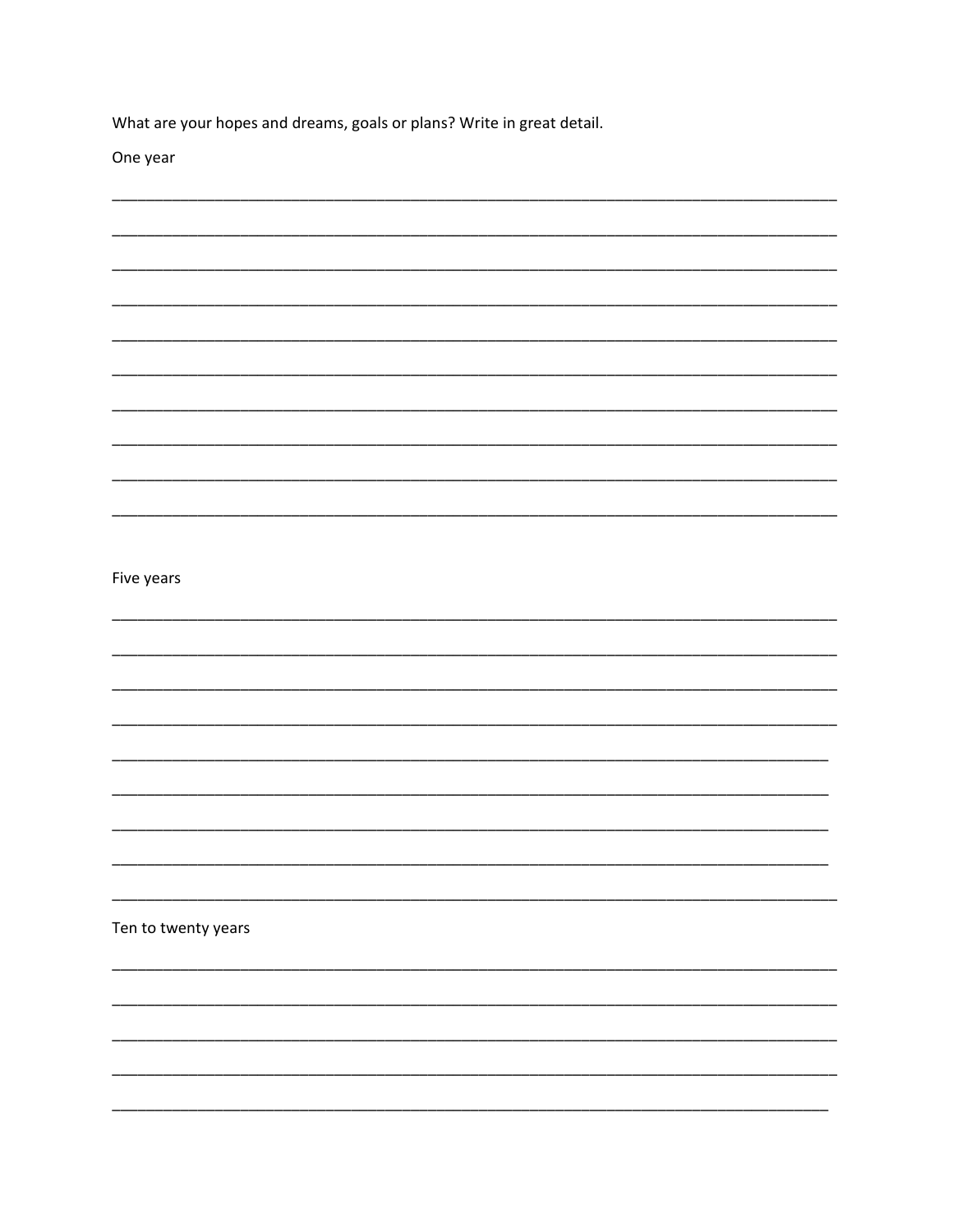What are your hopes and dreams, goals or plans? Write in great detail.

One year

______________________________________________________________________________

______________________________________________________________________________

______________________________________________________________________________

______________________________________________________________________________

______________________________________________________________________________

______________________________________________________________________________

______________________________________________________________________________

______________________________________________________________________________

______________________________________________________________________________

______________________________________________________________________________

Five years

______________________________________________________________________________

______________________________________________________________________________

______________________________________________________________________________

______________________________________________________________________________

_____________________________________________________________________________

_____________________________________________________________________________

_____________________________________________________________________________

_____________________________________________________________________________

______________________________________________________________________________

Ten to twenty years

______________________________________________________________________________

______________________________________________________________________________

______________________________________________________________________________

______________________________________________________________________________

_____________________________________________________________________________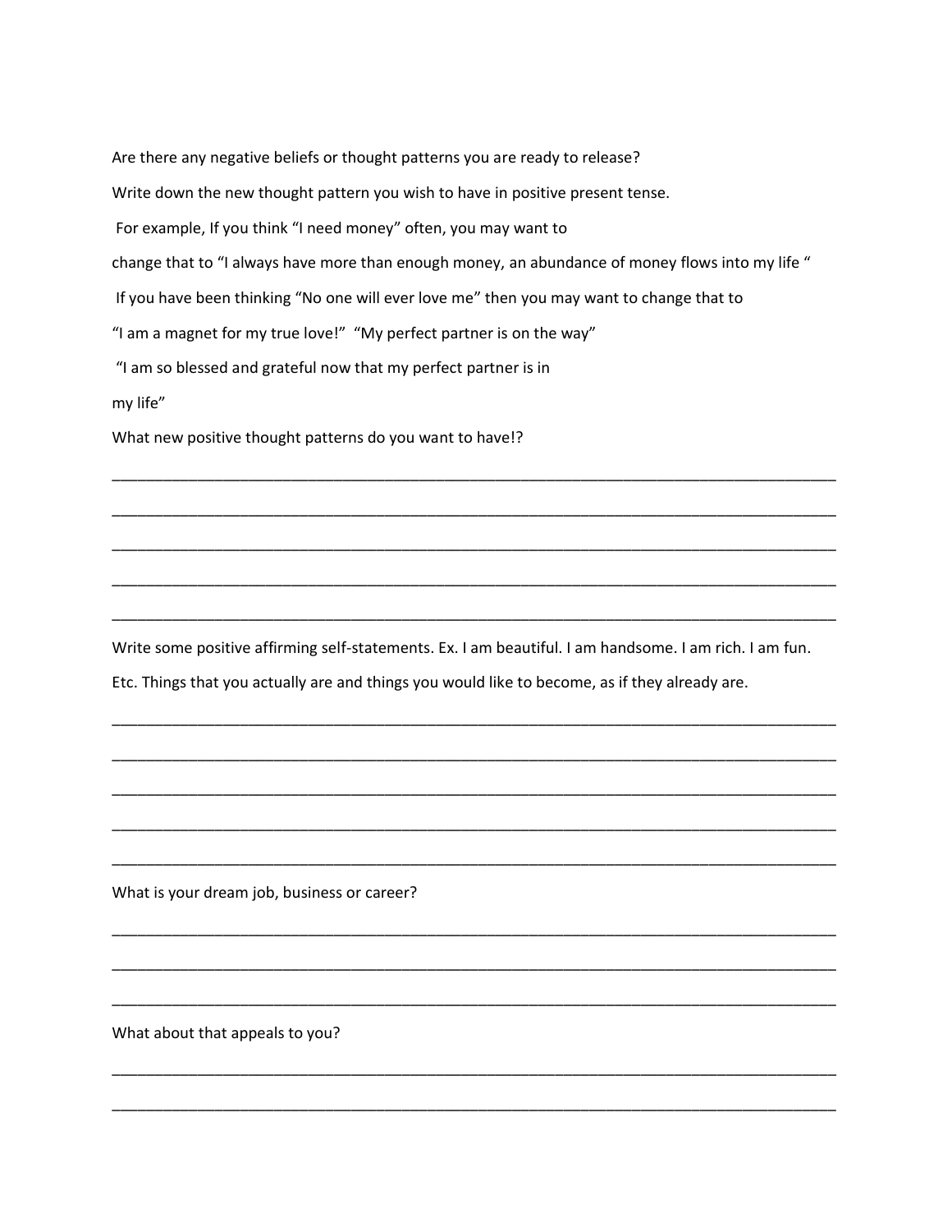Are there any negative beliefs or thought patterns you are ready to release?

Write down the new thought pattern you wish to have in positive present tense.

For example, If you think "I need money" often, you may want to

change that to "I always have more than enough money, an abundance of money flows into my life "

If you have been thinking "No one will ever love me" then you may want to change that to

"I am a magnet for my true love!" "My perfect partner is on the way"

"I am so blessed and grateful now that my perfect partner is in

my life"

What new positive thought patterns do you want to have!?

_______________________________________________________________________________

_______________________________________________________________________________

_______________________________________________________________________________

_______________________________________________________________________________

_______________________________________________________________________________

Write some positive affirming self-statements. Ex. I am beautiful. I am handsome. I am rich. I am fun.

Etc. Things that you actually are and things you would like to become, as if they already are.

_______________________________________________________________________________

_______________________________________________________________________________

_______________________________________________________________________________

_______________________________________________________________________________

_______________________________________________________________________________

What is your dream job, business or career?

_______________________________________________________________________________

_______________________________________________________________________________

_______________________________________________________________________________

What about that appeals to you?

_______________________________________________________________________________

_______________________________________________________________________________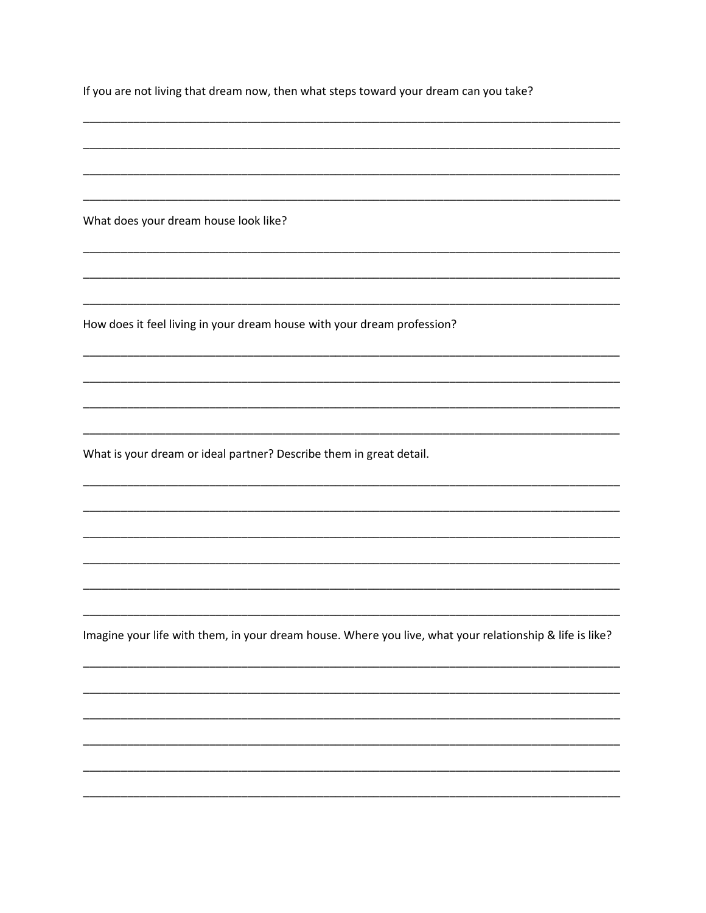If you are not living that dream now, then what steps toward your dream can you take?

______________________________________________________________________________

______________________________________________________________________________

______________________________________________________________________________

______________________________________________________________________________

What does your dream house look like?

______________________________________________________________________________

______________________________________________________________________________

______________________________________________________________________________

How does it feel living in your dream house with your dream profession?

______________________________________________________________________________

______________________________________________________________________________

______________________________________________________________________________

______________________________________________________________________________

What is your dream or ideal partner? Describe them in great detail.

______________________________________________________________________________

______________________________________________________________________________

______________________________________________________________________________

______________________________________________________________________________

______________________________________________________________________________

______________________________________________________________________________

Imagine your life with them, in your dream house. Where you live, what your relationship & life is like?

______________________________________________________________________________

______________________________________________________________________________

______________________________________________________________________________

______________________________________________________________________________

______________________________________________________________________________

______________________________________________________________________________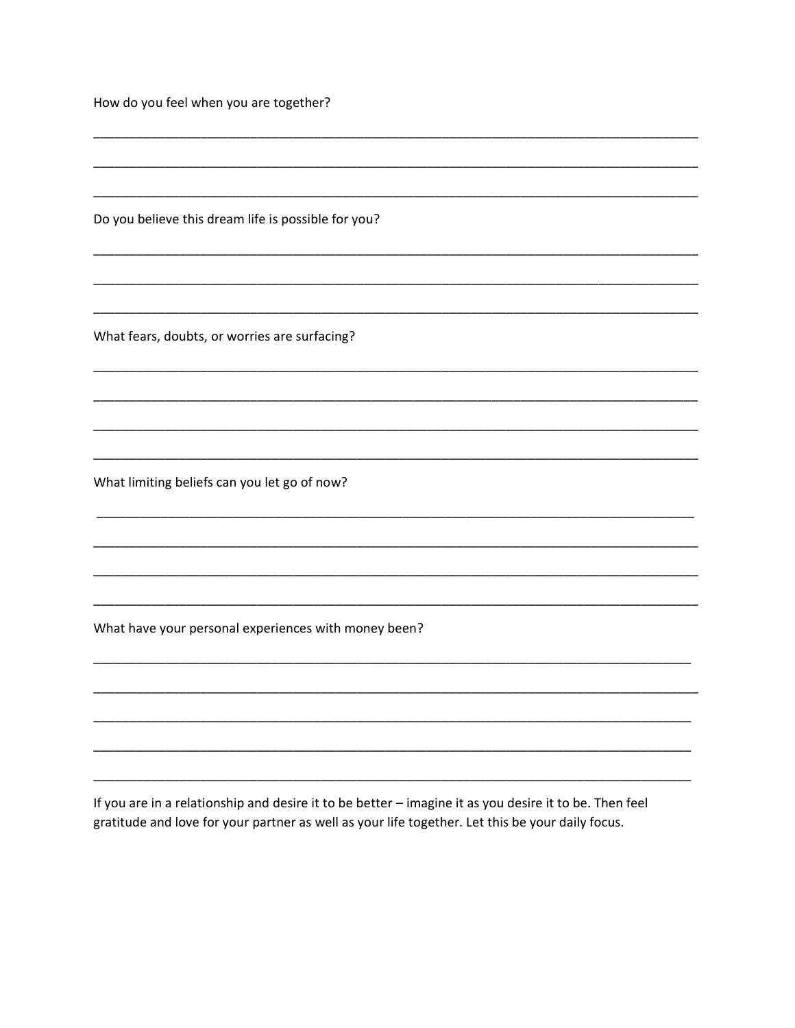How do you feel when you are together?

______________________________________________________________________________

______________________________________________________________________________

______________________________________________________________________________

Do you believe this dream life is possible for you?

______________________________________________________________________________

______________________________________________________________________________

______________________________________________________________________________

What fears, doubts, or worries are surfacing?

______________________________________________________________________________

______________________________________________________________________________

______________________________________________________________________________

______________________________________________________________________________

What limiting beliefs can you let go of now?

______________________________________________________________________________

______________________________________________________________________________

______________________________________________________________________________

______________________________________________________________________________

What have your personal experiences with money been?

______________________________________________________________________________

______________________________________________________________________________

______________________________________________________________________________

______________________________________________________________________________

______________________________________________________________________________

If you are in a relationship and desire it to be better – imagine it as you desire it to be. Then feel gratitude and love for your partner as well as your life together. Let this be your daily focus.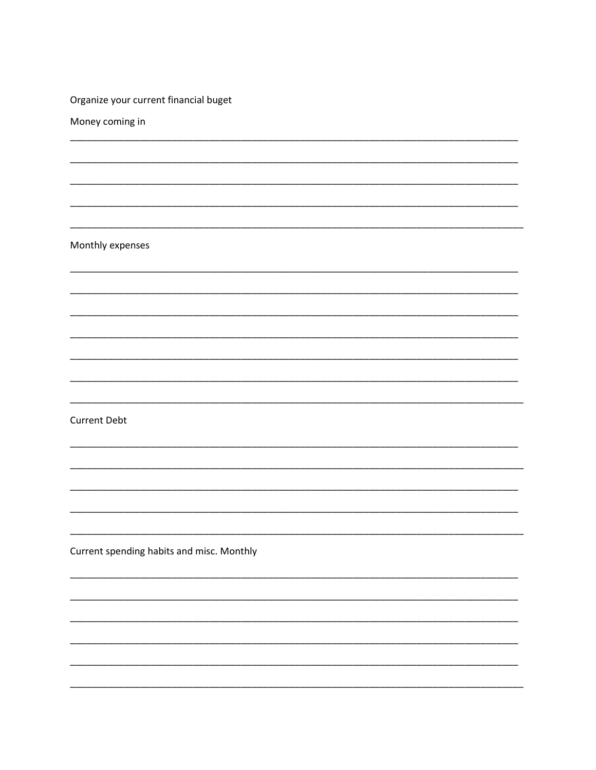Organize your current financial buget

Money coming in

______________________________________________________________________________

______________________________________________________________________________

______________________________________________________________________________

______________________________________________________________________________

______________________________________________________________________________

Monthly expenses

______________________________________________________________________________

______________________________________________________________________________

______________________________________________________________________________

______________________________________________________________________________

______________________________________________________________________________

______________________________________________________________________________

______________________________________________________________________________

Current Debt

______________________________________________________________________________

______________________________________________________________________________

______________________________________________________________________________

______________________________________________________________________________

______________________________________________________________________________

Current spending habits and misc. Monthly

______________________________________________________________________________

______________________________________________________________________________

______________________________________________________________________________

______________________________________________________________________________

______________________________________________________________________________

______________________________________________________________________________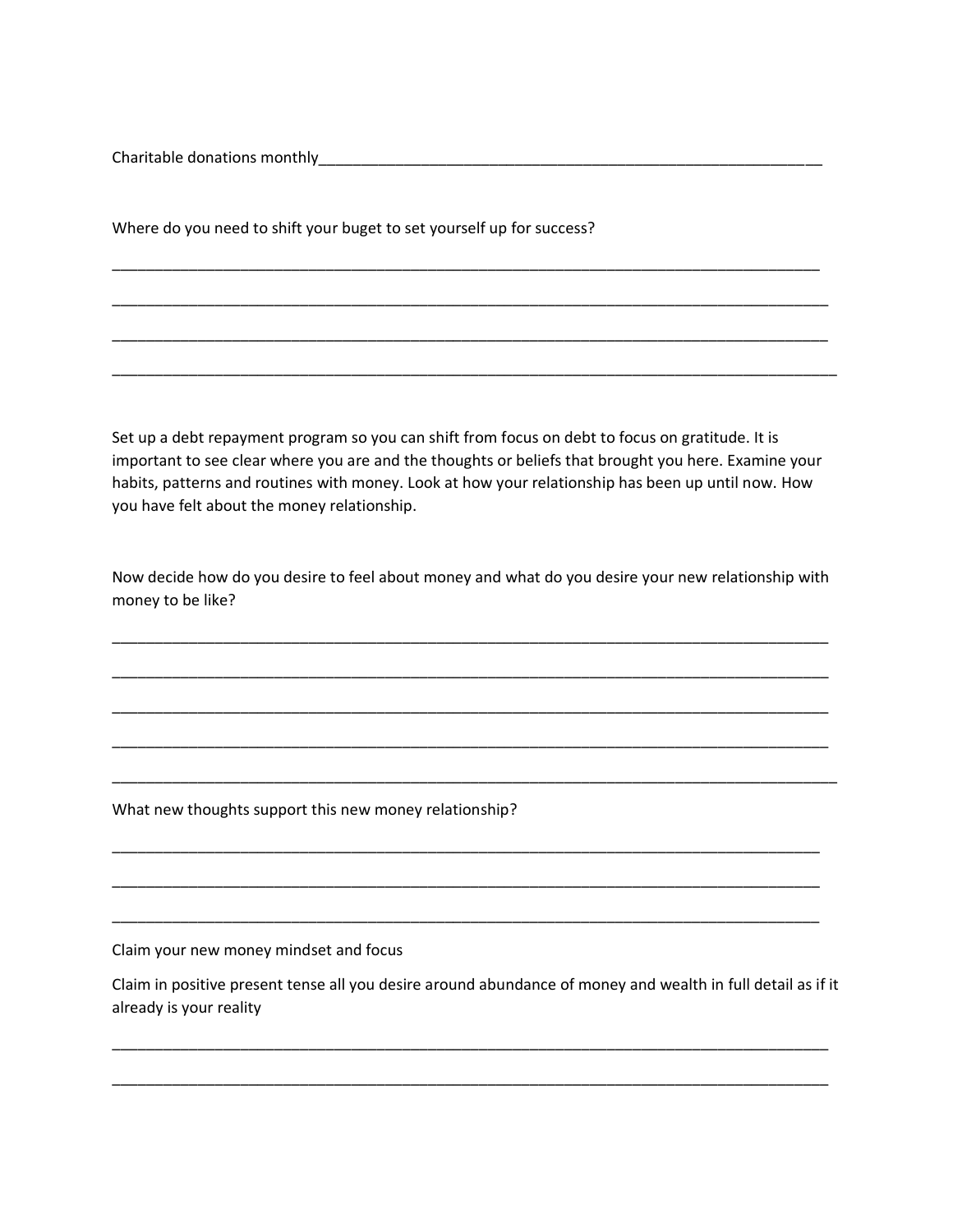Charitable donations monthly_______________________________________________________________

Where do you need to shift your buget to set yourself up for success?

_________________________________________________________________________________________

_________________________________________________________________________________________

_________________________________________________________________________________________

_________________________________________________________________________________________

Set up a debt repayment program so you can shift from focus on debt to focus on gratitude. It is important to see clear where you are and the thoughts or beliefs that brought you here. Examine your habits, patterns and routines with money. Look at how your relationship has been up until now. How you have felt about the money relationship.

Now decide how do you desire to feel about money and what do you desire your new relationship with money to be like?

_________________________________________________________________________________________

_________________________________________________________________________________________

_________________________________________________________________________________________

_________________________________________________________________________________________

_________________________________________________________________________________________

What new thoughts support this new money relationship?

_________________________________________________________________________________________

_________________________________________________________________________________________

_________________________________________________________________________________________

Claim your new money mindset and focus

Claim in positive present tense all you desire around abundance of money and wealth in full detail as if it already is your reality

_________________________________________________________________________________________

_________________________________________________________________________________________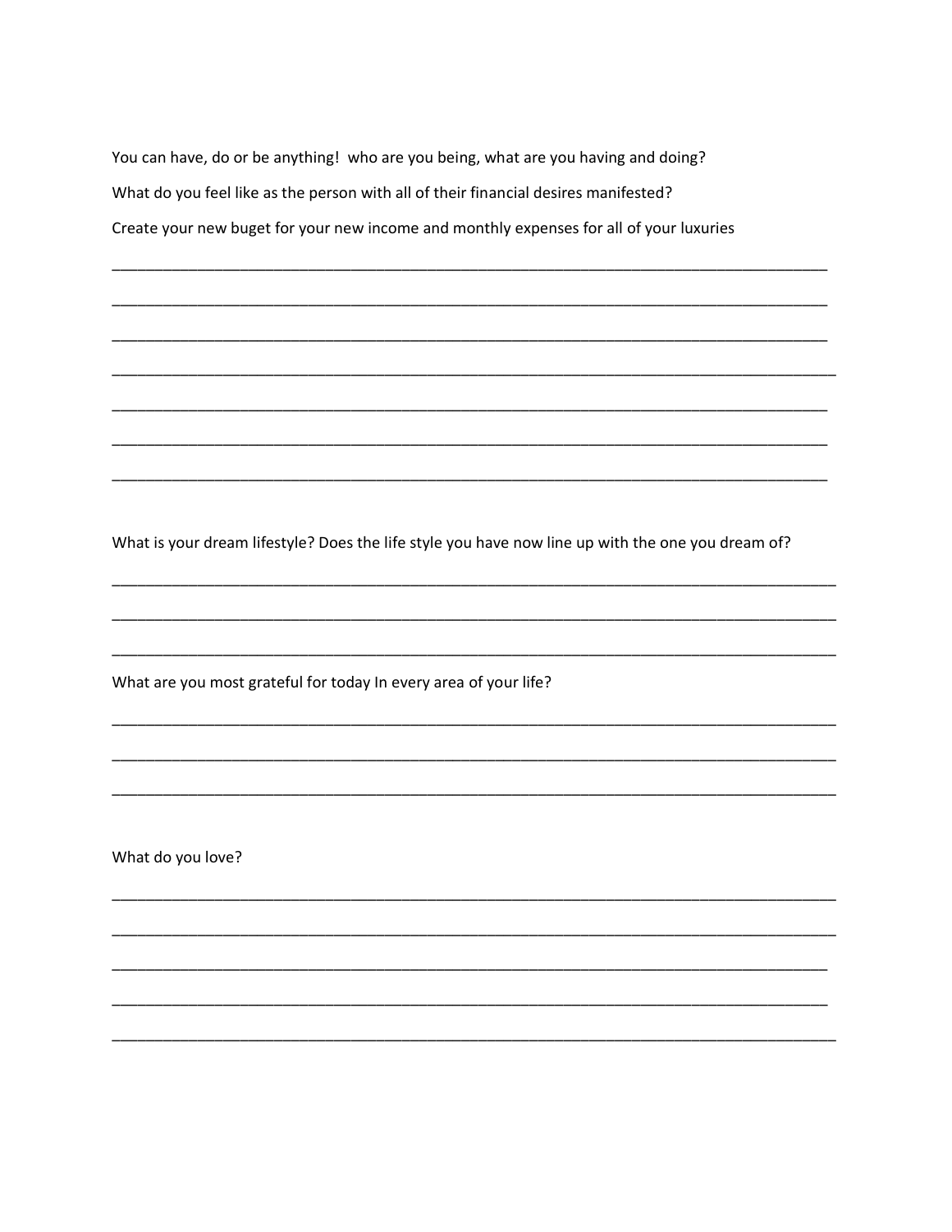You can have, do or be anything!  who are you being, what are you having and doing?

What do you feel like as the person with all of their financial desires manifested?

Create your new buget for your new income and monthly expenses for all of your luxuries

_____________________________________________________________________________________

_____________________________________________________________________________________

_____________________________________________________________________________________

_____________________________________________________________________________________

_____________________________________________________________________________________

_____________________________________________________________________________________

_____________________________________________________________________________________

What is your dream lifestyle? Does the life style you have now line up with the one you dream of?

_____________________________________________________________________________________

_____________________________________________________________________________________

_____________________________________________________________________________________

What are you most grateful for today In every area of your life?

_____________________________________________________________________________________

_____________________________________________________________________________________

_____________________________________________________________________________________

What do you love?

_____________________________________________________________________________________

_____________________________________________________________________________________

_____________________________________________________________________________________

_____________________________________________________________________________________

_____________________________________________________________________________________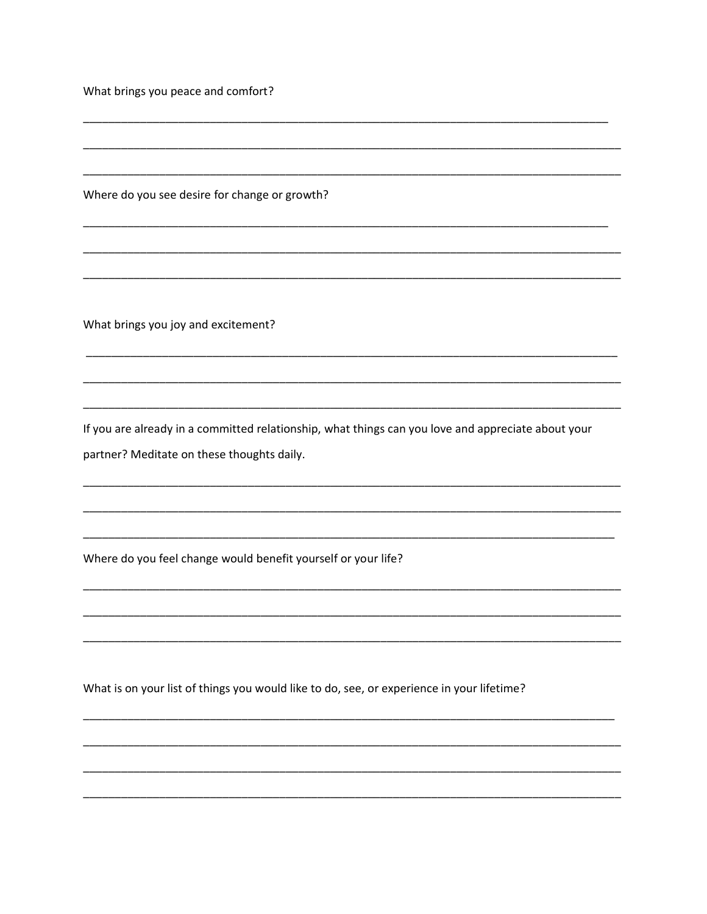What brings you peace and comfort?

________________________________________________________________________________________

________________________________________________________________________________________

________________________________________________________________________________________

Where do you see desire for change or growth?

________________________________________________________________________________________

________________________________________________________________________________________

________________________________________________________________________________________

What brings you joy and excitement?

________________________________________________________________________________________

________________________________________________________________________________________

________________________________________________________________________________________

If you are already in a committed relationship, what things can you love and appreciate about your partner? Meditate on these thoughts daily.

________________________________________________________________________________________

________________________________________________________________________________________

________________________________________________________________________________________

Where do you feel change would benefit yourself or your life?

________________________________________________________________________________________

________________________________________________________________________________________

________________________________________________________________________________________

What is on your list of things you would like to do, see, or experience in your lifetime?

________________________________________________________________________________________

________________________________________________________________________________________

________________________________________________________________________________________

________________________________________________________________________________________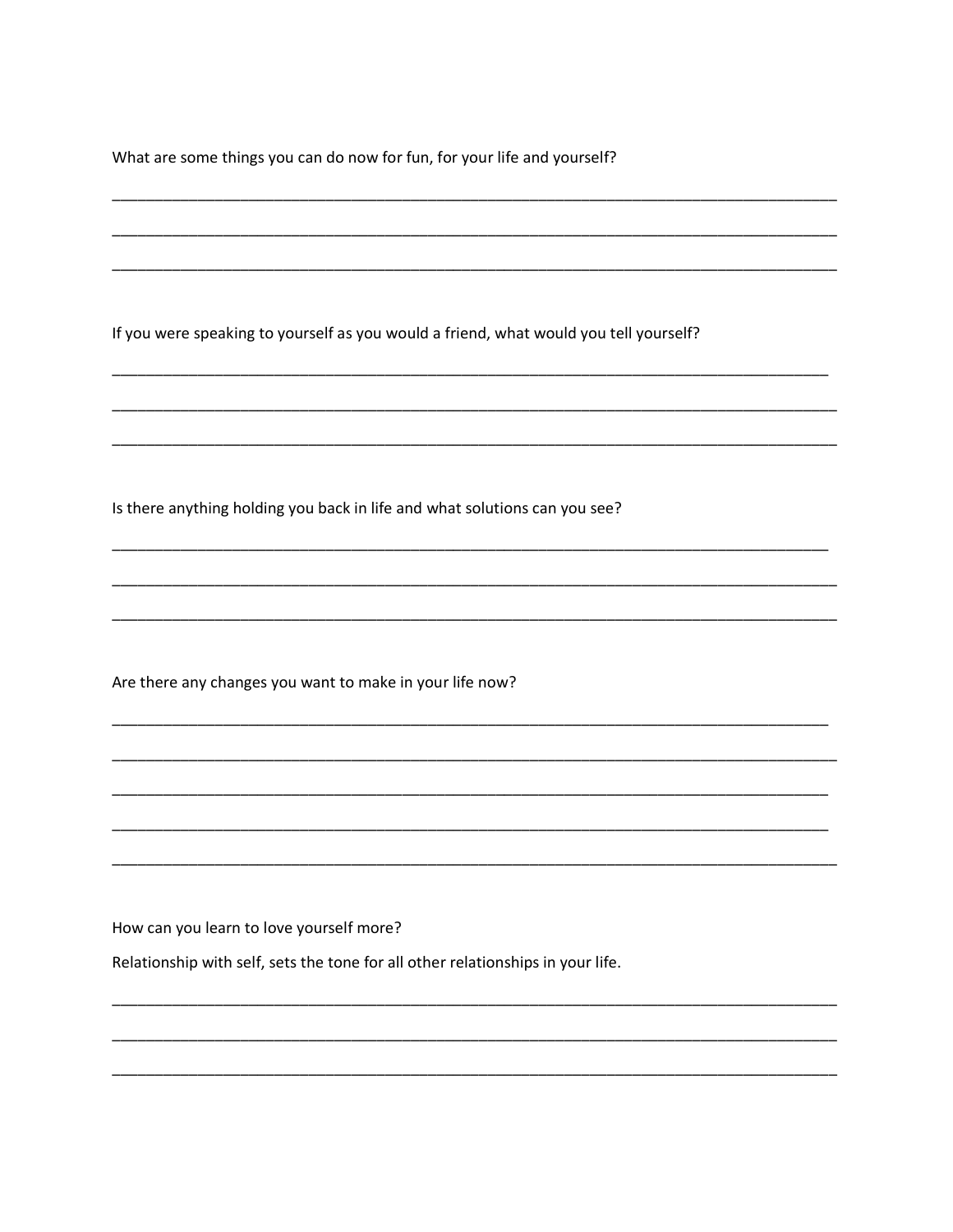What are some things you can do now for fun, for your life and yourself?

___________________________________________________________________________________

___________________________________________________________________________________

___________________________________________________________________________________

If you were speaking to yourself as you would a friend, what would you tell yourself?

___________________________________________________________________________________

___________________________________________________________________________________

___________________________________________________________________________________

Is there anything holding you back in life and what solutions can you see?

___________________________________________________________________________________

___________________________________________________________________________________

___________________________________________________________________________________

Are there any changes you want to make in your life now?

___________________________________________________________________________________

___________________________________________________________________________________

___________________________________________________________________________________

___________________________________________________________________________________

___________________________________________________________________________________

How can you learn to love yourself more?

Relationship with self, sets the tone for all other relationships in your life.

___________________________________________________________________________________

___________________________________________________________________________________

___________________________________________________________________________________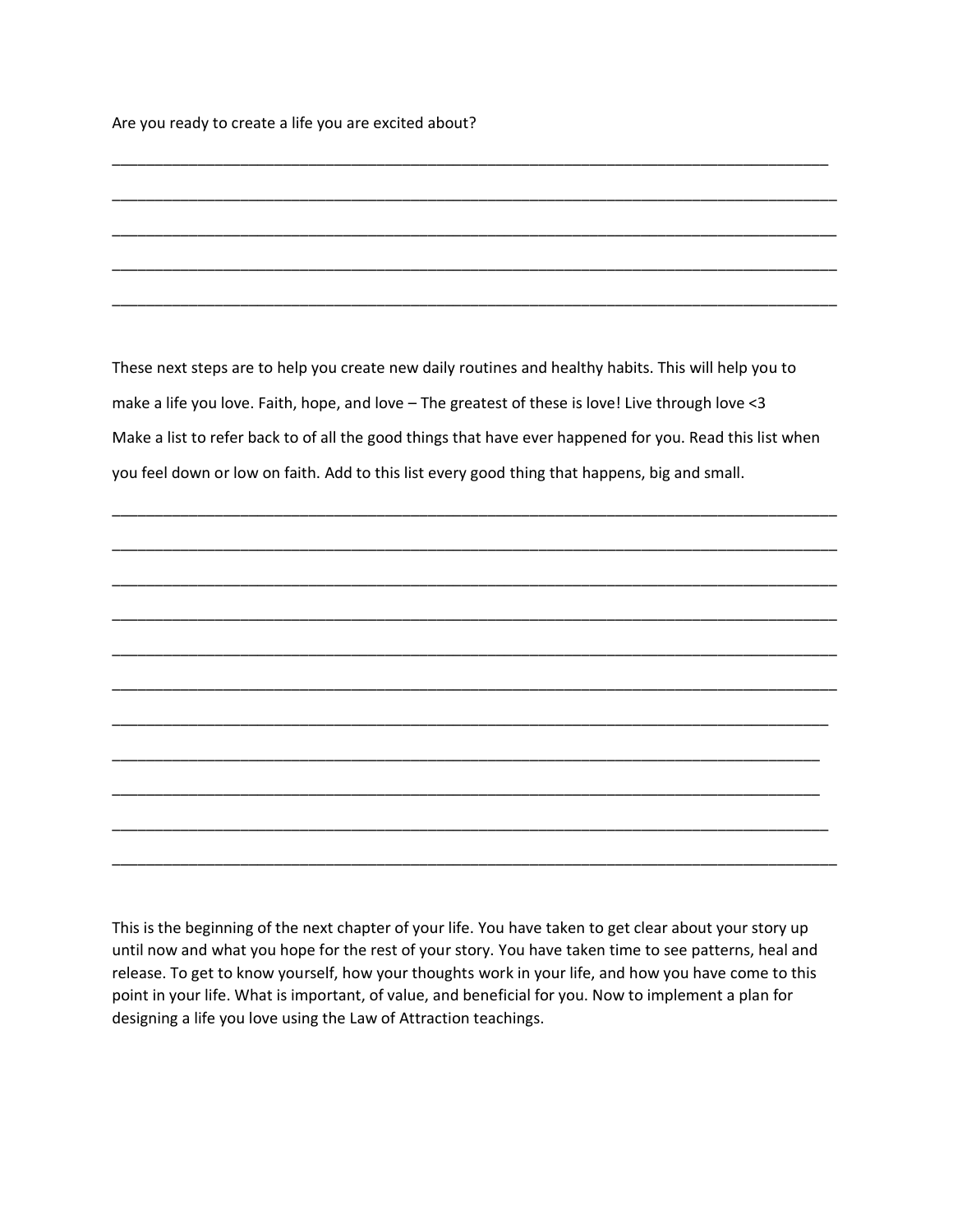Are you ready to create a life you are excited about?

_____________________________________________________________________________________

_____________________________________________________________________________________

_____________________________________________________________________________________

_____________________________________________________________________________________

_____________________________________________________________________________________

These next steps are to help you create new daily routines and healthy habits. This will help you to make a life you love. Faith, hope, and love – The greatest of these is love! Live through love <3
Make a list to refer back to of all the good things that have ever happened for you. Read this list when you feel down or low on faith. Add to this list every good thing that happens, big and small.

_____________________________________________________________________________________

_____________________________________________________________________________________

_____________________________________________________________________________________

_____________________________________________________________________________________

_____________________________________________________________________________________

_____________________________________________________________________________________

_____________________________________________________________________________________

_____________________________________________________________________________________

_____________________________________________________________________________________

_____________________________________________________________________________________

_____________________________________________________________________________________

This is the beginning of the next chapter of your life. You have taken to get clear about your story up until now and what you hope for the rest of your story. You have taken time to see patterns, heal and release. To get to know yourself, how your thoughts work in your life, and how you have come to this point in your life. What is important, of value, and beneficial for you. Now to implement a plan for designing a life you love using the Law of Attraction teachings.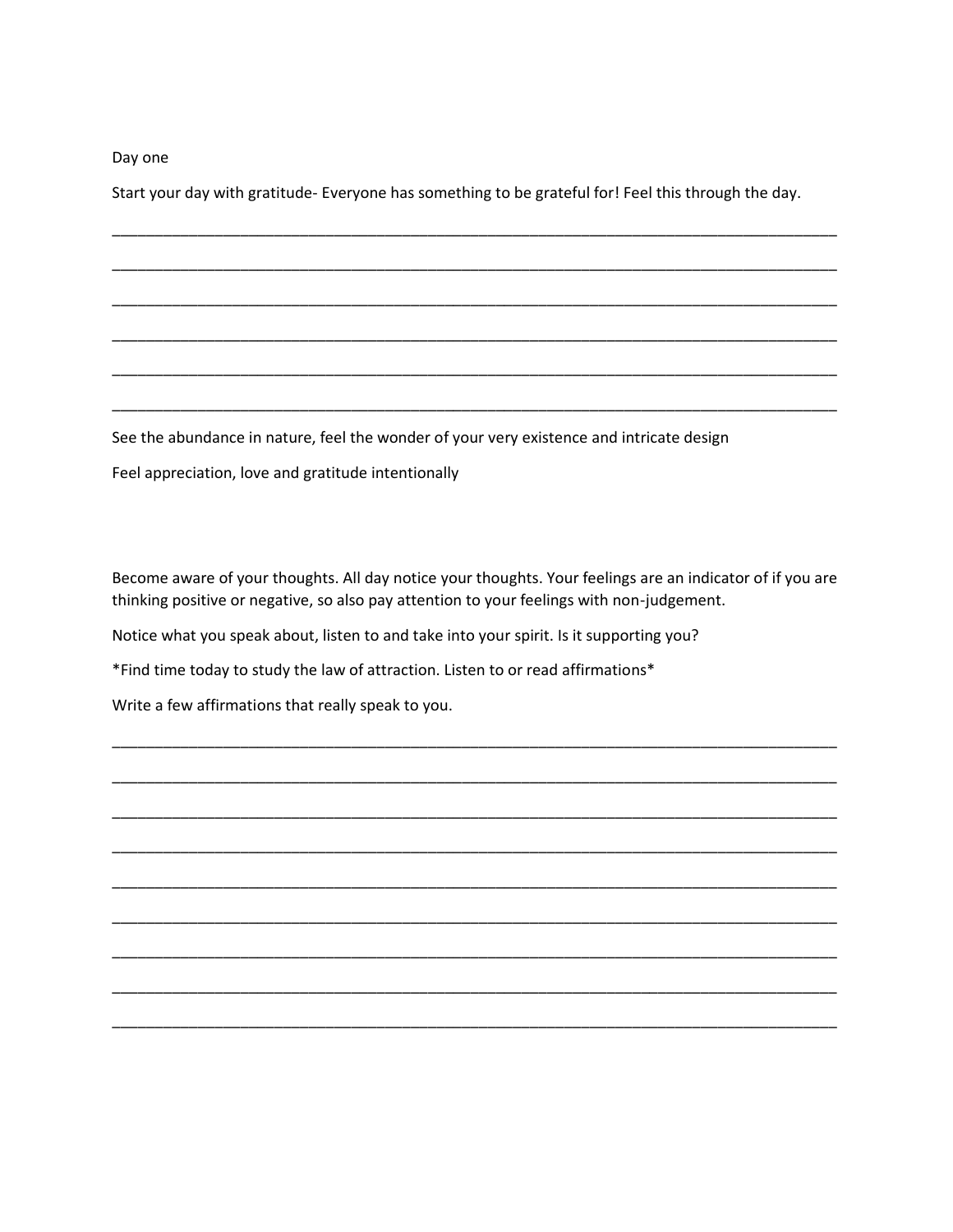Day one

Start your day with gratitude- Everyone has something to be grateful for! Feel this through the day.

______________________________________________________________________________

______________________________________________________________________________

______________________________________________________________________________

______________________________________________________________________________

______________________________________________________________________________

______________________________________________________________________________

See the abundance in nature, feel the wonder of your very existence and intricate design

Feel appreciation, love and gratitude intentionally

Become aware of your thoughts. All day notice your thoughts. Your feelings are an indicator of if you are thinking positive or negative, so also pay attention to your feelings with non-judgement.

Notice what you speak about, listen to and take into your spirit. Is it supporting you?

*Find time today to study the law of attraction. Listen to or read affirmations*

Write a few affirmations that really speak to you.

______________________________________________________________________________

______________________________________________________________________________

______________________________________________________________________________

______________________________________________________________________________

______________________________________________________________________________

______________________________________________________________________________

______________________________________________________________________________

______________________________________________________________________________

______________________________________________________________________________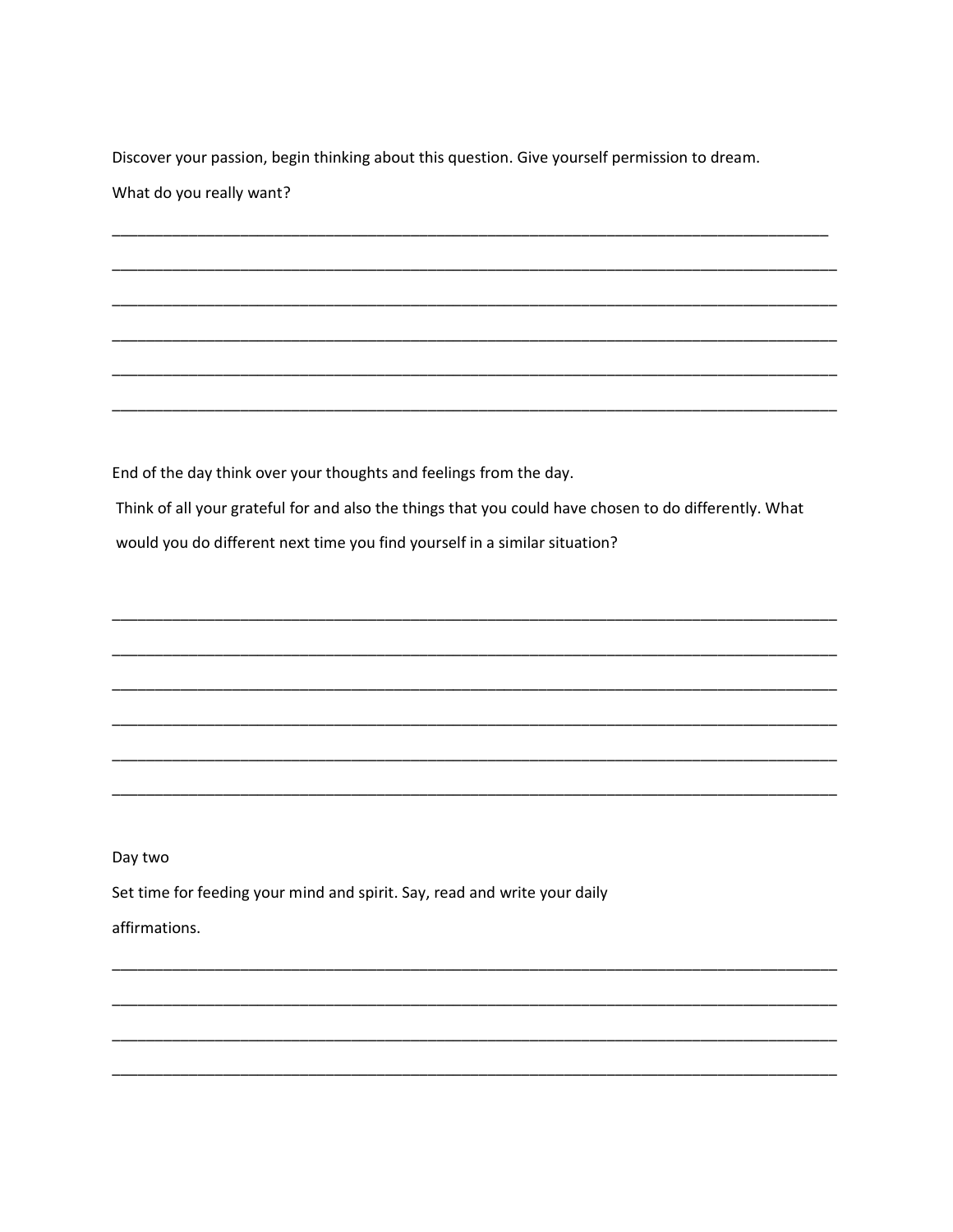Discover your passion, begin thinking about this question. Give yourself permission to dream.

What do you really want?

_____________________________________________________________________________________

_____________________________________________________________________________________

_____________________________________________________________________________________

_____________________________________________________________________________________

_____________________________________________________________________________________

_____________________________________________________________________________________

End of the day think over your thoughts and feelings from the day.

Think of all your grateful for and also the things that you could have chosen to do differently. What would you do different next time you find yourself in a similar situation?

_____________________________________________________________________________________

_____________________________________________________________________________________

_____________________________________________________________________________________

_____________________________________________________________________________________

_____________________________________________________________________________________

_____________________________________________________________________________________

Day two

Set time for feeding your mind and spirit. Say, read and write your daily affirmations.

_____________________________________________________________________________________

_____________________________________________________________________________________

_____________________________________________________________________________________

_____________________________________________________________________________________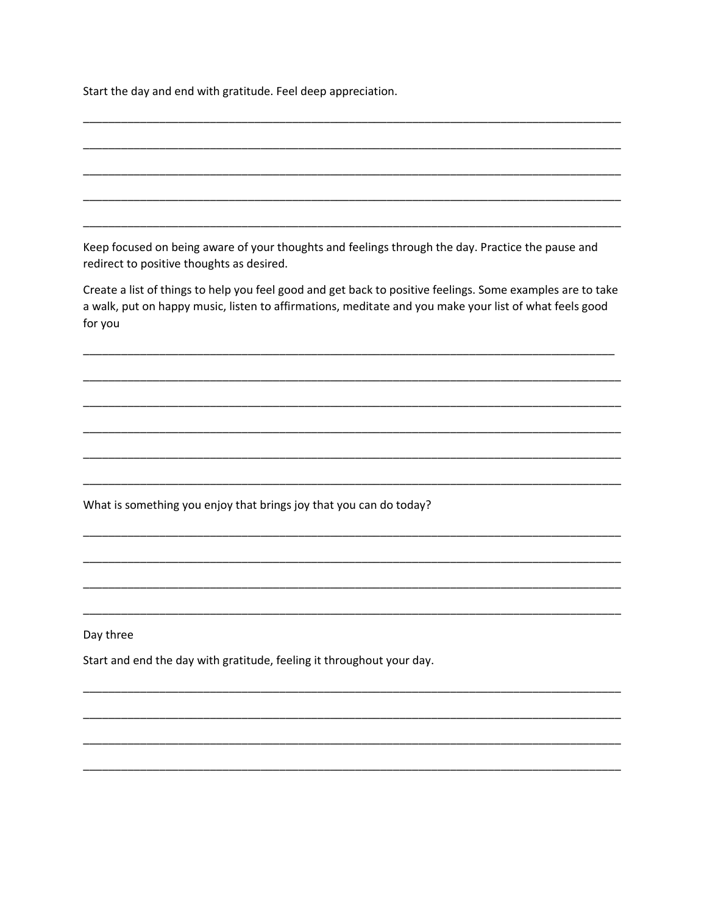Start the day and end with gratitude. Feel deep appreciation.

\_\_\_\_\_\_\_\_\_\_\_\_\_\_\_\_\_\_\_\_\_\_\_\_\_\_\_\_\_\_\_\_\_\_\_\_\_\_\_\_\_\_\_\_\_\_\_\_\_\_\_\_\_\_\_\_\_\_\_\_\_\_\_\_\_\_\_\_\_\_\_\_\_\_\_\_\_\_

\_\_\_\_\_\_\_\_\_\_\_\_\_\_\_\_\_\_\_\_\_\_\_\_\_\_\_\_\_\_\_\_\_\_\_\_\_\_\_\_\_\_\_\_\_\_\_\_\_\_\_\_\_\_\_\_\_\_\_\_\_\_\_\_\_\_\_\_\_\_\_\_\_\_\_\_\_\_

\_\_\_\_\_\_\_\_\_\_\_\_\_\_\_\_\_\_\_\_\_\_\_\_\_\_\_\_\_\_\_\_\_\_\_\_\_\_\_\_\_\_\_\_\_\_\_\_\_\_\_\_\_\_\_\_\_\_\_\_\_\_\_\_\_\_\_\_\_\_\_\_\_\_\_\_\_\_

\_\_\_\_\_\_\_\_\_\_\_\_\_\_\_\_\_\_\_\_\_\_\_\_\_\_\_\_\_\_\_\_\_\_\_\_\_\_\_\_\_\_\_\_\_\_\_\_\_\_\_\_\_\_\_\_\_\_\_\_\_\_\_\_\_\_\_\_\_\_\_\_\_\_\_\_\_\_

\_\_\_\_\_\_\_\_\_\_\_\_\_\_\_\_\_\_\_\_\_\_\_\_\_\_\_\_\_\_\_\_\_\_\_\_\_\_\_\_\_\_\_\_\_\_\_\_\_\_\_\_\_\_\_\_\_\_\_\_\_\_\_\_\_\_\_\_\_\_\_\_\_\_\_\_\_\_

Keep focused on being aware of your thoughts and feelings through the day. Practice the pause and redirect to positive thoughts as desired.

Create a list of things to help you feel good and get back to positive feelings. Some examples are to take a walk, put on happy music, listen to affirmations, meditate and you make your list of what feels good for you

\_\_\_\_\_\_\_\_\_\_\_\_\_\_\_\_\_\_\_\_\_\_\_\_\_\_\_\_\_\_\_\_\_\_\_\_\_\_\_\_\_\_\_\_\_\_\_\_\_\_\_\_\_\_\_\_\_\_\_\_\_\_\_\_\_\_\_\_\_\_\_\_\_\_\_\_\_

\_\_\_\_\_\_\_\_\_\_\_\_\_\_\_\_\_\_\_\_\_\_\_\_\_\_\_\_\_\_\_\_\_\_\_\_\_\_\_\_\_\_\_\_\_\_\_\_\_\_\_\_\_\_\_\_\_\_\_\_\_\_\_\_\_\_\_\_\_\_\_\_\_\_\_\_\_\_

\_\_\_\_\_\_\_\_\_\_\_\_\_\_\_\_\_\_\_\_\_\_\_\_\_\_\_\_\_\_\_\_\_\_\_\_\_\_\_\_\_\_\_\_\_\_\_\_\_\_\_\_\_\_\_\_\_\_\_\_\_\_\_\_\_\_\_\_\_\_\_\_\_\_\_\_\_\_

\_\_\_\_\_\_\_\_\_\_\_\_\_\_\_\_\_\_\_\_\_\_\_\_\_\_\_\_\_\_\_\_\_\_\_\_\_\_\_\_\_\_\_\_\_\_\_\_\_\_\_\_\_\_\_\_\_\_\_\_\_\_\_\_\_\_\_\_\_\_\_\_\_\_\_\_\_\_

\_\_\_\_\_\_\_\_\_\_\_\_\_\_\_\_\_\_\_\_\_\_\_\_\_\_\_\_\_\_\_\_\_\_\_\_\_\_\_\_\_\_\_\_\_\_\_\_\_\_\_\_\_\_\_\_\_\_\_\_\_\_\_\_\_\_\_\_\_\_\_\_\_\_\_\_\_\_

\_\_\_\_\_\_\_\_\_\_\_\_\_\_\_\_\_\_\_\_\_\_\_\_\_\_\_\_\_\_\_\_\_\_\_\_\_\_\_\_\_\_\_\_\_\_\_\_\_\_\_\_\_\_\_\_\_\_\_\_\_\_\_\_\_\_\_\_\_\_\_\_\_\_\_\_\_\_

What is something you enjoy that brings joy that you can do today?

\_\_\_\_\_\_\_\_\_\_\_\_\_\_\_\_\_\_\_\_\_\_\_\_\_\_\_\_\_\_\_\_\_\_\_\_\_\_\_\_\_\_\_\_\_\_\_\_\_\_\_\_\_\_\_\_\_\_\_\_\_\_\_\_\_\_\_\_\_\_\_\_\_\_\_\_\_\_

\_\_\_\_\_\_\_\_\_\_\_\_\_\_\_\_\_\_\_\_\_\_\_\_\_\_\_\_\_\_\_\_\_\_\_\_\_\_\_\_\_\_\_\_\_\_\_\_\_\_\_\_\_\_\_\_\_\_\_\_\_\_\_\_\_\_\_\_\_\_\_\_\_\_\_\_\_\_

\_\_\_\_\_\_\_\_\_\_\_\_\_\_\_\_\_\_\_\_\_\_\_\_\_\_\_\_\_\_\_\_\_\_\_\_\_\_\_\_\_\_\_\_\_\_\_\_\_\_\_\_\_\_\_\_\_\_\_\_\_\_\_\_\_\_\_\_\_\_\_\_\_\_\_\_\_\_

\_\_\_\_\_\_\_\_\_\_\_\_\_\_\_\_\_\_\_\_\_\_\_\_\_\_\_\_\_\_\_\_\_\_\_\_\_\_\_\_\_\_\_\_\_\_\_\_\_\_\_\_\_\_\_\_\_\_\_\_\_\_\_\_\_\_\_\_\_\_\_\_\_\_\_\_\_\_

Day three

Start and end the day with gratitude, feeling it throughout your day.

\_\_\_\_\_\_\_\_\_\_\_\_\_\_\_\_\_\_\_\_\_\_\_\_\_\_\_\_\_\_\_\_\_\_\_\_\_\_\_\_\_\_\_\_\_\_\_\_\_\_\_\_\_\_\_\_\_\_\_\_\_\_\_\_\_\_\_\_\_\_\_\_\_\_\_\_\_\_

\_\_\_\_\_\_\_\_\_\_\_\_\_\_\_\_\_\_\_\_\_\_\_\_\_\_\_\_\_\_\_\_\_\_\_\_\_\_\_\_\_\_\_\_\_\_\_\_\_\_\_\_\_\_\_\_\_\_\_\_\_\_\_\_\_\_\_\_\_\_\_\_\_\_\_\_\_\_

\_\_\_\_\_\_\_\_\_\_\_\_\_\_\_\_\_\_\_\_\_\_\_\_\_\_\_\_\_\_\_\_\_\_\_\_\_\_\_\_\_\_\_\_\_\_\_\_\_\_\_\_\_\_\_\_\_\_\_\_\_\_\_\_\_\_\_\_\_\_\_\_\_\_\_\_\_\_

\_\_\_\_\_\_\_\_\_\_\_\_\_\_\_\_\_\_\_\_\_\_\_\_\_\_\_\_\_\_\_\_\_\_\_\_\_\_\_\_\_\_\_\_\_\_\_\_\_\_\_\_\_\_\_\_\_\_\_\_\_\_\_\_\_\_\_\_\_\_\_\_\_\_\_\_\_\_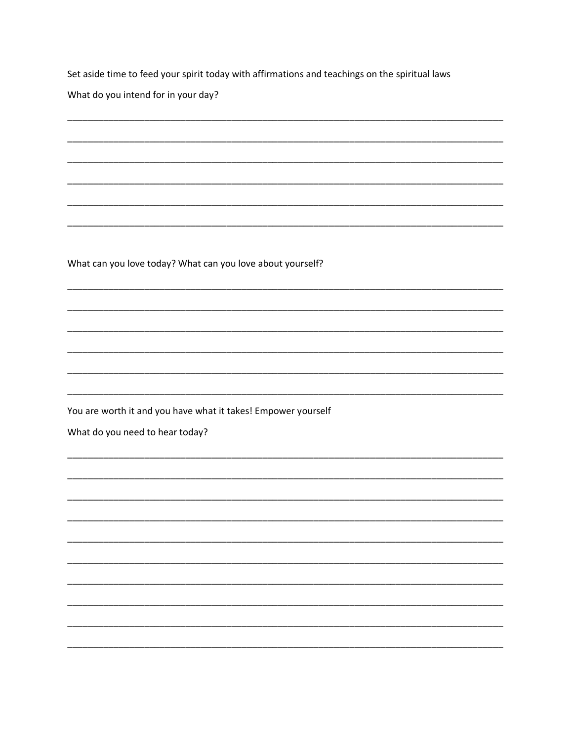Set aside time to feed your spirit today with affirmations and teachings on the spiritual laws

What do you intend for in your day?

______________________________________________________________________________

______________________________________________________________________________

______________________________________________________________________________

______________________________________________________________________________

______________________________________________________________________________

______________________________________________________________________________

What can you love today? What can you love about yourself?

______________________________________________________________________________

______________________________________________________________________________

______________________________________________________________________________

______________________________________________________________________________

______________________________________________________________________________

______________________________________________________________________________

You are worth it and you have what it takes! Empower yourself

What do you need to hear today?

______________________________________________________________________________

______________________________________________________________________________

______________________________________________________________________________

______________________________________________________________________________

______________________________________________________________________________

______________________________________________________________________________

______________________________________________________________________________

______________________________________________________________________________

______________________________________________________________________________

______________________________________________________________________________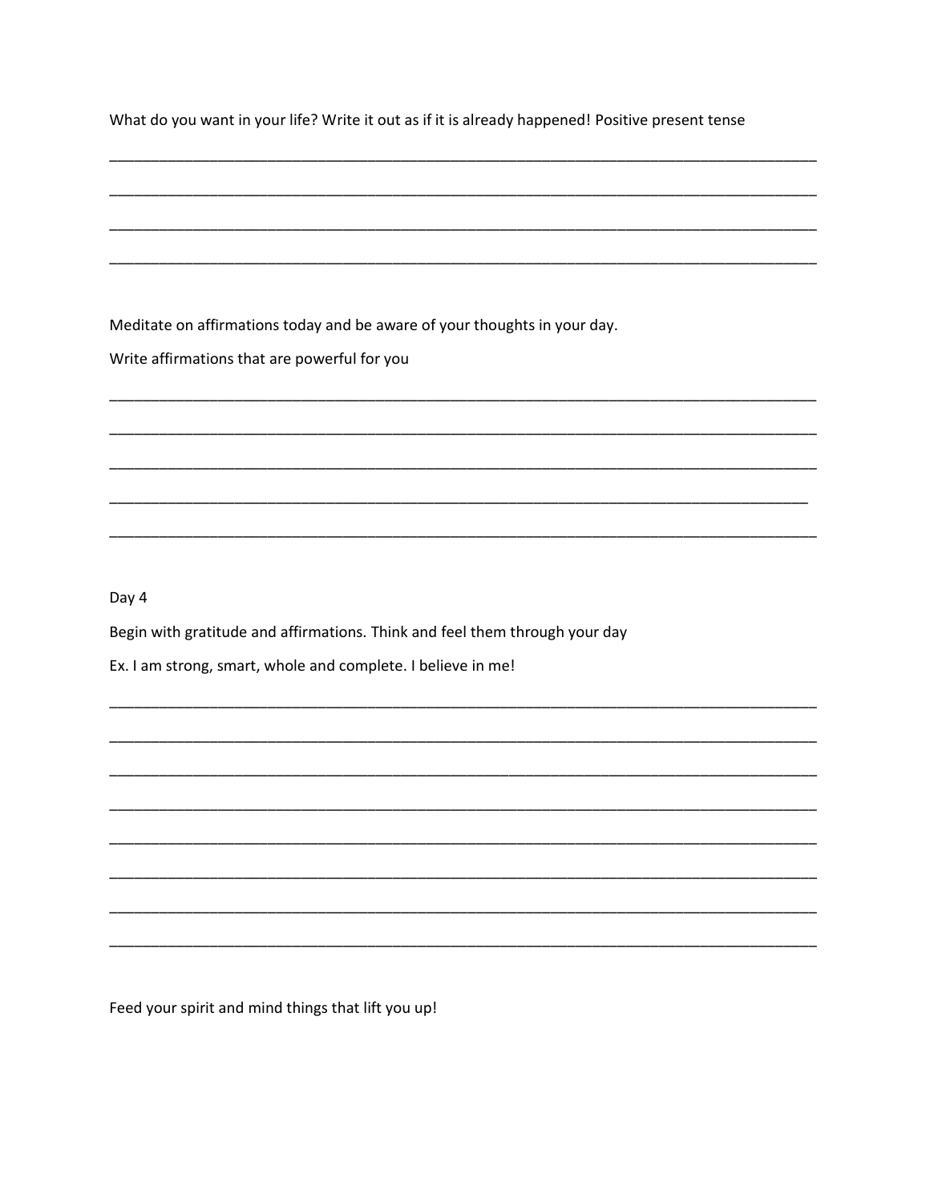What do you want in your life? Write it out as if it is already happened! Positive present tense

\_\_\_\_\_\_\_\_\_\_\_\_\_\_\_\_\_\_\_\_\_\_\_\_\_\_\_\_\_\_\_\_\_\_\_\_\_\_\_\_\_\_\_\_\_\_\_\_\_\_\_\_\_\_\_\_\_\_\_\_\_\_\_\_\_\_\_\_\_\_\_\_\_\_\_\_\_\_

\_\_\_\_\_\_\_\_\_\_\_\_\_\_\_\_\_\_\_\_\_\_\_\_\_\_\_\_\_\_\_\_\_\_\_\_\_\_\_\_\_\_\_\_\_\_\_\_\_\_\_\_\_\_\_\_\_\_\_\_\_\_\_\_\_\_\_\_\_\_\_\_\_\_\_\_\_\_

\_\_\_\_\_\_\_\_\_\_\_\_\_\_\_\_\_\_\_\_\_\_\_\_\_\_\_\_\_\_\_\_\_\_\_\_\_\_\_\_\_\_\_\_\_\_\_\_\_\_\_\_\_\_\_\_\_\_\_\_\_\_\_\_\_\_\_\_\_\_\_\_\_\_\_\_\_\_

\_\_\_\_\_\_\_\_\_\_\_\_\_\_\_\_\_\_\_\_\_\_\_\_\_\_\_\_\_\_\_\_\_\_\_\_\_\_\_\_\_\_\_\_\_\_\_\_\_\_\_\_\_\_\_\_\_\_\_\_\_\_\_\_\_\_\_\_\_\_\_\_\_\_\_\_\_\_

Meditate on affirmations today and be aware of your thoughts in your day.

Write affirmations that are powerful for you

\_\_\_\_\_\_\_\_\_\_\_\_\_\_\_\_\_\_\_\_\_\_\_\_\_\_\_\_\_\_\_\_\_\_\_\_\_\_\_\_\_\_\_\_\_\_\_\_\_\_\_\_\_\_\_\_\_\_\_\_\_\_\_\_\_\_\_\_\_\_\_\_\_\_\_\_\_\_

\_\_\_\_\_\_\_\_\_\_\_\_\_\_\_\_\_\_\_\_\_\_\_\_\_\_\_\_\_\_\_\_\_\_\_\_\_\_\_\_\_\_\_\_\_\_\_\_\_\_\_\_\_\_\_\_\_\_\_\_\_\_\_\_\_\_\_\_\_\_\_\_\_\_\_\_\_\_

\_\_\_\_\_\_\_\_\_\_\_\_\_\_\_\_\_\_\_\_\_\_\_\_\_\_\_\_\_\_\_\_\_\_\_\_\_\_\_\_\_\_\_\_\_\_\_\_\_\_\_\_\_\_\_\_\_\_\_\_\_\_\_\_\_\_\_\_\_\_\_\_\_\_\_\_\_\_

\_\_\_\_\_\_\_\_\_\_\_\_\_\_\_\_\_\_\_\_\_\_\_\_\_\_\_\_\_\_\_\_\_\_\_\_\_\_\_\_\_\_\_\_\_\_\_\_\_\_\_\_\_\_\_\_\_\_\_\_\_\_\_\_\_\_\_\_\_\_\_\_\_\_\_\_\_

\_\_\_\_\_\_\_\_\_\_\_\_\_\_\_\_\_\_\_\_\_\_\_\_\_\_\_\_\_\_\_\_\_\_\_\_\_\_\_\_\_\_\_\_\_\_\_\_\_\_\_\_\_\_\_\_\_\_\_\_\_\_\_\_\_\_\_\_\_\_\_\_\_\_\_\_\_\_

Day 4

Begin with gratitude and affirmations. Think and feel them through your day

Ex. I am strong, smart, whole and complete. I believe in me!

\_\_\_\_\_\_\_\_\_\_\_\_\_\_\_\_\_\_\_\_\_\_\_\_\_\_\_\_\_\_\_\_\_\_\_\_\_\_\_\_\_\_\_\_\_\_\_\_\_\_\_\_\_\_\_\_\_\_\_\_\_\_\_\_\_\_\_\_\_\_\_\_\_\_\_\_\_\_

\_\_\_\_\_\_\_\_\_\_\_\_\_\_\_\_\_\_\_\_\_\_\_\_\_\_\_\_\_\_\_\_\_\_\_\_\_\_\_\_\_\_\_\_\_\_\_\_\_\_\_\_\_\_\_\_\_\_\_\_\_\_\_\_\_\_\_\_\_\_\_\_\_\_\_\_\_\_

\_\_\_\_\_\_\_\_\_\_\_\_\_\_\_\_\_\_\_\_\_\_\_\_\_\_\_\_\_\_\_\_\_\_\_\_\_\_\_\_\_\_\_\_\_\_\_\_\_\_\_\_\_\_\_\_\_\_\_\_\_\_\_\_\_\_\_\_\_\_\_\_\_\_\_\_\_\_

\_\_\_\_\_\_\_\_\_\_\_\_\_\_\_\_\_\_\_\_\_\_\_\_\_\_\_\_\_\_\_\_\_\_\_\_\_\_\_\_\_\_\_\_\_\_\_\_\_\_\_\_\_\_\_\_\_\_\_\_\_\_\_\_\_\_\_\_\_\_\_\_\_\_\_\_\_\_

\_\_\_\_\_\_\_\_\_\_\_\_\_\_\_\_\_\_\_\_\_\_\_\_\_\_\_\_\_\_\_\_\_\_\_\_\_\_\_\_\_\_\_\_\_\_\_\_\_\_\_\_\_\_\_\_\_\_\_\_\_\_\_\_\_\_\_\_\_\_\_\_\_\_\_\_\_\_

\_\_\_\_\_\_\_\_\_\_\_\_\_\_\_\_\_\_\_\_\_\_\_\_\_\_\_\_\_\_\_\_\_\_\_\_\_\_\_\_\_\_\_\_\_\_\_\_\_\_\_\_\_\_\_\_\_\_\_\_\_\_\_\_\_\_\_\_\_\_\_\_\_\_\_\_\_\_

\_\_\_\_\_\_\_\_\_\_\_\_\_\_\_\_\_\_\_\_\_\_\_\_\_\_\_\_\_\_\_\_\_\_\_\_\_\_\_\_\_\_\_\_\_\_\_\_\_\_\_\_\_\_\_\_\_\_\_\_\_\_\_\_\_\_\_\_\_\_\_\_\_\_\_\_\_\_

\_\_\_\_\_\_\_\_\_\_\_\_\_\_\_\_\_\_\_\_\_\_\_\_\_\_\_\_\_\_\_\_\_\_\_\_\_\_\_\_\_\_\_\_\_\_\_\_\_\_\_\_\_\_\_\_\_\_\_\_\_\_\_\_\_\_\_\_\_\_\_\_\_\_\_\_\_\_

Feed your spirit and mind things that lift you up!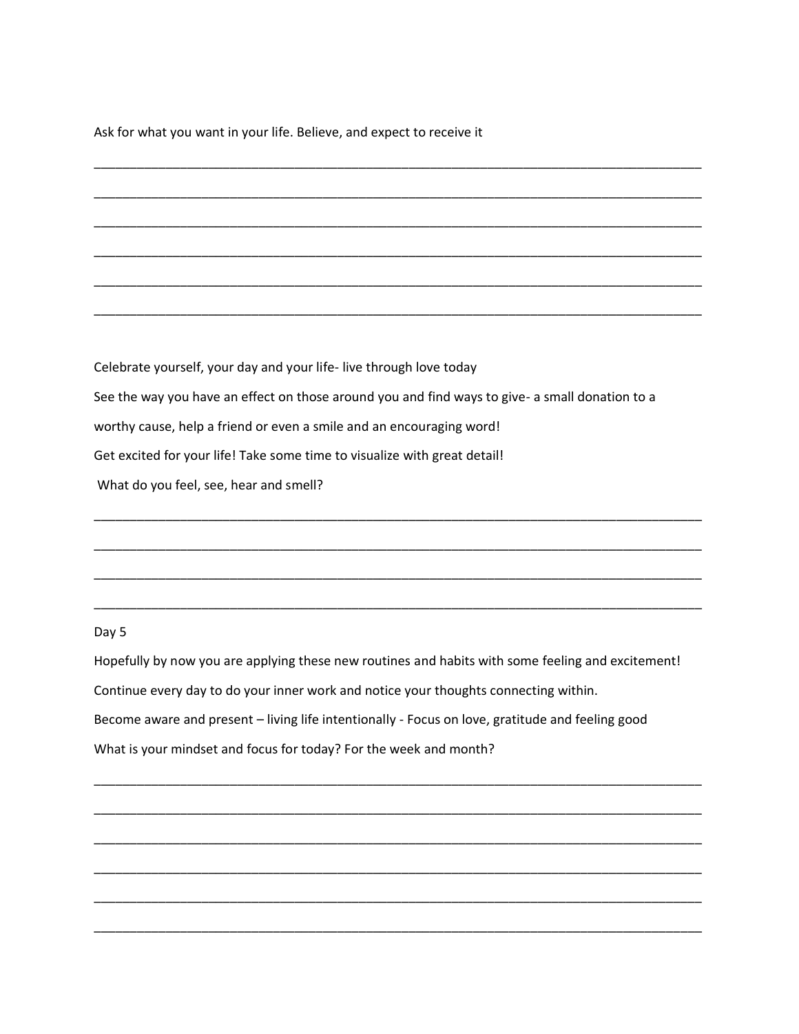Ask for what you want in your life. Believe, and expect to receive it

_______________________________________________________________________________

_______________________________________________________________________________

_______________________________________________________________________________

_______________________________________________________________________________

_______________________________________________________________________________

_______________________________________________________________________________

Celebrate yourself, your day and your life- live through love today

See the way you have an effect on those around you and find ways to give- a small donation to a worthy cause, help a friend or even a smile and an encouraging word!

Get excited for your life! Take some time to visualize with great detail!

What do you feel, see, hear and smell?

_______________________________________________________________________________

_______________________________________________________________________________

_______________________________________________________________________________

_______________________________________________________________________________

Day 5

Hopefully by now you are applying these new routines and habits with some feeling and excitement!

Continue every day to do your inner work and notice your thoughts connecting within.

Become aware and present – living life intentionally - Focus on love, gratitude and feeling good

What is your mindset and focus for today? For the week and month?

_______________________________________________________________________________

_______________________________________________________________________________

_______________________________________________________________________________

_______________________________________________________________________________

_______________________________________________________________________________

_______________________________________________________________________________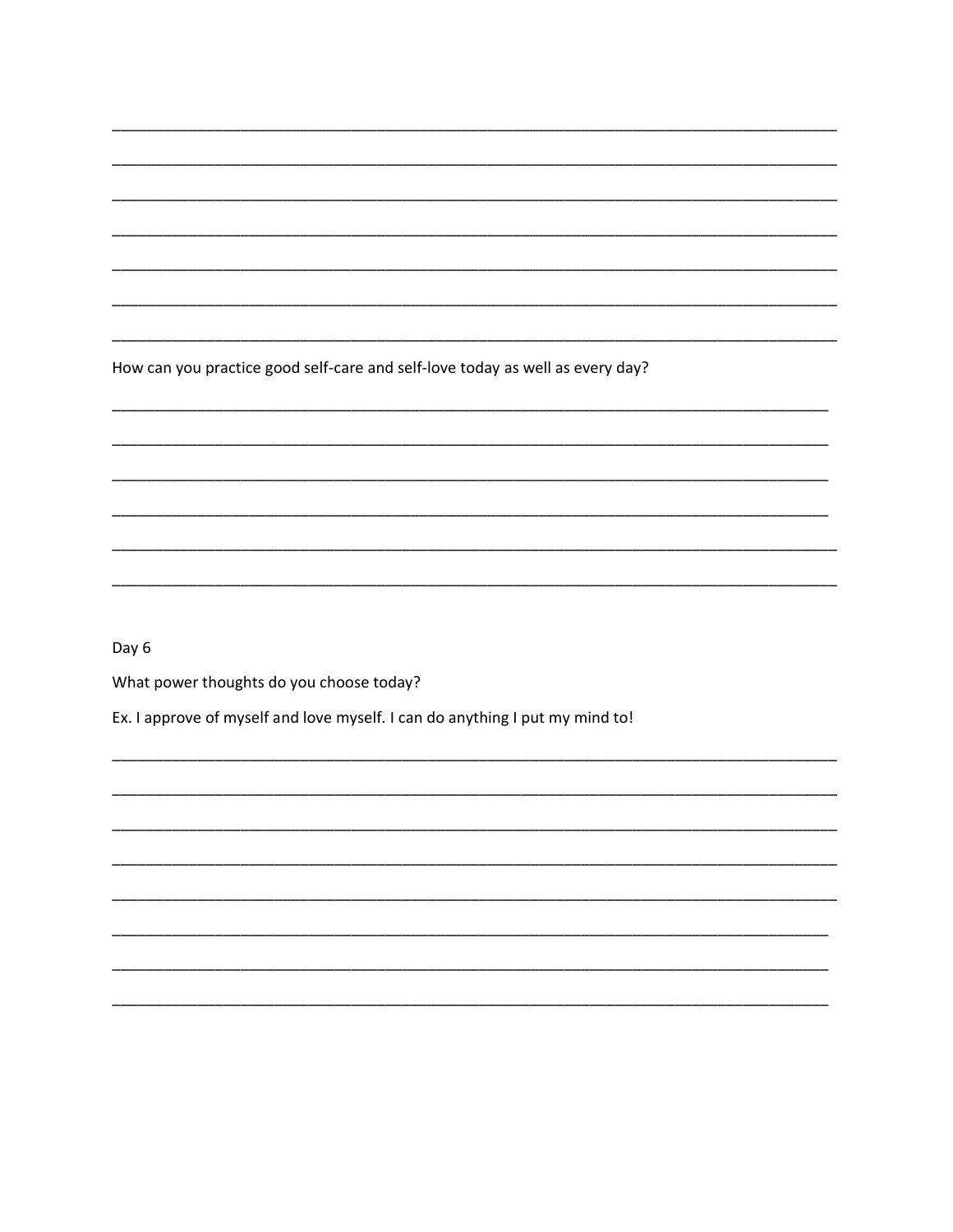_______________________________________________________________________________

_______________________________________________________________________________

_______________________________________________________________________________

_______________________________________________________________________________

_______________________________________________________________________________

_______________________________________________________________________________

_______________________________________________________________________________

How can you practice good self-care and self-love today as well as every day?

_______________________________________________________________________________

_______________________________________________________________________________

_______________________________________________________________________________

_______________________________________________________________________________

_______________________________________________________________________________

_______________________________________________________________________________

Day 6

What power thoughts do you choose today?

Ex. I approve of myself and love myself. I can do anything I put my mind to!

_______________________________________________________________________________

_______________________________________________________________________________

_______________________________________________________________________________

_______________________________________________________________________________

_______________________________________________________________________________

_______________________________________________________________________________

_______________________________________________________________________________

_______________________________________________________________________________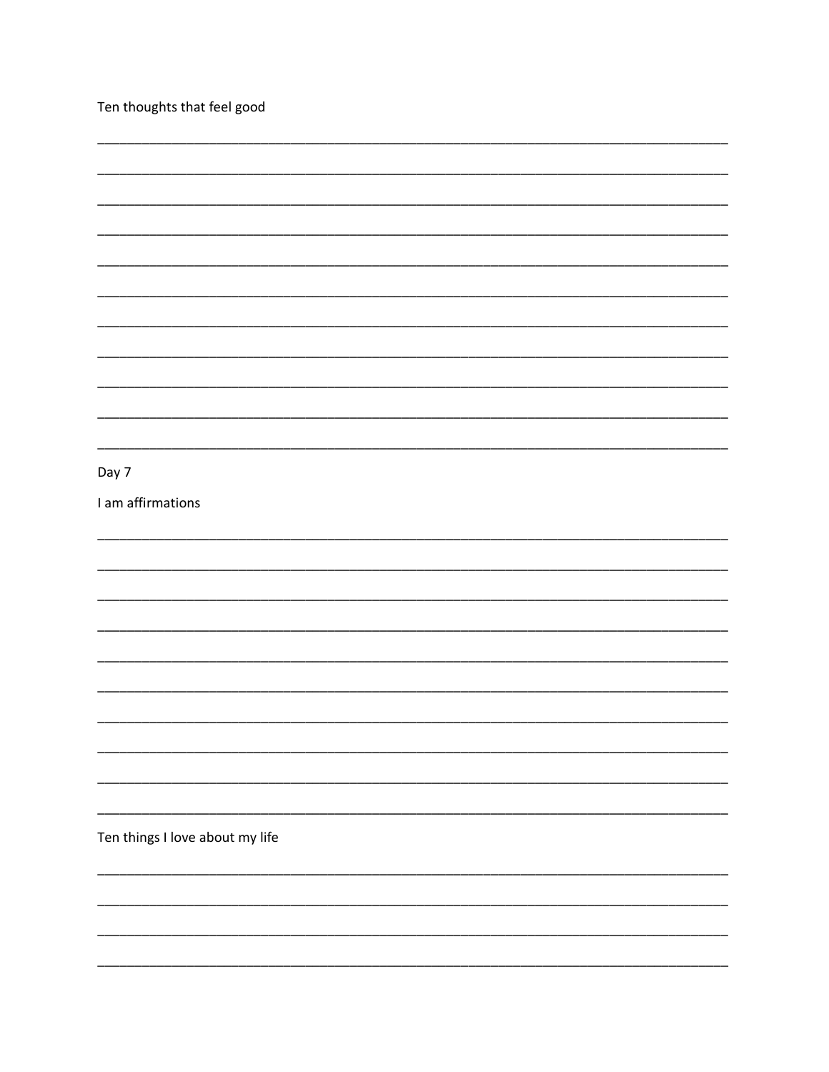Ten thoughts that feel good

\_\_\_\_\_\_\_\_\_\_\_\_\_\_\_\_\_\_\_\_\_\_\_\_\_\_\_\_\_\_\_\_\_\_\_\_\_\_\_\_\_\_\_\_\_\_\_\_\_\_\_\_\_\_\_\_\_\_\_\_\_\_\_\_\_\_\_\_\_\_\_\_\_\_\_\_

\_\_\_\_\_\_\_\_\_\_\_\_\_\_\_\_\_\_\_\_\_\_\_\_\_\_\_\_\_\_\_\_\_\_\_\_\_\_\_\_\_\_\_\_\_\_\_\_\_\_\_\_\_\_\_\_\_\_\_\_\_\_\_\_\_\_\_\_\_\_\_\_\_\_\_\_

\_\_\_\_\_\_\_\_\_\_\_\_\_\_\_\_\_\_\_\_\_\_\_\_\_\_\_\_\_\_\_\_\_\_\_\_\_\_\_\_\_\_\_\_\_\_\_\_\_\_\_\_\_\_\_\_\_\_\_\_\_\_\_\_\_\_\_\_\_\_\_\_\_\_\_\_

\_\_\_\_\_\_\_\_\_\_\_\_\_\_\_\_\_\_\_\_\_\_\_\_\_\_\_\_\_\_\_\_\_\_\_\_\_\_\_\_\_\_\_\_\_\_\_\_\_\_\_\_\_\_\_\_\_\_\_\_\_\_\_\_\_\_\_\_\_\_\_\_\_\_\_\_

\_\_\_\_\_\_\_\_\_\_\_\_\_\_\_\_\_\_\_\_\_\_\_\_\_\_\_\_\_\_\_\_\_\_\_\_\_\_\_\_\_\_\_\_\_\_\_\_\_\_\_\_\_\_\_\_\_\_\_\_\_\_\_\_\_\_\_\_\_\_\_\_\_\_\_\_

\_\_\_\_\_\_\_\_\_\_\_\_\_\_\_\_\_\_\_\_\_\_\_\_\_\_\_\_\_\_\_\_\_\_\_\_\_\_\_\_\_\_\_\_\_\_\_\_\_\_\_\_\_\_\_\_\_\_\_\_\_\_\_\_\_\_\_\_\_\_\_\_\_\_\_\_

\_\_\_\_\_\_\_\_\_\_\_\_\_\_\_\_\_\_\_\_\_\_\_\_\_\_\_\_\_\_\_\_\_\_\_\_\_\_\_\_\_\_\_\_\_\_\_\_\_\_\_\_\_\_\_\_\_\_\_\_\_\_\_\_\_\_\_\_\_\_\_\_\_\_\_\_

\_\_\_\_\_\_\_\_\_\_\_\_\_\_\_\_\_\_\_\_\_\_\_\_\_\_\_\_\_\_\_\_\_\_\_\_\_\_\_\_\_\_\_\_\_\_\_\_\_\_\_\_\_\_\_\_\_\_\_\_\_\_\_\_\_\_\_\_\_\_\_\_\_\_\_\_

\_\_\_\_\_\_\_\_\_\_\_\_\_\_\_\_\_\_\_\_\_\_\_\_\_\_\_\_\_\_\_\_\_\_\_\_\_\_\_\_\_\_\_\_\_\_\_\_\_\_\_\_\_\_\_\_\_\_\_\_\_\_\_\_\_\_\_\_\_\_\_\_\_\_\_\_

\_\_\_\_\_\_\_\_\_\_\_\_\_\_\_\_\_\_\_\_\_\_\_\_\_\_\_\_\_\_\_\_\_\_\_\_\_\_\_\_\_\_\_\_\_\_\_\_\_\_\_\_\_\_\_\_\_\_\_\_\_\_\_\_\_\_\_\_\_\_\_\_\_\_\_\_

\_\_\_\_\_\_\_\_\_\_\_\_\_\_\_\_\_\_\_\_\_\_\_\_\_\_\_\_\_\_\_\_\_\_\_\_\_\_\_\_\_\_\_\_\_\_\_\_\_\_\_\_\_\_\_\_\_\_\_\_\_\_\_\_\_\_\_\_\_\_\_\_\_\_\_\_

Day 7

I am affirmations

\_\_\_\_\_\_\_\_\_\_\_\_\_\_\_\_\_\_\_\_\_\_\_\_\_\_\_\_\_\_\_\_\_\_\_\_\_\_\_\_\_\_\_\_\_\_\_\_\_\_\_\_\_\_\_\_\_\_\_\_\_\_\_\_\_\_\_\_\_\_\_\_\_\_\_\_

\_\_\_\_\_\_\_\_\_\_\_\_\_\_\_\_\_\_\_\_\_\_\_\_\_\_\_\_\_\_\_\_\_\_\_\_\_\_\_\_\_\_\_\_\_\_\_\_\_\_\_\_\_\_\_\_\_\_\_\_\_\_\_\_\_\_\_\_\_\_\_\_\_\_\_\_

\_\_\_\_\_\_\_\_\_\_\_\_\_\_\_\_\_\_\_\_\_\_\_\_\_\_\_\_\_\_\_\_\_\_\_\_\_\_\_\_\_\_\_\_\_\_\_\_\_\_\_\_\_\_\_\_\_\_\_\_\_\_\_\_\_\_\_\_\_\_\_\_\_\_\_\_

\_\_\_\_\_\_\_\_\_\_\_\_\_\_\_\_\_\_\_\_\_\_\_\_\_\_\_\_\_\_\_\_\_\_\_\_\_\_\_\_\_\_\_\_\_\_\_\_\_\_\_\_\_\_\_\_\_\_\_\_\_\_\_\_\_\_\_\_\_\_\_\_\_\_\_\_

\_\_\_\_\_\_\_\_\_\_\_\_\_\_\_\_\_\_\_\_\_\_\_\_\_\_\_\_\_\_\_\_\_\_\_\_\_\_\_\_\_\_\_\_\_\_\_\_\_\_\_\_\_\_\_\_\_\_\_\_\_\_\_\_\_\_\_\_\_\_\_\_\_\_\_\_

\_\_\_\_\_\_\_\_\_\_\_\_\_\_\_\_\_\_\_\_\_\_\_\_\_\_\_\_\_\_\_\_\_\_\_\_\_\_\_\_\_\_\_\_\_\_\_\_\_\_\_\_\_\_\_\_\_\_\_\_\_\_\_\_\_\_\_\_\_\_\_\_\_\_\_\_

\_\_\_\_\_\_\_\_\_\_\_\_\_\_\_\_\_\_\_\_\_\_\_\_\_\_\_\_\_\_\_\_\_\_\_\_\_\_\_\_\_\_\_\_\_\_\_\_\_\_\_\_\_\_\_\_\_\_\_\_\_\_\_\_\_\_\_\_\_\_\_\_\_\_\_\_

\_\_\_\_\_\_\_\_\_\_\_\_\_\_\_\_\_\_\_\_\_\_\_\_\_\_\_\_\_\_\_\_\_\_\_\_\_\_\_\_\_\_\_\_\_\_\_\_\_\_\_\_\_\_\_\_\_\_\_\_\_\_\_\_\_\_\_\_\_\_\_\_\_\_\_\_

\_\_\_\_\_\_\_\_\_\_\_\_\_\_\_\_\_\_\_\_\_\_\_\_\_\_\_\_\_\_\_\_\_\_\_\_\_\_\_\_\_\_\_\_\_\_\_\_\_\_\_\_\_\_\_\_\_\_\_\_\_\_\_\_\_\_\_\_\_\_\_\_\_\_\_\_

\_\_\_\_\_\_\_\_\_\_\_\_\_\_\_\_\_\_\_\_\_\_\_\_\_\_\_\_\_\_\_\_\_\_\_\_\_\_\_\_\_\_\_\_\_\_\_\_\_\_\_\_\_\_\_\_\_\_\_\_\_\_\_\_\_\_\_\_\_\_\_\_\_\_\_\_

Ten things I love about my life

\_\_\_\_\_\_\_\_\_\_\_\_\_\_\_\_\_\_\_\_\_\_\_\_\_\_\_\_\_\_\_\_\_\_\_\_\_\_\_\_\_\_\_\_\_\_\_\_\_\_\_\_\_\_\_\_\_\_\_\_\_\_\_\_\_\_\_\_\_\_\_\_\_\_\_\_

\_\_\_\_\_\_\_\_\_\_\_\_\_\_\_\_\_\_\_\_\_\_\_\_\_\_\_\_\_\_\_\_\_\_\_\_\_\_\_\_\_\_\_\_\_\_\_\_\_\_\_\_\_\_\_\_\_\_\_\_\_\_\_\_\_\_\_\_\_\_\_\_\_\_\_\_

\_\_\_\_\_\_\_\_\_\_\_\_\_\_\_\_\_\_\_\_\_\_\_\_\_\_\_\_\_\_\_\_\_\_\_\_\_\_\_\_\_\_\_\_\_\_\_\_\_\_\_\_\_\_\_\_\_\_\_\_\_\_\_\_\_\_\_\_\_\_\_\_\_\_\_\_

\_\_\_\_\_\_\_\_\_\_\_\_\_\_\_\_\_\_\_\_\_\_\_\_\_\_\_\_\_\_\_\_\_\_\_\_\_\_\_\_\_\_\_\_\_\_\_\_\_\_\_\_\_\_\_\_\_\_\_\_\_\_\_\_\_\_\_\_\_\_\_\_\_\_\_\_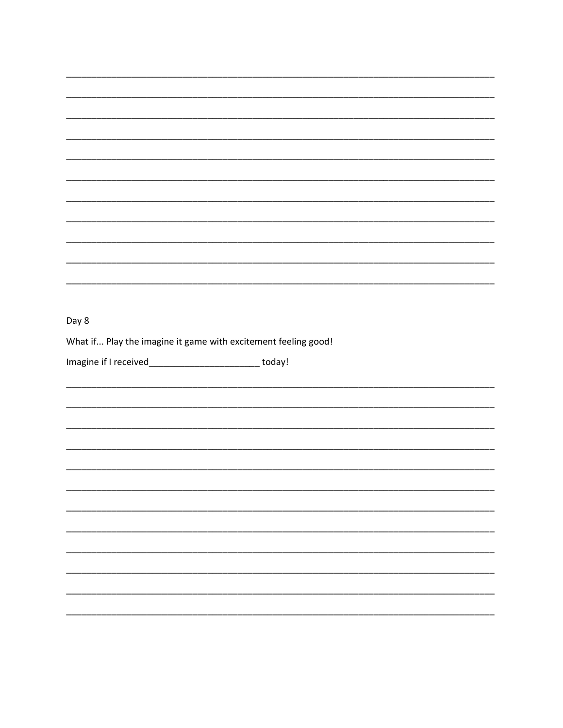___________________________________________________________________________

___________________________________________________________________________

___________________________________________________________________________

___________________________________________________________________________

___________________________________________________________________________

___________________________________________________________________________

___________________________________________________________________________

___________________________________________________________________________

___________________________________________________________________________

___________________________________________________________________________

___________________________________________________________________________

Day 8

What if... Play the imagine it game with excitement feeling good!

Imagine if I received______________________ today!

___________________________________________________________________________

___________________________________________________________________________

___________________________________________________________________________

___________________________________________________________________________

___________________________________________________________________________

___________________________________________________________________________

___________________________________________________________________________

___________________________________________________________________________

___________________________________________________________________________

___________________________________________________________________________

___________________________________________________________________________

___________________________________________________________________________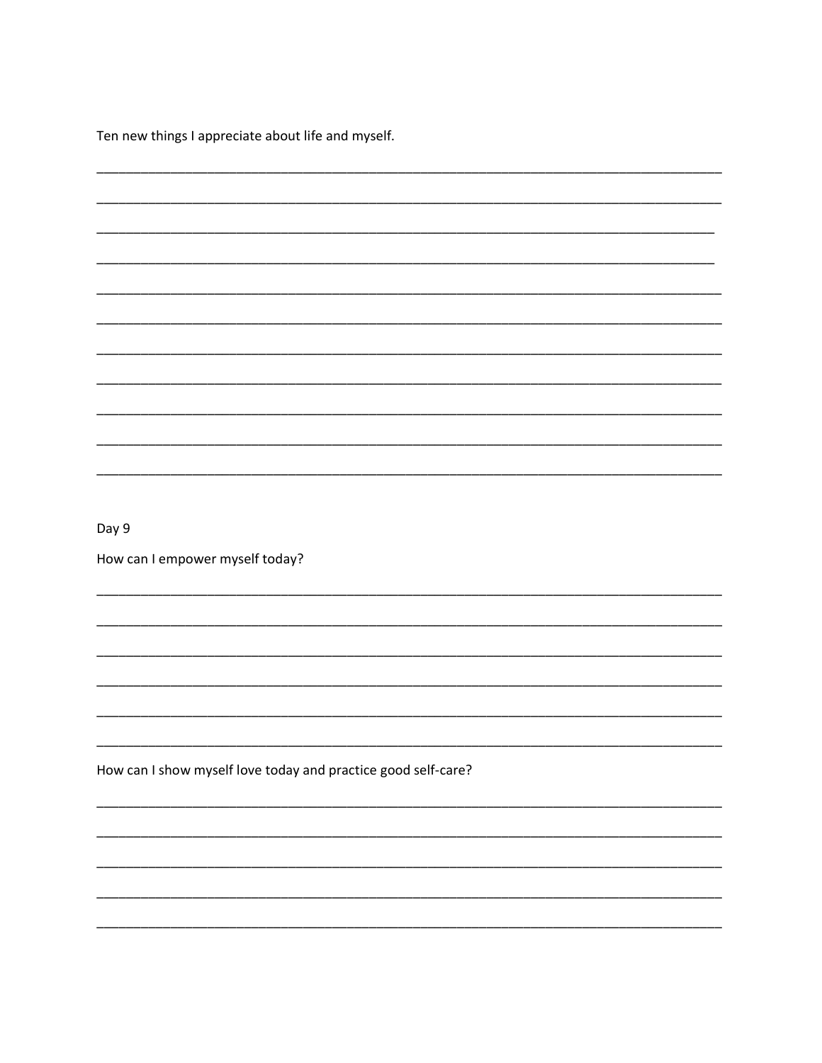Ten new things I appreciate about life and myself.

___________________________________________________________________________

___________________________________________________________________________

___________________________________________________________________________

___________________________________________________________________________

___________________________________________________________________________

___________________________________________________________________________

___________________________________________________________________________

___________________________________________________________________________

___________________________________________________________________________

___________________________________________________________________________

___________________________________________________________________________

Day 9

How can I empower myself today?

___________________________________________________________________________

___________________________________________________________________________

___________________________________________________________________________

___________________________________________________________________________

___________________________________________________________________________

___________________________________________________________________________

How can I show myself love today and practice good self-care?

___________________________________________________________________________

___________________________________________________________________________

___________________________________________________________________________

___________________________________________________________________________

___________________________________________________________________________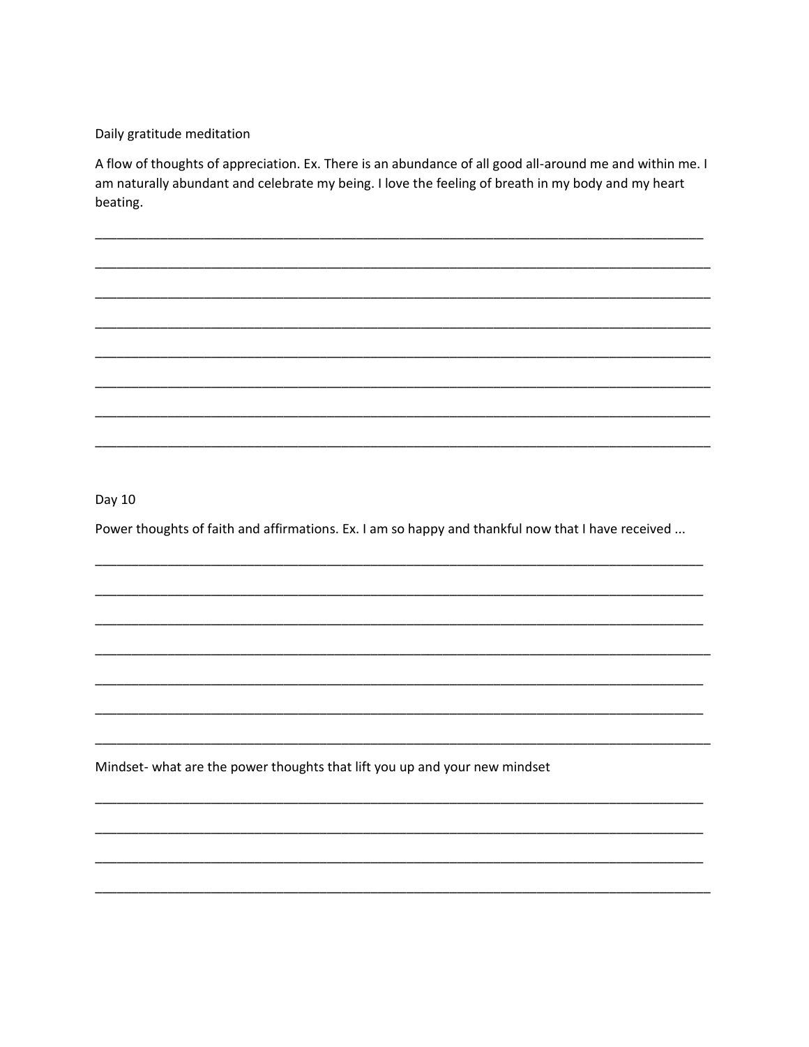Daily gratitude meditation

A flow of thoughts of appreciation. Ex. There is an abundance of all good all-around me and within me. I am naturally abundant and celebrate my being. I love the feeling of breath in my body and my heart beating.

_______________________________________________________________________________

_______________________________________________________________________________

_______________________________________________________________________________

_______________________________________________________________________________

_______________________________________________________________________________

_______________________________________________________________________________

_______________________________________________________________________________

_______________________________________________________________________________

Day 10

Power thoughts of faith and affirmations. Ex. I am so happy and thankful now that I have received ...

_______________________________________________________________________________

_______________________________________________________________________________

_______________________________________________________________________________

_______________________________________________________________________________

_______________________________________________________________________________

_______________________________________________________________________________

_______________________________________________________________________________

Mindset- what are the power thoughts that lift you up and your new mindset

_______________________________________________________________________________

_______________________________________________________________________________

_______________________________________________________________________________

_______________________________________________________________________________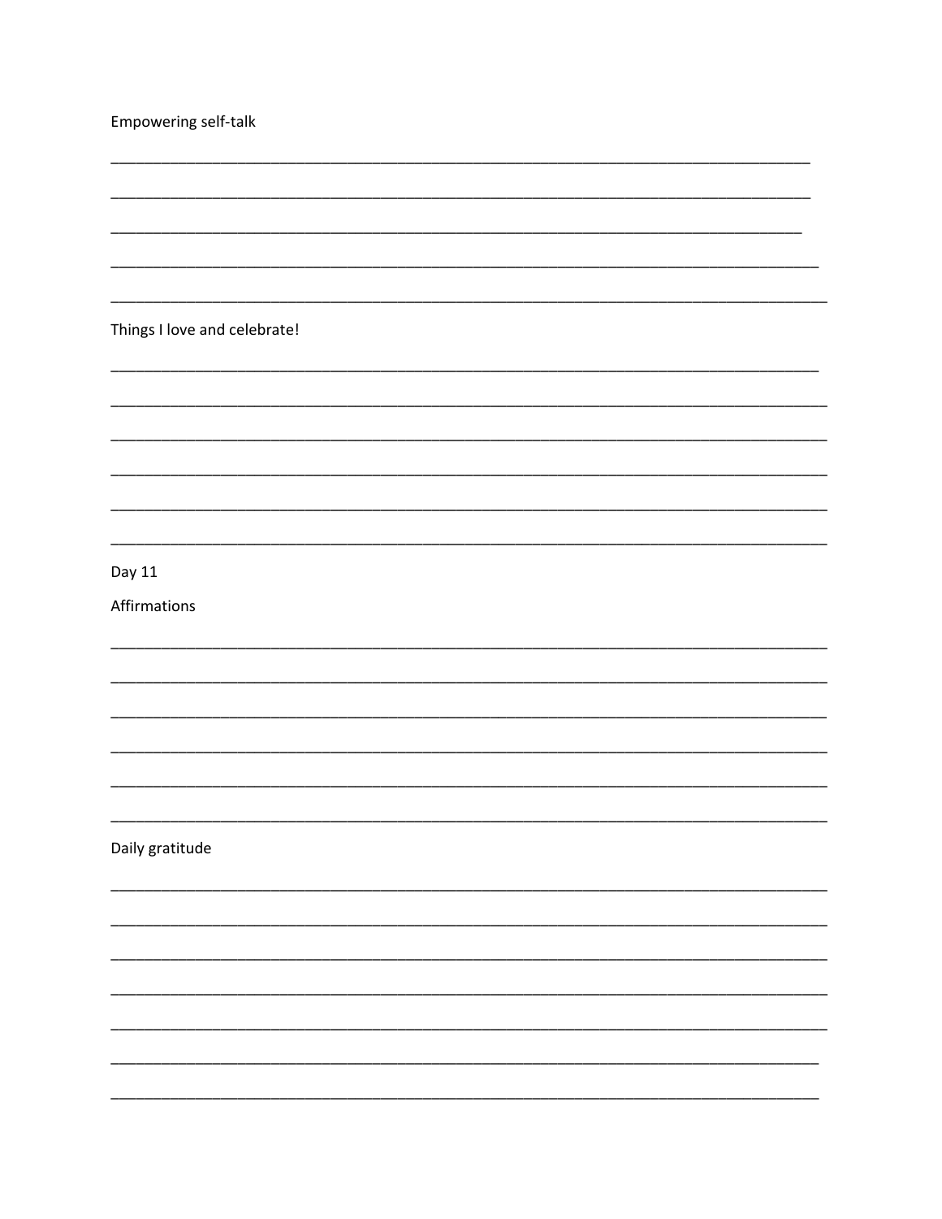Empowering self-talk

______________________________________________________________________________

______________________________________________________________________________

______________________________________________________________________________

______________________________________________________________________________

______________________________________________________________________________

Things I love and celebrate!

______________________________________________________________________________

______________________________________________________________________________

______________________________________________________________________________

______________________________________________________________________________

______________________________________________________________________________

______________________________________________________________________________

## Day 11

Affirmations

______________________________________________________________________________

______________________________________________________________________________

______________________________________________________________________________

______________________________________________________________________________

______________________________________________________________________________

______________________________________________________________________________

Daily gratitude

______________________________________________________________________________

______________________________________________________________________________

______________________________________________________________________________

______________________________________________________________________________

______________________________________________________________________________

______________________________________________________________________________

______________________________________________________________________________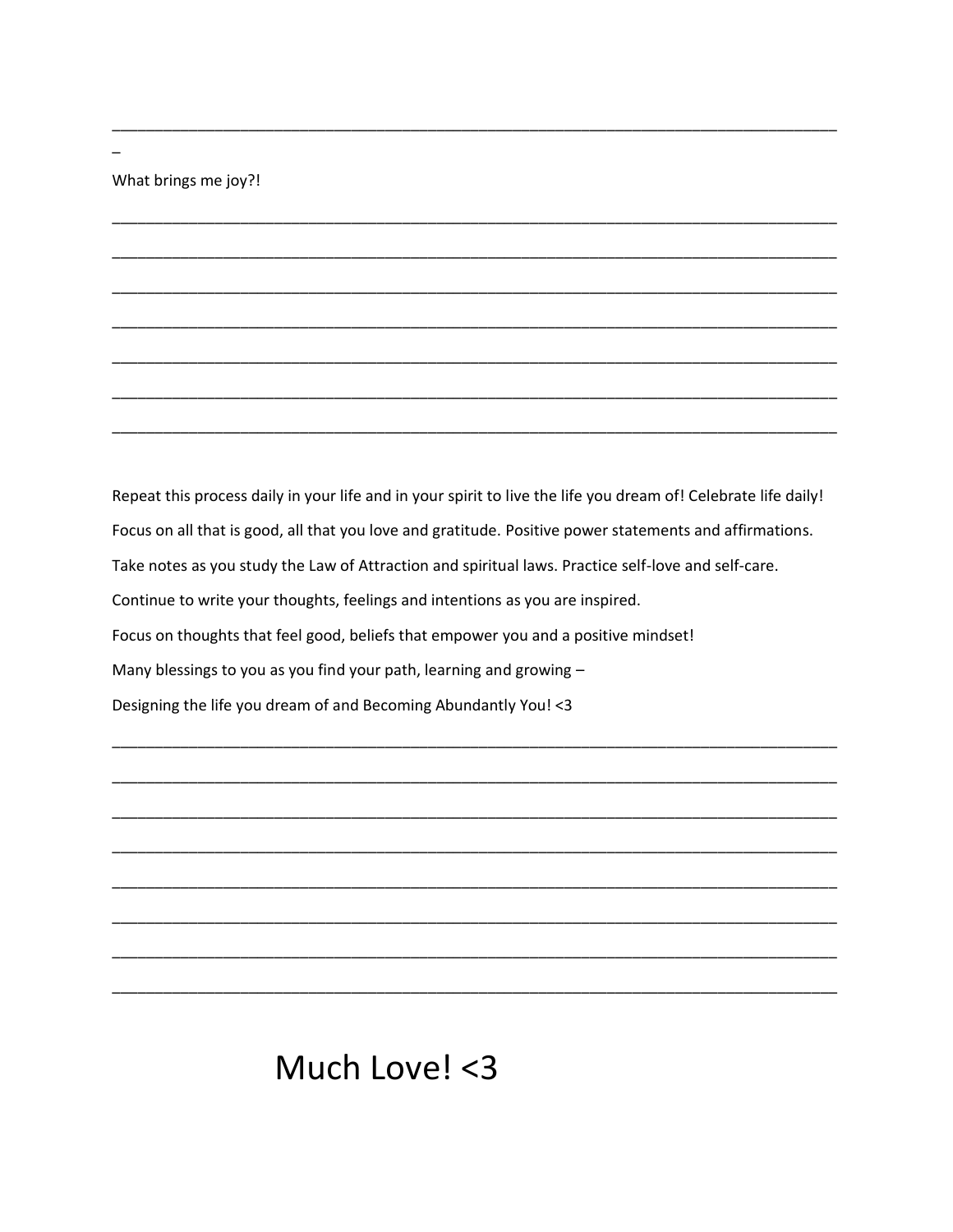________________________________________________________________________________
_

What brings me joy?!

________________________________________________________________________________

________________________________________________________________________________

________________________________________________________________________________

________________________________________________________________________________

________________________________________________________________________________

________________________________________________________________________________

________________________________________________________________________________

Repeat this process daily in your life and in your spirit to live the life you dream of! Celebrate life daily!

Focus on all that is good, all that you love and gratitude. Positive power statements and affirmations.

Take notes as you study the Law of Attraction and spiritual laws. Practice self-love and self-care.

Continue to write your thoughts, feelings and intentions as you are inspired.

Focus on thoughts that feel good, beliefs that empower you and a positive mindset!

Many blessings to you as you find your path, learning and growing –

Designing the life you dream of and Becoming Abundantly You! <3

________________________________________________________________________________

________________________________________________________________________________

________________________________________________________________________________

________________________________________________________________________________

________________________________________________________________________________

________________________________________________________________________________

________________________________________________________________________________

________________________________________________________________________________

# Much Love! <3